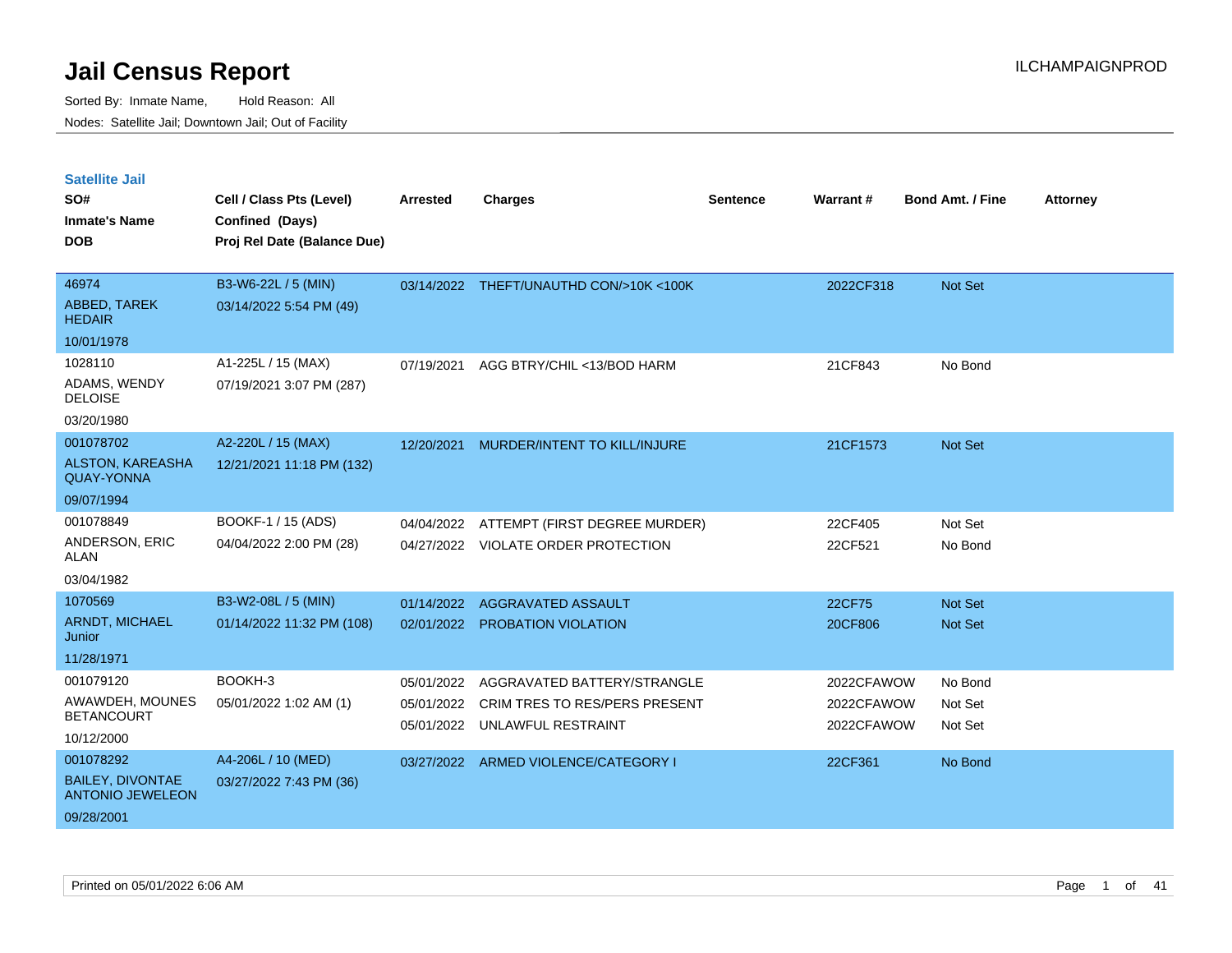# Jail Census Report

ILCHAMPAIGNPROD

Sorted By: Inmate Name, Hold Reason: All

Nodes: Satellite Jail; Downtown Jail; Out of Facility

## Satellite Jail

| SO# / Inmate's Name / DOB | Cell / Class Pts (Level) / Confined (Days) / Proj Rel Date (Balance Due) | Arrested | Charges | Sentence | Warrant # | Bond Amt. / Fine | Attorney |
|---|---|---|---|---|---|---|---|
| 46974<br>ABBED, TAREK HEDAIR<br>10/01/1978 | B3-W6-22L / 5 (MIN)<br>03/14/2022 5:54 PM (49) | 03/14/2022 | THEFT/UNAUTHD CON/>10K <100K | | 2022CF318 | Not Set | |
| 1028110<br>ADAMS, WENDY DELOISE<br>03/20/1980 | A1-225L / 15 (MAX)<br>07/19/2021 3:07 PM (287) | 07/19/2021 | AGG BTRY/CHIL <13/BOD HARM | | 21CF843 | No Bond | |
| 001078702<br>ALSTON, KAREASHA QUAY-YONNA<br>09/07/1994 | A2-220L / 15 (MAX)<br>12/21/2021 11:18 PM (132) | 12/20/2021 | MURDER/INTENT TO KILL/INJURE | | 21CF1573 | Not Set | |
| 001078849<br>ANDERSON, ERIC ALAN<br>03/04/1982 | BOOKF-1 / 15 (ADS)<br>04/04/2022 2:00 PM (28) | 04/04/2022<br>04/27/2022 | ATTEMPT (FIRST DEGREE MURDER)<br>VIOLATE ORDER PROTECTION | | 22CF405<br>22CF521 | Not Set<br>No Bond | |
| 1070569<br>ARNDT, MICHAEL Junior<br>11/28/1971 | B3-W2-08L / 5 (MIN)<br>01/14/2022 11:32 PM (108) | 01/14/2022<br>02/01/2022 | AGGRAVATED ASSAULT<br>PROBATION VIOLATION | | 22CF75<br>20CF806 | Not Set<br>Not Set | |
| 001079120<br>AWAWDEH, MOUNES BETANCOURT<br>10/12/2000 | BOOKH-3<br>05/01/2022 1:02 AM (1) | 05/01/2022<br>05/01/2022<br>05/01/2022 | AGGRAVATED BATTERY/STRANGLE<br>CRIM TRES TO RES/PERS PRESENT<br>UNLAWFUL RESTRAINT | | 2022CFAWOW<br>2022CFAWOW<br>2022CFAWOW | No Bond<br>Not Set<br>Not Set | |
| 001078292<br>BAILEY, DIVONTAE ANTONIO JEWELEON<br>09/28/2001 | A4-206L / 10 (MED)<br>03/27/2022 7:43 PM (36) | 03/27/2022 | ARMED VIOLENCE/CATEGORY I | | 22CF361 | No Bond | |

Printed on 05/01/2022 6:06 AM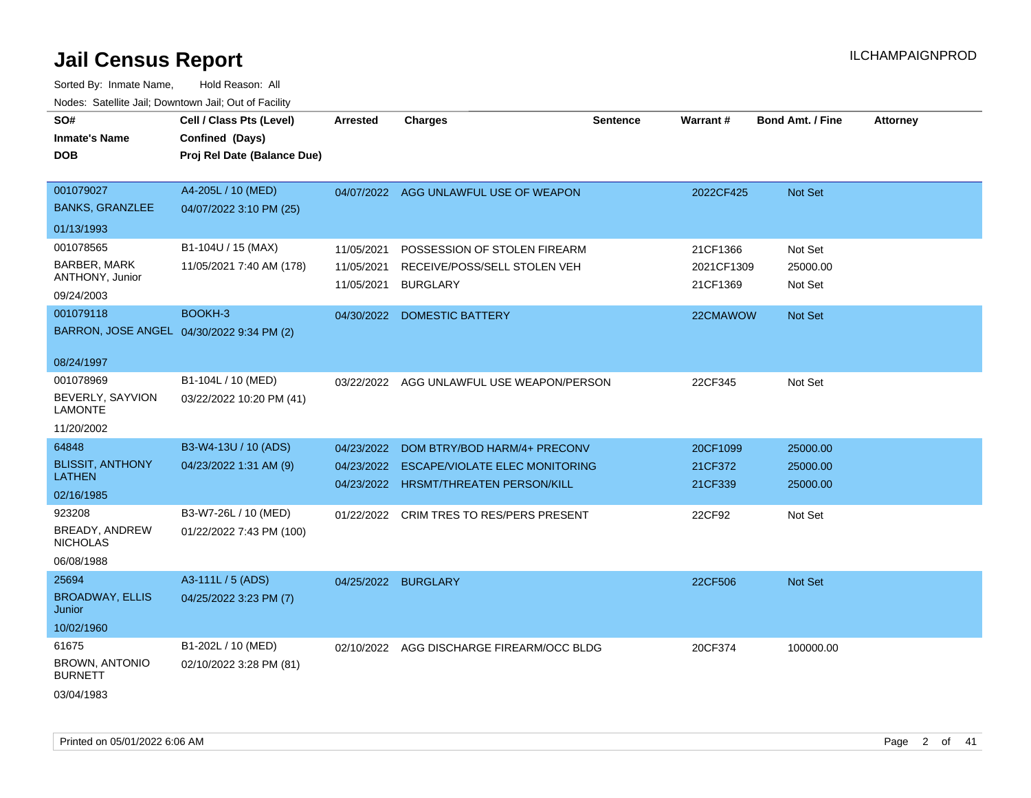# Jail Census Report

Sorted By: Inmate Name, Hold Reason: All

Nodes: Satellite Jail; Downtown Jail; Out of Facility

| SO# / Inmate's Name / DOB | Cell / Class Pts (Level) / Confined (Days) / Proj Rel Date (Balance Due) | Arrested | Charges | Sentence | Warrant # | Bond Amt. / Fine | Attorney |
|---|---|---|---|---|---|---|---|
| 001079027<br>BANKS, GRANZLEE<br>01/13/1993 | A4-205L / 10 (MED)<br>04/07/2022 3:10 PM (25) | 04/07/2022 | AGG UNLAWFUL USE OF WEAPON | | 2022CF425 | Not Set | |
| 001078565<br>BARBER, MARK ANTHONY, Junior<br>09/24/2003 | B1-104U / 15 (MAX)<br>11/05/2021 7:40 AM (178) | 11/05/2021<br>11/05/2021<br>11/05/2021 | POSSESSION OF STOLEN FIREARM<br>RECEIVE/POSS/SELL STOLEN VEH<br>BURGLARY | | 21CF1366<br>2021CF1309<br>21CF1369 | Not Set<br>25000.00<br>Not Set | |
| 001079118<br>BARRON, JOSE ANGEL<br>08/24/1997 | BOOKH-3<br>04/30/2022 9:34 PM (2) | 04/30/2022 | DOMESTIC BATTERY | | 22CMAWOW | Not Set | |
| 001078969<br>BEVERLY, SAYVION LAMONTE<br>11/20/2002 | B1-104L / 10 (MED)<br>03/22/2022 10:20 PM (41) | 03/22/2022 | AGG UNLAWFUL USE WEAPON/PERSON | | 22CF345 | Not Set | |
| 64848<br>BLISSIT, ANTHONY LATHEN<br>02/16/1985 | B3-W4-13U / 10 (ADS)<br>04/23/2022 1:31 AM (9) | 04/23/2022<br>04/23/2022<br>04/23/2022 | DOM BTRY/BOD HARM/4+ PRECONV<br>ESCAPE/VIOLATE ELEC MONITORING<br>HRSMT/THREATEN PERSON/KILL | | 20CF1099<br>21CF372<br>21CF339 | 25000.00<br>25000.00<br>25000.00 | |
| 923208<br>BREADY, ANDREW NICHOLAS<br>06/08/1988 | B3-W7-26L / 10 (MED)<br>01/22/2022 7:43 PM (100) | 01/22/2022 | CRIM TRES TO RES/PERS PRESENT | | 22CF92 | Not Set | |
| 25694<br>BROADWAY, ELLIS Junior<br>10/02/1960 | A3-111L / 5 (ADS)<br>04/25/2022 3:23 PM (7) | 04/25/2022 | BURGLARY | | 22CF506 | Not Set | |
| 61675<br>BROWN, ANTONIO BURNETT<br>03/04/1983 | B1-202L / 10 (MED)<br>02/10/2022 3:28 PM (81) | 02/10/2022 | AGG DISCHARGE FIREARM/OCC BLDG | | 20CF374 | 100000.00 | |

Printed on 05/01/2022 6:06 AM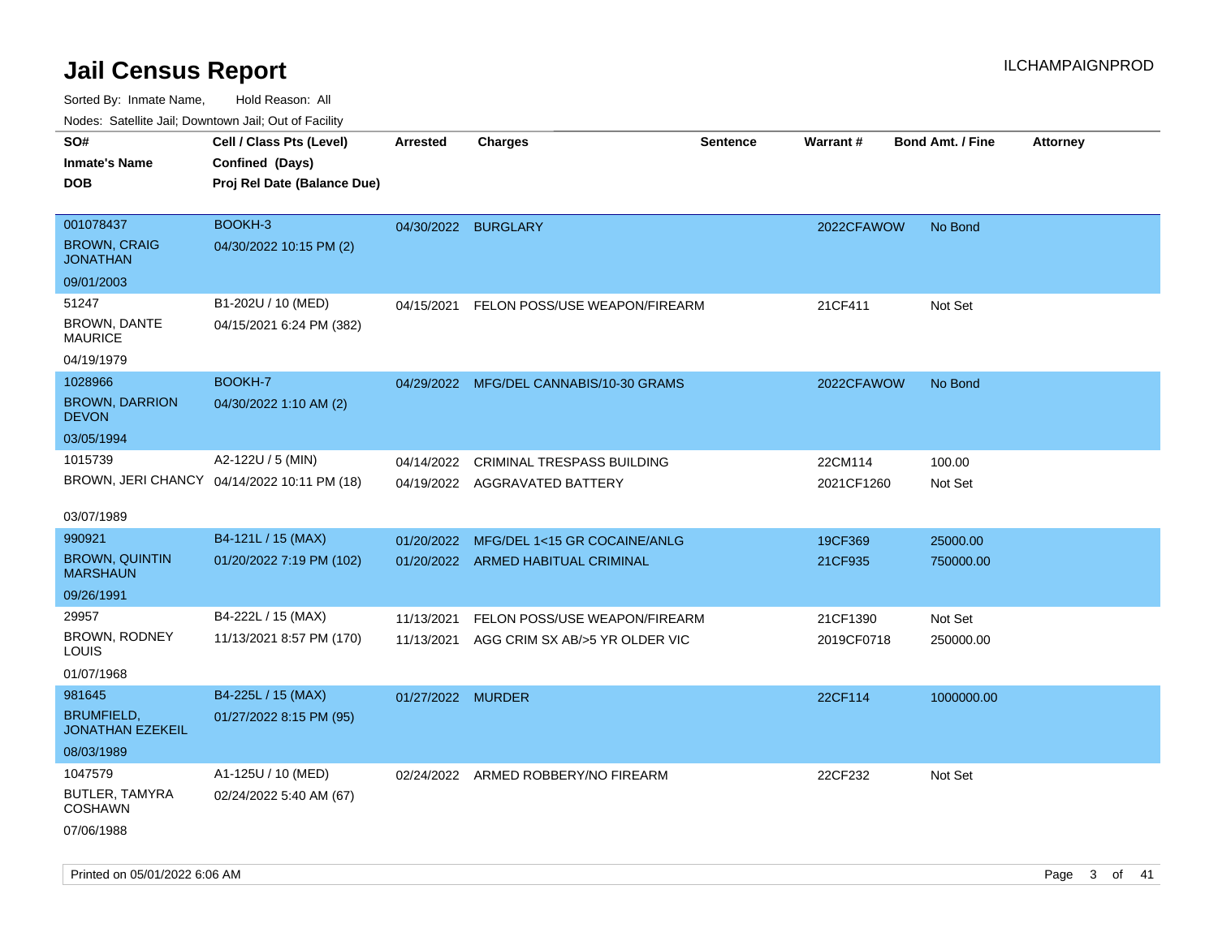# Jail Census Report

ILCHAMPAIGNPROD

Sorted By: Inmate Name, Hold Reason: All

Nodes: Satellite Jail; Downtown Jail; Out of Facility

| SO# / Inmate's Name / DOB | Cell / Class Pts (Level) / Confined (Days) / Proj Rel Date (Balance Due) | Arrested | Charges | Sentence | Warrant # | Bond Amt. / Fine | Attorney |
|---|---|---|---|---|---|---|---|
| 001078437<br>BROWN, CRAIG JONATHAN<br>09/01/2003 | BOOKH-3<br>04/30/2022 10:15 PM (2) | 04/30/2022 | BURGLARY | | 2022CFAWOW | No Bond | |
| 51247<br>BROWN, DANTE MAURICE<br>04/19/1979 | B1-202U / 10 (MED)<br>04/15/2021 6:24 PM (382) | 04/15/2021 | FELON POSS/USE WEAPON/FIREARM | | 21CF411 | Not Set | |
| 1028966<br>BROWN, DARRION DEVON<br>03/05/1994 | BOOKH-7<br>04/30/2022 1:10 AM (2) | 04/29/2022 | MFG/DEL CANNABIS/10-30 GRAMS | | 2022CFAWOW | No Bond | |
| 1015739<br>BROWN, JERI CHANCY<br>03/07/1989 | A2-122U / 5 (MIN)<br>04/14/2022 10:11 PM (18) | 04/14/2022 | CRIMINAL TRESPASS BUILDING | | 22CM114 | 100.00 | |
| | | 04/19/2022 | AGGRAVATED BATTERY | | 2021CF1260 | Not Set | |
| 990921<br>BROWN, QUINTIN MARSHAUN<br>09/26/1991 | B4-121L / 15 (MAX)<br>01/20/2022 7:19 PM (102) | 01/20/2022 | MFG/DEL 1<15 GR COCAINE/ANLG | | 19CF369 | 25000.00 | |
| | | 01/20/2022 | ARMED HABITUAL CRIMINAL | | 21CF935 | 750000.00 | |
| 29957<br>BROWN, RODNEY LOUIS<br>01/07/1968 | B4-222L / 15 (MAX)<br>11/13/2021 8:57 PM (170) | 11/13/2021 | FELON POSS/USE WEAPON/FIREARM | | 21CF1390 | Not Set | |
| | | 11/13/2021 | AGG CRIM SX AB/>5 YR OLDER VIC | | 2019CF0718 | 250000.00 | |
| 981645<br>BRUMFIELD, JONATHAN EZEKEIL<br>08/03/1989 | B4-225L / 15 (MAX)<br>01/27/2022 8:15 PM (95) | 01/27/2022 | MURDER | | 22CF114 | 1000000.00 | |
| 1047579<br>BUTLER, TAMYRA COSHAWN<br>07/06/1988 | A1-125U / 10 (MED)<br>02/24/2022 5:40 AM (67) | 02/24/2022 | ARMED ROBBERY/NO FIREARM | | 22CF232 | Not Set | |

Printed on 05/01/2022 6:06 AM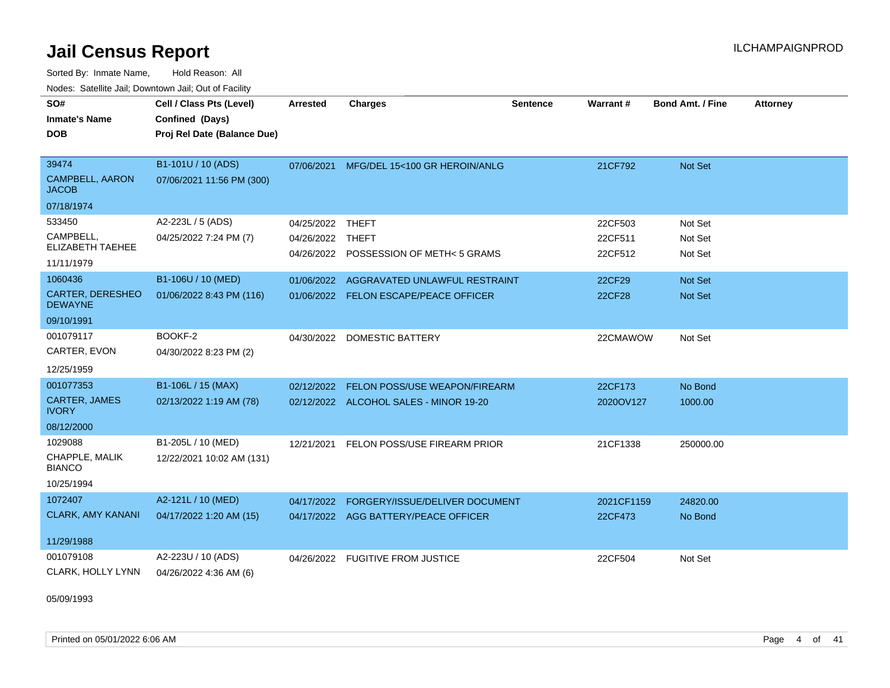# Jail Census Report

ILCHAMPAIGNPROD

Sorted By: Inmate Name, Hold Reason: All

Nodes: Satellite Jail; Downtown Jail; Out of Facility

| SO# / Inmate's Name / DOB | Cell / Class Pts (Level) / Confined (Days) / Proj Rel Date (Balance Due) | Arrested | Charges | Sentence | Warrant # | Bond Amt. / Fine | Attorney |
|---|---|---|---|---|---|---|---|
| 39474<br>CAMPBELL, AARON JACOB<br>07/18/1974 | B1-101U / 10 (ADS)<br>07/06/2021 11:56 PM (300) | 07/06/2021 | MFG/DEL 15<100 GR HEROIN/ANLG | | 21CF792 | Not Set | |
| 533450<br>CAMPBELL, ELIZABETH TAEHEE<br>11/11/1979 | A2-223L / 5 (ADS)<br>04/25/2022 7:24 PM (7) | 04/25/2022 | THEFT | | 22CF503 | Not Set | |
| | | 04/26/2022 | THEFT | | 22CF511 | Not Set | |
| | | 04/26/2022 | POSSESSION OF METH< 5 GRAMS | | 22CF512 | Not Set | |
| 1060436<br>CARTER, DERESHEO DEWAYNE<br>09/10/1991 | B1-106U / 10 (MED)<br>01/06/2022 8:43 PM (116) | 01/06/2022 | AGGRAVATED UNLAWFUL RESTRAINT | | 22CF29 | Not Set | |
| | | 01/06/2022 | FELON ESCAPE/PEACE OFFICER | | 22CF28 | Not Set | |
| 001079117<br>CARTER, EVON<br>12/25/1959 | BOOKF-2<br>04/30/2022 8:23 PM (2) | 04/30/2022 | DOMESTIC BATTERY | | 22CMAWOW | Not Set | |
| 001077353<br>CARTER, JAMES IVORY<br>08/12/2000 | B1-106L / 15 (MAX)<br>02/13/2022 1:19 AM (78) | 02/12/2022 | FELON POSS/USE WEAPON/FIREARM | | 22CF173 | No Bond | |
| | | 02/12/2022 | ALCOHOL SALES - MINOR 19-20 | | 2020OV127 | 1000.00 | |
| 1029088<br>CHAPPLE, MALIK BIANCO<br>10/25/1994 | B1-205L / 10 (MED)<br>12/22/2021 10:02 AM (131) | 12/21/2021 | FELON POSS/USE FIREARM PRIOR | | 21CF1338 | 250000.00 | |
| 1072407<br>CLARK, AMY KANANI<br>11/29/1988 | A2-121L / 10 (MED)<br>04/17/2022 1:20 AM (15) | 04/17/2022 | FORGERY/ISSUE/DELIVER DOCUMENT | | 2021CF1159 | 24820.00 | |
| | | 04/17/2022 | AGG BATTERY/PEACE OFFICER | | 22CF473 | No Bond | |
| 001079108<br>CLARK, HOLLY LYNN<br>05/09/1993 | A2-223U / 10 (ADS)<br>04/26/2022 4:36 AM (6) | 04/26/2022 | FUGITIVE FROM JUSTICE | | 22CF504 | Not Set | |

Printed on 05/01/2022 6:06 AM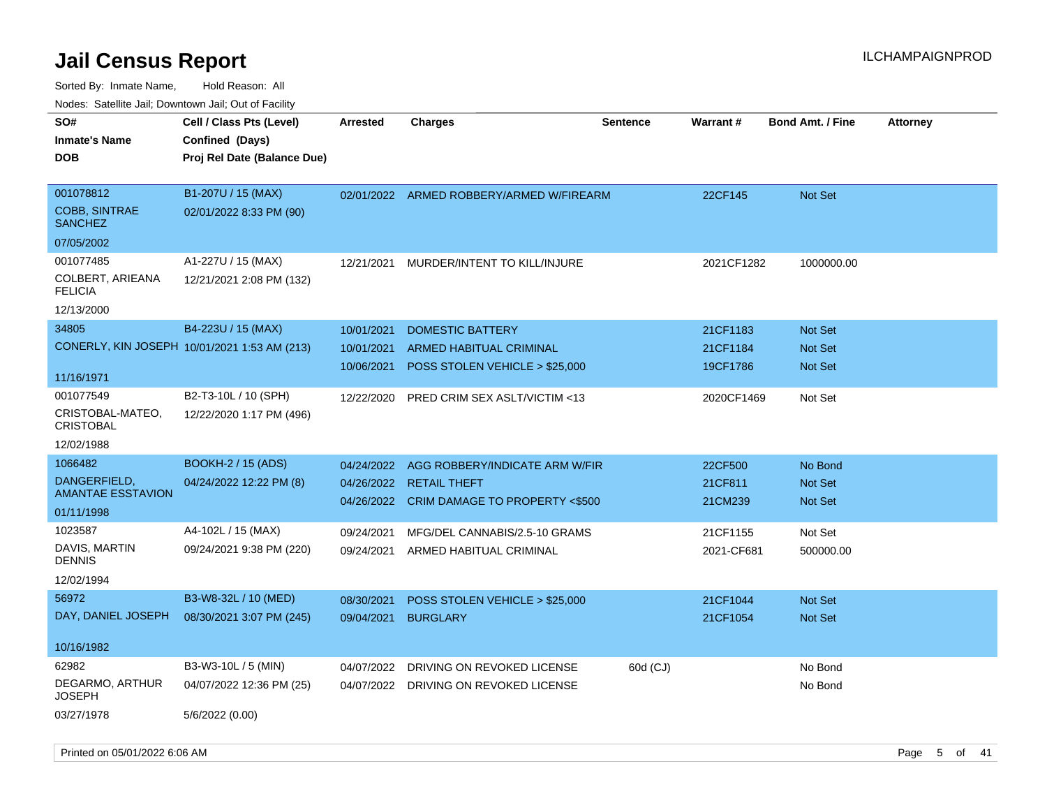# Jail Census Report

Sorted By: Inmate Name, Hold Reason: All

Nodes: Satellite Jail; Downtown Jail; Out of Facility

| SO# / Inmate's Name / DOB | Cell / Class Pts (Level) / Confined (Days) / Proj Rel Date (Balance Due) | Arrested | Charges | Sentence | Warrant # | Bond Amt. / Fine | Attorney |
|---|---|---|---|---|---|---|---|
| 001078812<br>COBB, SINTRAE SANCHEZ<br>07/05/2002 | B1-207U / 15 (MAX)<br>02/01/2022 8:33 PM (90) | 02/01/2022 | ARMED ROBBERY/ARMED W/FIREARM | | 22CF145 | Not Set | |
| 001077485<br>COLBERT, ARIEANA FELICIA<br>12/13/2000 | A1-227U / 15 (MAX)<br>12/21/2021 2:08 PM (132) | 12/21/2021 | MURDER/INTENT TO KILL/INJURE | | 2021CF1282 | 1000000.00 | |
| 34805<br>CONERLY, KIN JOSEPH<br>11/16/1971 | B4-223U / 15 (MAX)<br>10/01/2021 1:53 AM (213) | 10/01/2021<br>10/01/2021<br>10/06/2021 | DOMESTIC BATTERY<br>ARMED HABITUAL CRIMINAL<br>POSS STOLEN VEHICLE > $25,000 | | 21CF1183<br>21CF1184<br>19CF1786 | Not Set<br>Not Set<br>Not Set | |
| 001077549<br>CRISTOBAL-MATEO, CRISTOBAL<br>12/02/1988 | B2-T3-10L / 10 (SPH)<br>12/22/2020 1:17 PM (496) | 12/22/2020 | PRED CRIM SEX ASLT/VICTIM <13 | | 2020CF1469 | Not Set | |
| 1066482<br>DANGERFIELD, AMANTAE ESSTAVION<br>01/11/1998 | BOOKH-2 / 15 (ADS)<br>04/24/2022 12:22 PM (8) | 04/24/2022<br>04/26/2022<br>04/26/2022 | AGG ROBBERY/INDICATE ARM W/FIR<br>RETAIL THEFT<br>CRIM DAMAGE TO PROPERTY <$500 | | 22CF500<br>21CF811<br>21CM239 | No Bond<br>Not Set<br>Not Set | |
| 1023587<br>DAVIS, MARTIN DENNIS<br>12/02/1994 | A4-102L / 15 (MAX)<br>09/24/2021 9:38 PM (220) | 09/24/2021<br>09/24/2021 | MFG/DEL CANNABIS/2.5-10 GRAMS<br>ARMED HABITUAL CRIMINAL | | 21CF1155<br>2021-CF681 | Not Set<br>500000.00 | |
| 56972<br>DAY, DANIEL JOSEPH<br>10/16/1982 | B3-W8-32L / 10 (MED)<br>08/30/2021 3:07 PM (245) | 08/30/2021<br>09/04/2021 | POSS STOLEN VEHICLE > $25,000<br>BURGLARY | | 21CF1044<br>21CF1054 | Not Set<br>Not Set | |
| 62982<br>DEGARMO, ARTHUR JOSEPH<br>03/27/1978 | B3-W3-10L / 5 (MIN)<br>04/07/2022 12:36 PM (25)<br>5/6/2022 (0.00) | 04/07/2022<br>04/07/2022 | DRIVING ON REVOKED LICENSE<br>DRIVING ON REVOKED LICENSE | 60d (CJ) | | No Bond<br>No Bond | |

Printed on 05/01/2022 6:06 AM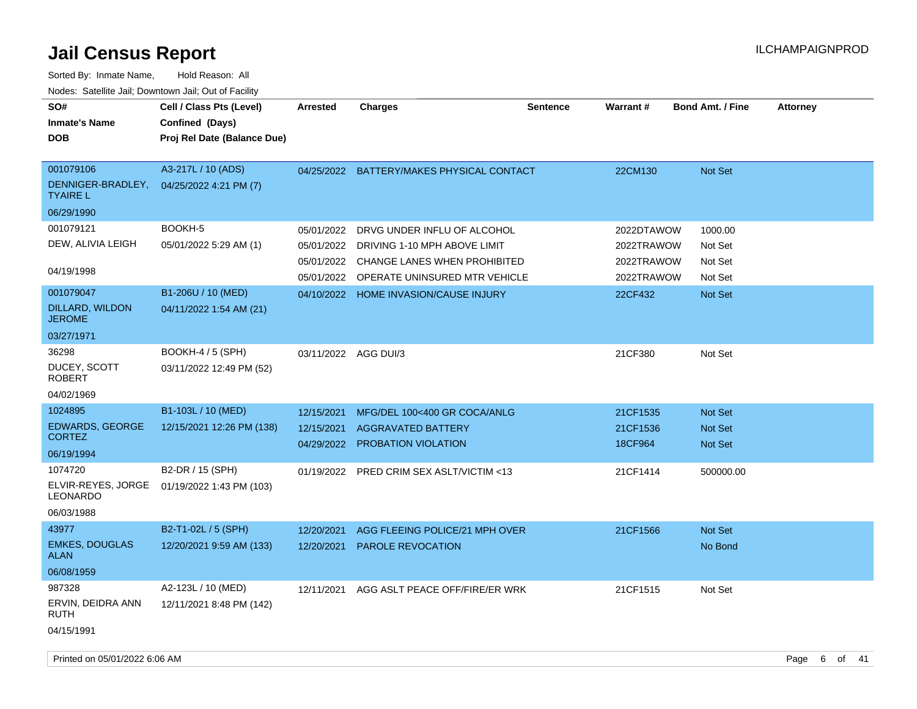# Jail Census Report

ILCHAMPAIGNPROD

Sorted By: Inmate Name, Hold Reason: All

Nodes: Satellite Jail; Downtown Jail; Out of Facility

| SO# / Inmate's Name / DOB | Cell / Class Pts (Level) / Confined (Days) / Proj Rel Date (Balance Due) | Arrested | Charges | Sentence | Warrant # | Bond Amt. / Fine | Attorney |
|---|---|---|---|---|---|---|---|
| 001079106<br>DENNIGER-BRADLEY, TYAIRE L<br>06/29/1990 | A3-217L / 10 (ADS)<br>04/25/2022 4:21 PM (7) | 04/25/2022 | BATTERY/MAKES PHYSICAL CONTACT | | 22CM130 | Not Set | |
| 001079121<br>DEW, ALIVIA LEIGH<br>04/19/1998 | BOOKH-5<br>05/01/2022 5:29 AM (1) | 05/01/2022 | DRVG UNDER INFLU OF ALCOHOL | | 2022DTAWOW | 1000.00 | |
| | | 05/01/2022 | DRIVING 1-10 MPH ABOVE LIMIT | | 2022TRAWOW | Not Set | |
| | | 05/01/2022 | CHANGE LANES WHEN PROHIBITED | | 2022TRAWOW | Not Set | |
| | | 05/01/2022 | OPERATE UNINSURED MTR VEHICLE | | 2022TRAWOW | Not Set | |
| 001079047<br>DILLARD, WILDON JEROME<br>03/27/1971 | B1-206U / 10 (MED)<br>04/11/2022 1:54 AM (21) | 04/10/2022 | HOME INVASION/CAUSE INJURY | | 22CF432 | Not Set | |
| 36298<br>DUCEY, SCOTT ROBERT<br>04/02/1969 | BOOKH-4 / 5 (SPH)<br>03/11/2022 12:49 PM (52) | 03/11/2022 | AGG DUI/3 | | 21CF380 | Not Set | |
| 1024895<br>EDWARDS, GEORGE CORTEZ<br>06/19/1994 | B1-103L / 10 (MED)<br>12/15/2021 12:26 PM (138) | 12/15/2021 | MFG/DEL 100<400 GR COCA/ANLG | | 21CF1535 | Not Set | |
| | | 12/15/2021 | AGGRAVATED BATTERY | | 21CF1536 | Not Set | |
| | | 04/29/2022 | PROBATION VIOLATION | | 18CF964 | Not Set | |
| 1074720<br>ELVIR-REYES, JORGE LEONARDO<br>06/03/1988 | B2-DR / 15 (SPH)<br>01/19/2022 1:43 PM (103) | 01/19/2022 | PRED CRIM SEX ASLT/VICTIM <13 | | 21CF1414 | 500000.00 | |
| 43977<br>EMKES, DOUGLAS ALAN<br>06/08/1959 | B2-T1-02L / 5 (SPH)<br>12/20/2021 9:59 AM (133) | 12/20/2021 | AGG FLEEING POLICE/21 MPH OVER | | 21CF1566 | Not Set | |
| | | 12/20/2021 | PAROLE REVOCATION | | | No Bond | |
| 987328<br>ERVIN, DEIDRA ANN RUTH<br>04/15/1991 | A2-123L / 10 (MED)<br>12/11/2021 8:48 PM (142) | 12/11/2021 | AGG ASLT PEACE OFF/FIRE/ER WRK | | 21CF1515 | Not Set | |

Printed on 05/01/2022 6:06 AM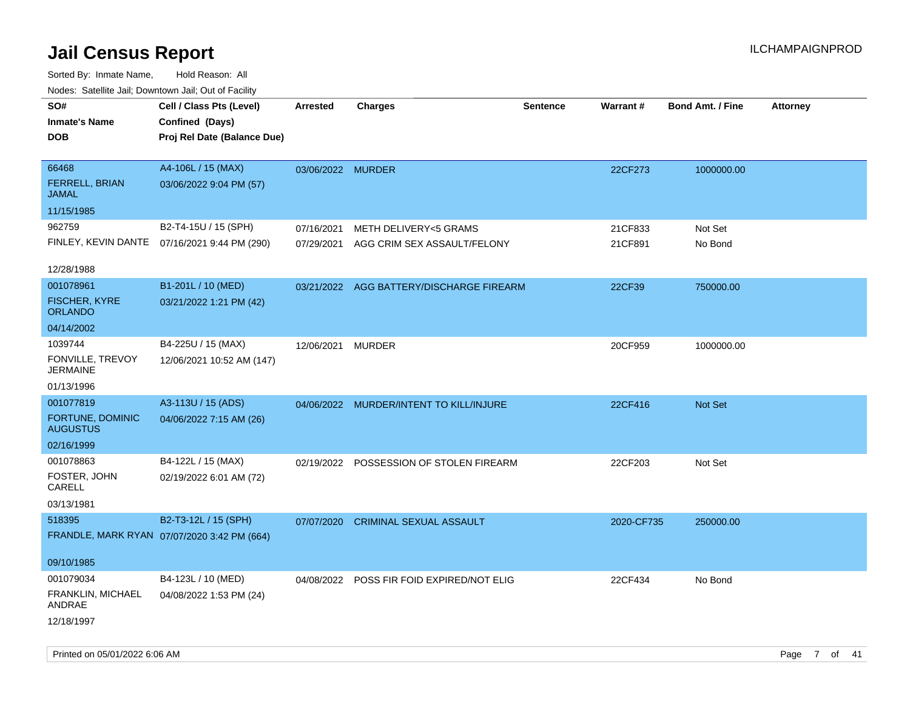# Jail Census Report

Sorted By: Inmate Name, Hold Reason: All

Nodes: Satellite Jail; Downtown Jail; Out of Facility

| SO# / Inmate's Name / DOB | Cell / Class Pts (Level) / Confined (Days) / Proj Rel Date (Balance Due) | Arrested | Charges | Sentence | Warrant # | Bond Amt. / Fine | Attorney |
|---|---|---|---|---|---|---|---|
| 66468<br>FERRELL, BRIAN JAMAL<br>11/15/1985 | A4-106L / 15 (MAX)<br>03/06/2022 9:04 PM (57) | 03/06/2022 | MURDER | | 22CF273 | 1000000.00 | |
| 962759<br>FINLEY, KEVIN DANTE<br>12/28/1988 | B2-T4-15U / 15 (SPH)<br>07/16/2021 9:44 PM (290) | 07/16/2021<br>07/29/2021 | METH DELIVERY<5 GRAMS<br>AGG CRIM SEX ASSAULT/FELONY | | 21CF833<br>21CF891 | Not Set<br>No Bond | |
| 001078961<br>FISCHER, KYRE ORLANDO<br>04/14/2002 | B1-201L / 10 (MED)<br>03/21/2022 1:21 PM (42) | 03/21/2022 | AGG BATTERY/DISCHARGE FIREARM | | 22CF39 | 750000.00 | |
| 1039744<br>FONVILLE, TREVOY JERMAINE<br>01/13/1996 | B4-225U / 15 (MAX)<br>12/06/2021 10:52 AM (147) | 12/06/2021 | MURDER | | 20CF959 | 1000000.00 | |
| 001077819<br>FORTUNE, DOMINIC AUGUSTUS<br>02/16/1999 | A3-113U / 15 (ADS)<br>04/06/2022 7:15 AM (26) | 04/06/2022 | MURDER/INTENT TO KILL/INJURE | | 22CF416 | Not Set | |
| 001078863<br>FOSTER, JOHN CARELL<br>03/13/1981 | B4-122L / 15 (MAX)<br>02/19/2022 6:01 AM (72) | 02/19/2022 | POSSESSION OF STOLEN FIREARM | | 22CF203 | Not Set | |
| 518395<br>FRANDLE, MARK RYAN<br>09/10/1985 | B2-T3-12L / 15 (SPH)<br>07/07/2020 3:42 PM (664) | 07/07/2020 | CRIMINAL SEXUAL ASSAULT | | 2020-CF735 | 250000.00 | |
| 001079034<br>FRANKLIN, MICHAEL ANDRAE<br>12/18/1997 | B4-123L / 10 (MED)<br>04/08/2022 1:53 PM (24) | 04/08/2022 | POSS FIR FOID EXPIRED/NOT ELIG | | 22CF434 | No Bond | |

Printed on 05/01/2022 6:06 AM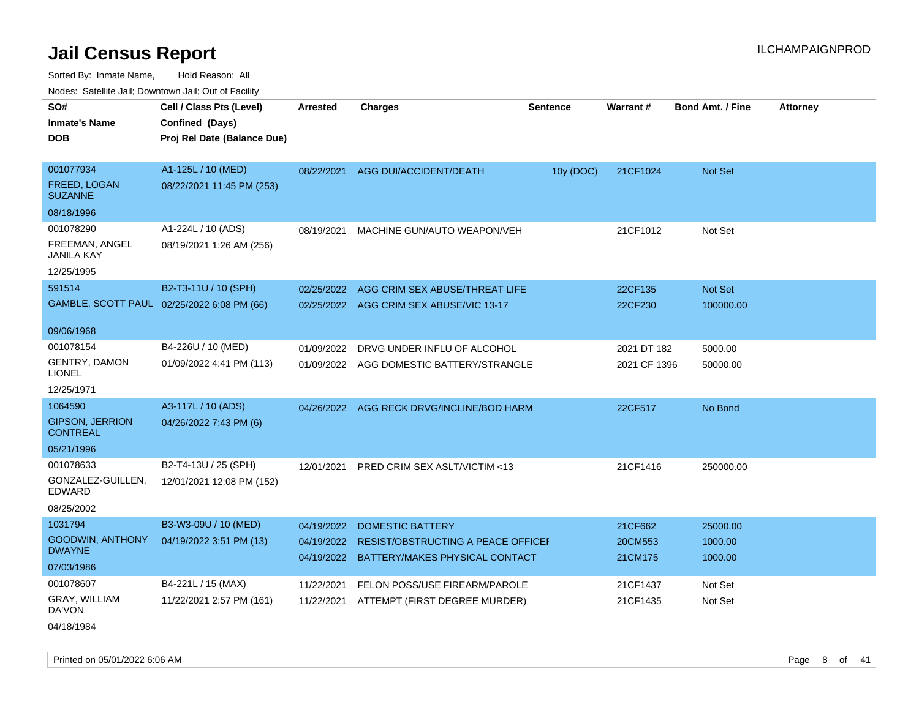# Jail Census Report

ILCHAMPAIGNPROD

Sorted By: Inmate Name, Hold Reason: All

Nodes: Satellite Jail; Downtown Jail; Out of Facility

| SO# / Inmate's Name / DOB | Cell / Class Pts (Level) / Confined (Days) / Proj Rel Date (Balance Due) | Arrested | Charges | Sentence | Warrant # | Bond Amt. / Fine | Attorney |
|---|---|---|---|---|---|---|---|
| 001077934<br>FREED, LOGAN SUZANNE<br>08/18/1996 | A1-125L / 10 (MED)<br>08/22/2021 11:45 PM (253) | 08/22/2021 | AGG DUI/ACCIDENT/DEATH | 10y (DOC) | 21CF1024 | Not Set | |
| 001078290<br>FREEMAN, ANGEL JANILA KAY<br>12/25/1995 | A1-224L / 10 (ADS)<br>08/19/2021 1:26 AM (256) | 08/19/2021 | MACHINE GUN/AUTO WEAPON/VEH | | 21CF1012 | Not Set | |
| 591514<br>GAMBLE, SCOTT PAUL<br>09/06/1968 | B2-T3-11U / 10 (SPH)<br>02/25/2022 6:08 PM (66) | 02/25/2022 | AGG CRIM SEX ABUSE/THREAT LIFE | | 22CF135 | Not Set | |
| | | 02/25/2022 | AGG CRIM SEX ABUSE/VIC 13-17 | | 22CF230 | 100000.00 | |
| 001078154<br>GENTRY, DAMON LIONEL<br>12/25/1971 | B4-226U / 10 (MED)<br>01/09/2022 4:41 PM (113) | 01/09/2022 | DRVG UNDER INFLU OF ALCOHOL | | 2021 DT 182 | 5000.00 | |
| | | 01/09/2022 | AGG DOMESTIC BATTERY/STRANGLE | | 2021 CF 1396 | 50000.00 | |
| 1064590<br>GIPSON, JERRION CONTREAL<br>05/21/1996 | A3-117L / 10 (ADS)<br>04/26/2022 7:43 PM (6) | 04/26/2022 | AGG RECK DRVG/INCLINE/BOD HARM | | 22CF517 | No Bond | |
| 001078633<br>GONZALEZ-GUILLEN, EDWARD<br>08/25/2002 | B2-T4-13U / 25 (SPH)<br>12/01/2021 12:08 PM (152) | 12/01/2021 | PRED CRIM SEX ASLT/VICTIM <13 | | 21CF1416 | 250000.00 | |
| 1031794<br>GOODWIN, ANTHONY DWAYNE<br>07/03/1986 | B3-W3-09U / 10 (MED)<br>04/19/2022 3:51 PM (13) | 04/19/2022 | DOMESTIC BATTERY | | 21CF662 | 25000.00 | |
| | | 04/19/2022 | RESIST/OBSTRUCTING A PEACE OFFICEI | | 20CM553 | 1000.00 | |
| | | 04/19/2022 | BATTERY/MAKES PHYSICAL CONTACT | | 21CM175 | 1000.00 | |
| 001078607<br>GRAY, WILLIAM DA'VON<br>04/18/1984 | B4-221L / 15 (MAX)<br>11/22/2021 2:57 PM (161) | 11/22/2021 | FELON POSS/USE FIREARM/PAROLE | | 21CF1437 | Not Set | |
| | | 11/22/2021 | ATTEMPT (FIRST DEGREE MURDER) | | 21CF1435 | Not Set | |

Printed on 05/01/2022 6:06 AM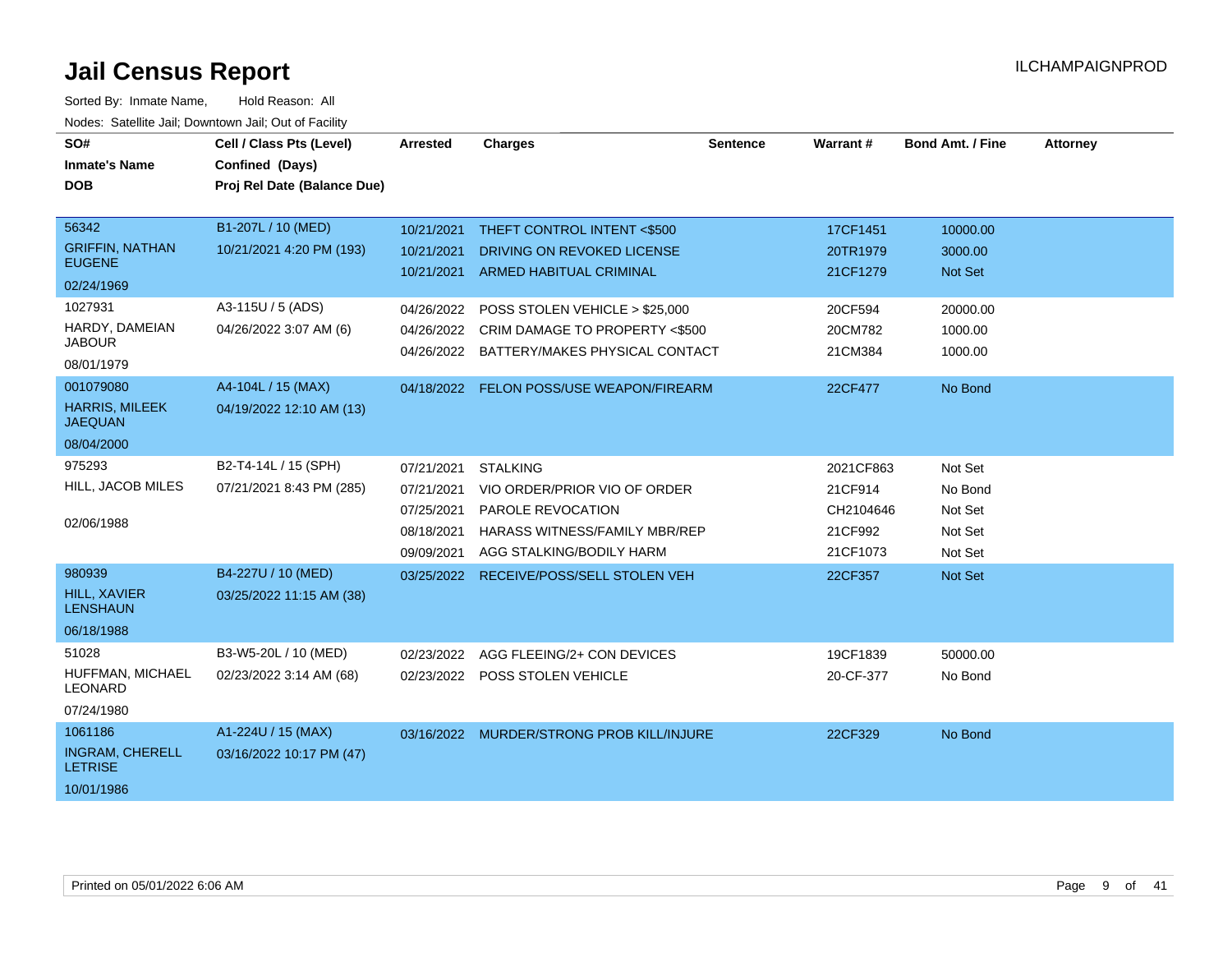# Jail Census Report

ILCHAMPAIGNPROD

Sorted By: Inmate Name, Hold Reason: All

Nodes: Satellite Jail; Downtown Jail; Out of Facility

| SO# / Inmate's Name / DOB | Cell / Class Pts (Level) / Confined (Days) / Proj Rel Date (Balance Due) | Arrested | Charges | Sentence | Warrant # | Bond Amt. / Fine | Attorney |
|---|---|---|---|---|---|---|---|
| 56342 GRIFFIN, NATHAN EUGENE 02/24/1969 | B1-207L / 10 (MED) 10/21/2021 4:20 PM (193) | 10/21/2021 | THEFT CONTROL INTENT <$500 | | 17CF1451 | 10000.00 | |
| | | 10/21/2021 | DRIVING ON REVOKED LICENSE | | 20TR1979 | 3000.00 | |
| | | 10/21/2021 | ARMED HABITUAL CRIMINAL | | 21CF1279 | Not Set | |
| 1027931 HARDY, DAMEIAN JABOUR 08/01/1979 | A3-115U / 5 (ADS) 04/26/2022 3:07 AM (6) | 04/26/2022 | POSS STOLEN VEHICLE > $25,000 | | 20CF594 | 20000.00 | |
| | | 04/26/2022 | CRIM DAMAGE TO PROPERTY <$500 | | 20CM782 | 1000.00 | |
| | | 04/26/2022 | BATTERY/MAKES PHYSICAL CONTACT | | 21CM384 | 1000.00 | |
| 001079080 HARRIS, MILEEK JAEQUAN 08/04/2000 | A4-104L / 15 (MAX) 04/19/2022 12:10 AM (13) | 04/18/2022 | FELON POSS/USE WEAPON/FIREARM | | 22CF477 | No Bond | |
| 975293 HILL, JACOB MILES 02/06/1988 | B2-T4-14L / 15 (SPH) 07/21/2021 8:43 PM (285) | 07/21/2021 | STALKING | | 2021CF863 | Not Set | |
| | | 07/21/2021 | VIO ORDER/PRIOR VIO OF ORDER | | 21CF914 | No Bond | |
| | | 07/25/2021 | PAROLE REVOCATION | | CH2104646 | Not Set | |
| | | 08/18/2021 | HARASS WITNESS/FAMILY MBR/REP | | 21CF992 | Not Set | |
| | | 09/09/2021 | AGG STALKING/BODILY HARM | | 21CF1073 | Not Set | |
| 980939 HILL, XAVIER LENSHAUN 06/18/1988 | B4-227U / 10 (MED) 03/25/2022 11:15 AM (38) | 03/25/2022 | RECEIVE/POSS/SELL STOLEN VEH | | 22CF357 | Not Set | |
| 51028 HUFFMAN, MICHAEL LEONARD 07/24/1980 | B3-W5-20L / 10 (MED) 02/23/2022 3:14 AM (68) | 02/23/2022 | AGG FLEEING/2+ CON DEVICES | | 19CF1839 | 50000.00 | |
| | | 02/23/2022 | POSS STOLEN VEHICLE | | 20-CF-377 | No Bond | |
| 1061186 INGRAM, CHERELL LETRISE 10/01/1986 | A1-224U / 15 (MAX) 03/16/2022 10:17 PM (47) | 03/16/2022 | MURDER/STRONG PROB KILL/INJURE | | 22CF329 | No Bond | |

Printed on 05/01/2022 6:06 AM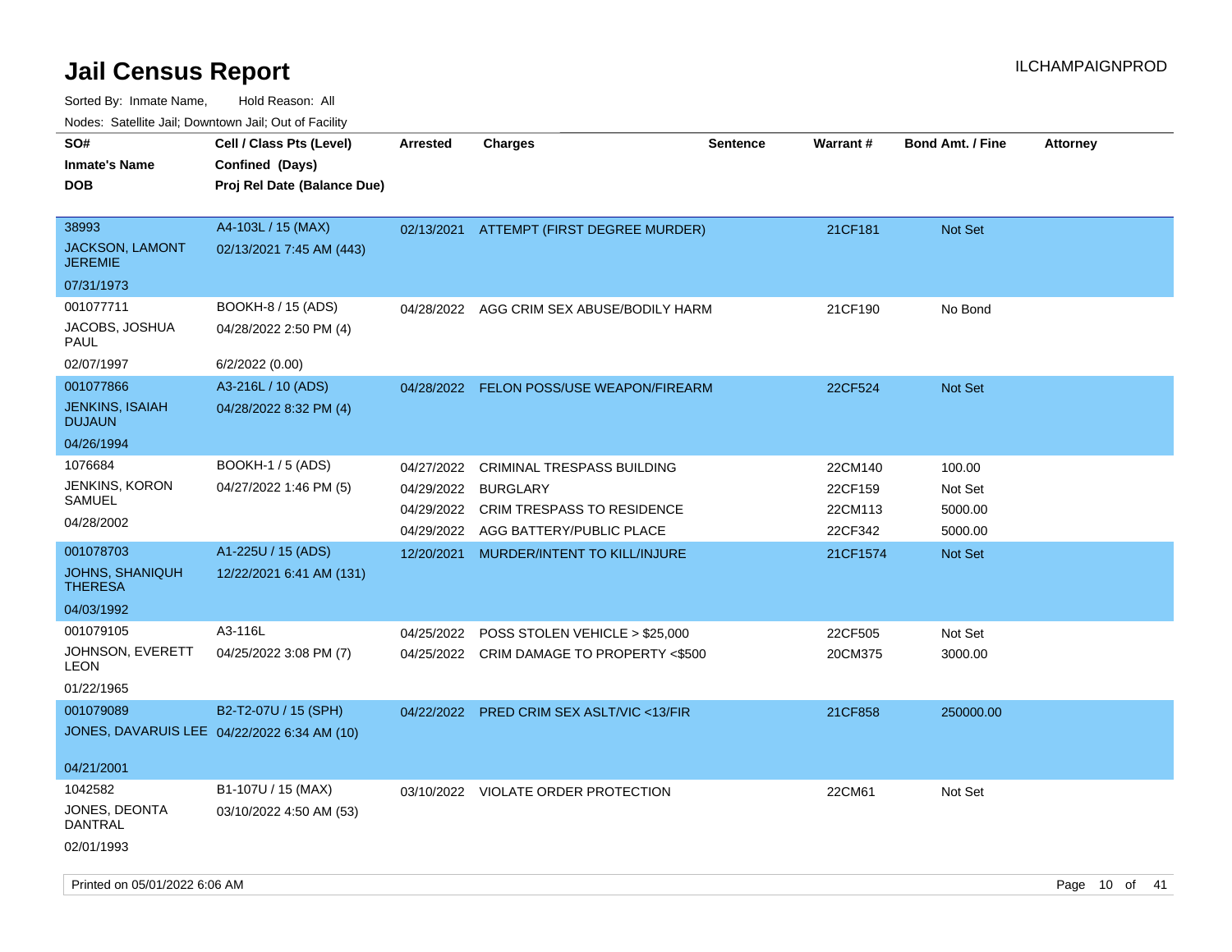# Jail Census Report

ILCHAMPAIGNPROD

Sorted By: Inmate Name, Hold Reason: All

Nodes: Satellite Jail; Downtown Jail; Out of Facility

| SO# / Inmate's Name / DOB | Cell / Class Pts (Level) / Confined (Days) / Proj Rel Date (Balance Due) | Arrested | Charges | Sentence | Warrant # | Bond Amt. / Fine | Attorney |
|---|---|---|---|---|---|---|---|
| 38993<br>JACKSON, LAMONT JEREMIE<br>07/31/1973 | A4-103L / 15 (MAX)<br>02/13/2021 7:45 AM (443) | 02/13/2021 | ATTEMPT (FIRST DEGREE MURDER) | | 21CF181 | Not Set | |
| 001077711<br>JACOBS, JOSHUA PAUL<br>02/07/1997 | BOOKH-8 / 15 (ADS)<br>04/28/2022 2:50 PM (4)<br>6/2/2022 (0.00) | 04/28/2022 | AGG CRIM SEX ABUSE/BODILY HARM | | 21CF190 | No Bond | |
| 001077866<br>JENKINS, ISAIAH DUJAUN<br>04/26/1994 | A3-216L / 10 (ADS)<br>04/28/2022 8:32 PM (4) | 04/28/2022 | FELON POSS/USE WEAPON/FIREARM | | 22CF524 | Not Set | |
| 1076684<br>JENKINS, KORON SAMUEL<br>04/28/2002 | BOOKH-1 / 5 (ADS)<br>04/27/2022 1:46 PM (5) | 04/27/2022 | CRIMINAL TRESPASS BUILDING | | 22CM140 | 100.00 | |
| | | 04/29/2022 | BURGLARY | | 22CF159 | Not Set | |
| | | 04/29/2022 | CRIM TRESPASS TO RESIDENCE | | 22CM113 | 5000.00 | |
| | | 04/29/2022 | AGG BATTERY/PUBLIC PLACE | | 22CF342 | 5000.00 | |
| 001078703<br>JOHNS, SHANIQUH THERESA<br>04/03/1992 | A1-225U / 15 (ADS)<br>12/22/2021 6:41 AM (131) | 12/20/2021 | MURDER/INTENT TO KILL/INJURE | | 21CF1574 | Not Set | |
| 001079105<br>JOHNSON, EVERETT LEON<br>01/22/1965 | A3-116L<br>04/25/2022 3:08 PM (7) | 04/25/2022 | POSS STOLEN VEHICLE > $25,000 | | 22CF505 | Not Set | |
| | | 04/25/2022 | CRIM DAMAGE TO PROPERTY <$500 | | 20CM375 | 3000.00 | |
| 001079089<br>JONES, DAVARUIS LEE<br>04/21/2001 | B2-T2-07U / 15 (SPH)<br>04/22/2022 6:34 AM (10) | 04/22/2022 | PRED CRIM SEX ASLT/VIC <13/FIR | | 21CF858 | 250000.00 | |
| 1042582<br>JONES, DEONTA DANTRAL<br>02/01/1993 | B1-107U / 15 (MAX)<br>03/10/2022 4:50 AM (53) | 03/10/2022 | VIOLATE ORDER PROTECTION | | 22CM61 | Not Set | |

Printed on 05/01/2022 6:06 AM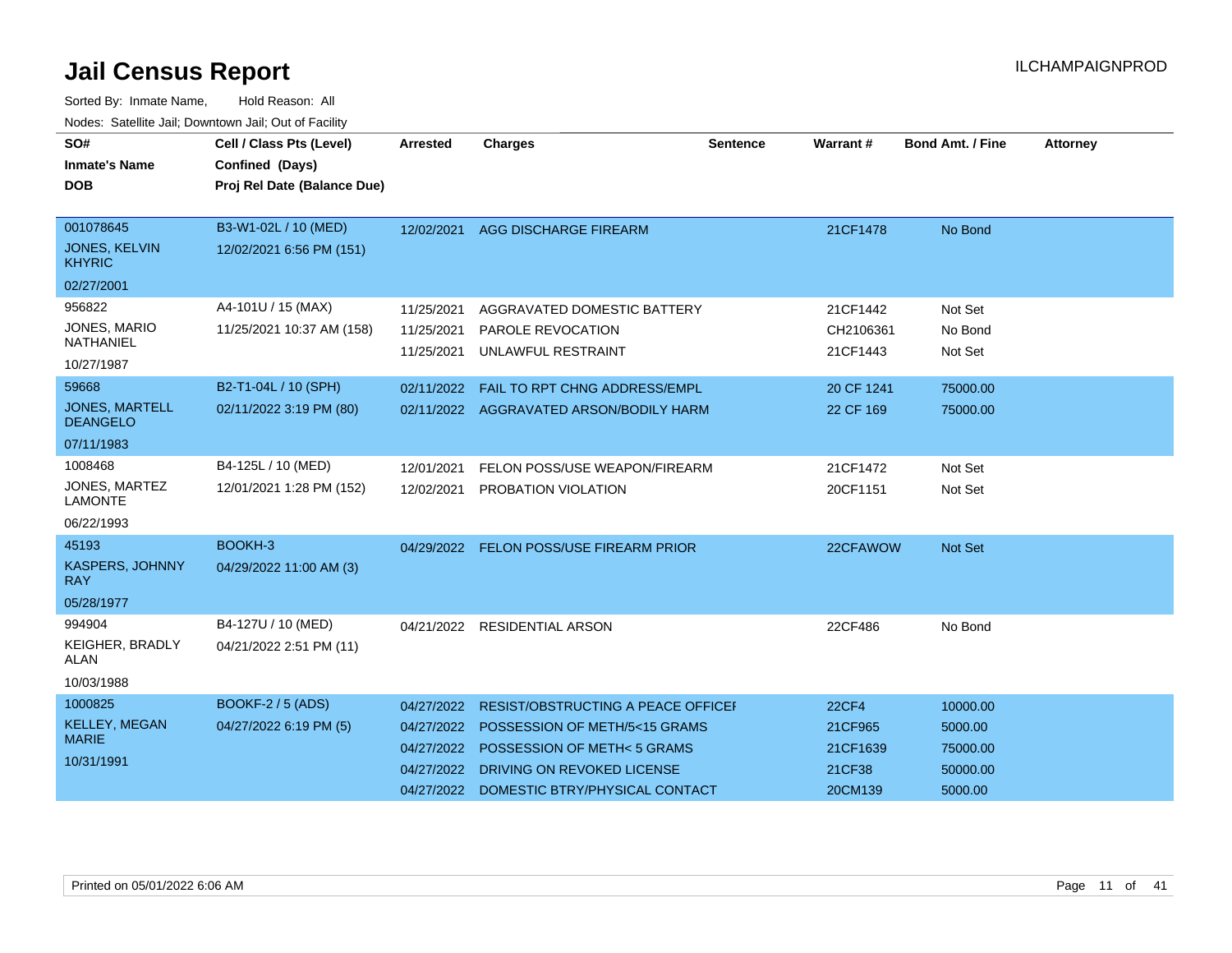# Jail Census Report

ILCHAMPAIGNPROD

Sorted By: Inmate Name, Hold Reason: All

Nodes: Satellite Jail; Downtown Jail; Out of Facility

| SO# / Inmate's Name / DOB | Cell / Class Pts (Level) / Confined (Days) / Proj Rel Date (Balance Due) | Arrested | Charges | Sentence | Warrant # | Bond Amt. / Fine | Attorney |
|---|---|---|---|---|---|---|---|
| 001078645 JONES, KELVIN KHYRIC 02/27/2001 | B3-W1-02L / 10 (MED) 12/02/2021 6:56 PM (151) | 12/02/2021 | AGG DISCHARGE FIREARM | | 21CF1478 | No Bond | |
| 956822 JONES, MARIO NATHANIEL 10/27/1987 | A4-101U / 15 (MAX) 11/25/2021 10:37 AM (158) | 11/25/2021 | AGGRAVATED DOMESTIC BATTERY | | 21CF1442 | Not Set | |
| | | 11/25/2021 | PAROLE REVOCATION | | CH2106361 | No Bond | |
| | | 11/25/2021 | UNLAWFUL RESTRAINT | | 21CF1443 | Not Set | |
| 59668 JONES, MARTELL DEANGELO 07/11/1983 | B2-T1-04L / 10 (SPH) 02/11/2022 3:19 PM (80) | 02/11/2022 | FAIL TO RPT CHNG ADDRESS/EMPL | | 20 CF 1241 | 75000.00 | |
| | | 02/11/2022 | AGGRAVATED ARSON/BODILY HARM | | 22 CF 169 | 75000.00 | |
| 1008468 JONES, MARTEZ LAMONTE 06/22/1993 | B4-125L / 10 (MED) 12/01/2021 1:28 PM (152) | 12/01/2021 | FELON POSS/USE WEAPON/FIREARM | | 21CF1472 | Not Set | |
| | | 12/02/2021 | PROBATION VIOLATION | | 20CF1151 | Not Set | |
| 45193 KASPERS, JOHNNY RAY 05/28/1977 | BOOKH-3 04/29/2022 11:00 AM (3) | 04/29/2022 | FELON POSS/USE FIREARM PRIOR | | 22CFAWOW | Not Set | |
| 994904 KEIGHER, BRADLY ALAN 10/03/1988 | B4-127U / 10 (MED) 04/21/2022 2:51 PM (11) | 04/21/2022 | RESIDENTIAL ARSON | | 22CF486 | No Bond | |
| 1000825 KELLEY, MEGAN MARIE 10/31/1991 | BOOKF-2 / 5 (ADS) 04/27/2022 6:19 PM (5) | 04/27/2022 | RESIST/OBSTRUCTING A PEACE OFFICEI | | 22CF4 | 10000.00 | |
| | | 04/27/2022 | POSSESSION OF METH/5<15 GRAMS | | 21CF965 | 5000.00 | |
| | | 04/27/2022 | POSSESSION OF METH< 5 GRAMS | | 21CF1639 | 75000.00 | |
| | | 04/27/2022 | DRIVING ON REVOKED LICENSE | | 21CF38 | 50000.00 | |
| | | 04/27/2022 | DOMESTIC BTRY/PHYSICAL CONTACT | | 20CM139 | 5000.00 | |

Printed on 05/01/2022 6:06 AM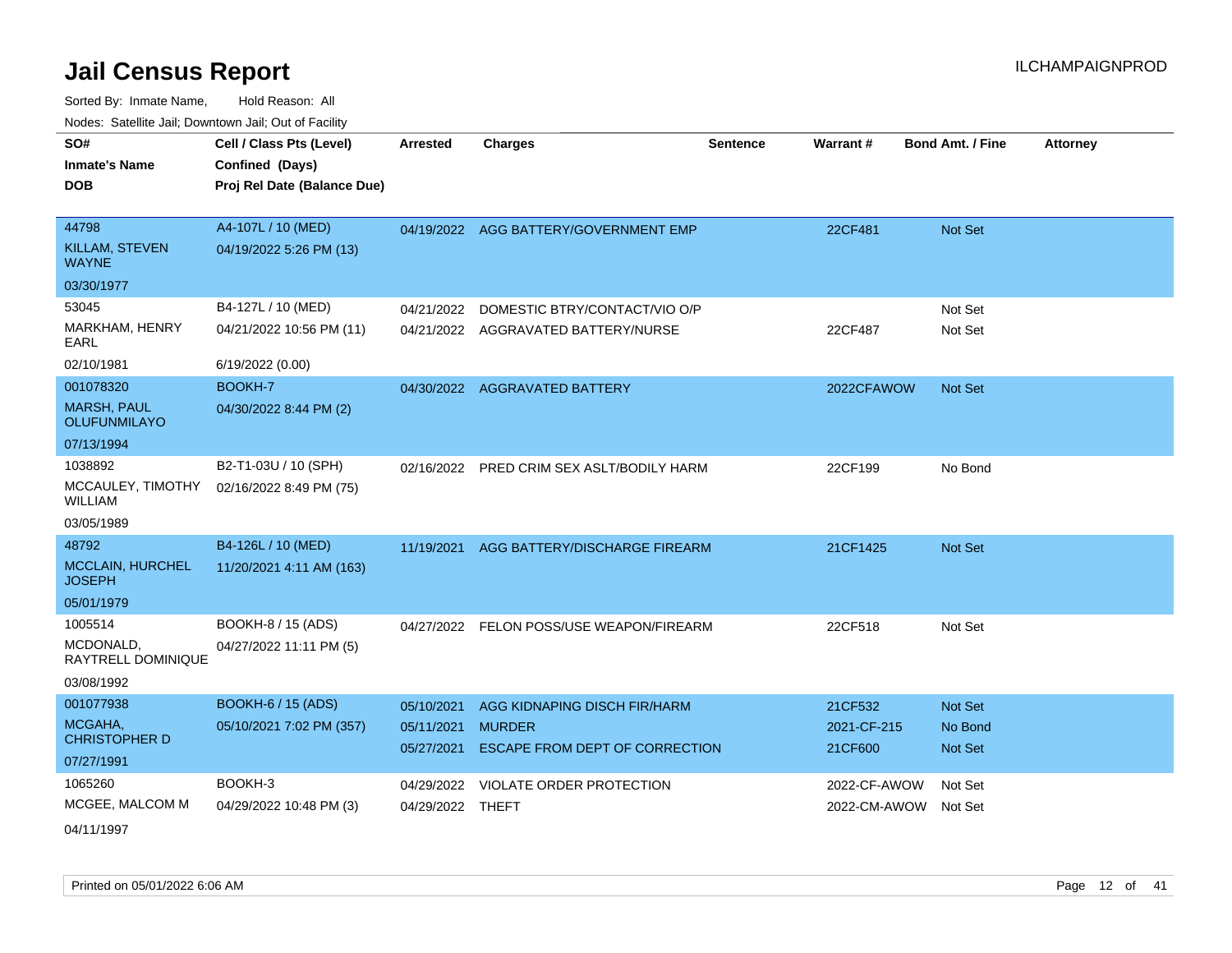# Jail Census Report

Sorted By: Inmate Name, Hold Reason: All

Nodes: Satellite Jail; Downtown Jail; Out of Facility

| SO# / Inmate's Name / DOB | Cell / Class Pts (Level) / Confined (Days) / Proj Rel Date (Balance Due) | Arrested | Charges | Sentence | Warrant # | Bond Amt. / Fine | Attorney |
|---|---|---|---|---|---|---|---|
| 44798<br>KILLAM, STEVEN WAYNE<br>03/30/1977 | A4-107L / 10 (MED)<br>04/19/2022 5:26 PM (13) | 04/19/2022 | AGG BATTERY/GOVERNMENT EMP | | 22CF481 | Not Set | |
| 53045<br>MARKHAM, HENRY EARL<br>02/10/1981 | B4-127L / 10 (MED)<br>04/21/2022 10:56 PM (11)<br>6/19/2022 (0.00) | 04/21/2022 | DOMESTIC BTRY/CONTACT/VIO O/P | | | Not Set | |
| | | 04/21/2022 | AGGRAVATED BATTERY/NURSE | | 22CF487 | Not Set | |
| 001078320<br>MARSH, PAUL OLUFUNMILAYO<br>07/13/1994 | BOOKH-7<br>04/30/2022 8:44 PM (2) | 04/30/2022 | AGGRAVATED BATTERY | | 2022CFAWOW | Not Set | |
| 1038892<br>MCCAULEY, TIMOTHY WILLIAM<br>03/05/1989 | B2-T1-03U / 10 (SPH)<br>02/16/2022 8:49 PM (75) | 02/16/2022 | PRED CRIM SEX ASLT/BODILY HARM | | 22CF199 | No Bond | |
| 48792<br>MCCLAIN, HURCHEL JOSEPH<br>05/01/1979 | B4-126L / 10 (MED)<br>11/20/2021 4:11 AM (163) | 11/19/2021 | AGG BATTERY/DISCHARGE FIREARM | | 21CF1425 | Not Set | |
| 1005514<br>MCDONALD, RAYTRELL DOMINIQUE<br>03/08/1992 | BOOKH-8 / 15 (ADS)<br>04/27/2022 11:11 PM (5) | 04/27/2022 | FELON POSS/USE WEAPON/FIREARM | | 22CF518 | Not Set | |
| 001077938<br>MCGAHA, CHRISTOPHER D<br>07/27/1991 | BOOKH-6 / 15 (ADS)<br>05/10/2021 7:02 PM (357) | 05/10/2021 | AGG KIDNAPING DISCH FIR/HARM | | 21CF532 | Not Set | |
| | | 05/11/2021 | MURDER | | 2021-CF-215 | No Bond | |
| | | 05/27/2021 | ESCAPE FROM DEPT OF CORRECTION | | 21CF600 | Not Set | |
| 1065260<br>MCGEE, MALCOM M<br>04/11/1997 | BOOKH-3<br>04/29/2022 10:48 PM (3) | 04/29/2022 | VIOLATE ORDER PROTECTION | | 2022-CF-AWOW | Not Set | |
| | | 04/29/2022 | THEFT | | 2022-CM-AWOW | Not Set | |

Printed on 05/01/2022 6:06 AM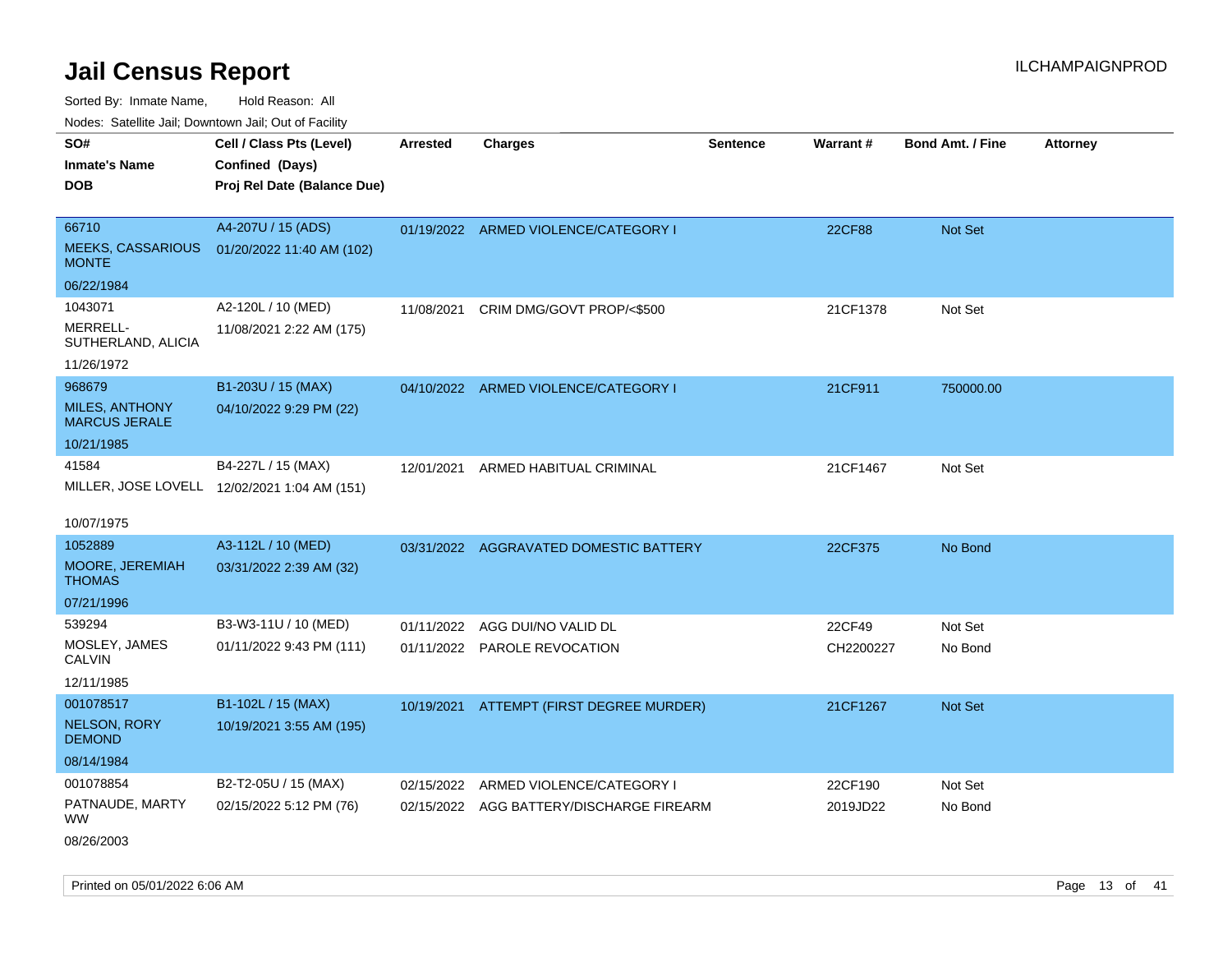# Jail Census Report

ILCHAMPAIGNPROD

Sorted By: Inmate Name, Hold Reason: All

Nodes: Satellite Jail; Downtown Jail; Out of Facility

| SO# / Inmate's Name / DOB | Cell / Class Pts (Level) / Confined (Days) / Proj Rel Date (Balance Due) | Arrested | Charges | Sentence | Warrant # | Bond Amt. / Fine | Attorney |
|---|---|---|---|---|---|---|---|
| 66710 MEEKS, CASSARIOUS MONTE 06/22/1984 | A4-207U / 15 (ADS) 01/20/2022 11:40 AM (102) | 01/19/2022 | ARMED VIOLENCE/CATEGORY I | | 22CF88 | Not Set | |
| 1043071 MERRELL-SUTHERLAND, ALICIA 11/26/1972 | A2-120L / 10 (MED) 11/08/2021 2:22 AM (175) | 11/08/2021 | CRIM DMG/GOVT PROP/<$500 | | 21CF1378 | Not Set | |
| 968679 MILES, ANTHONY MARCUS JERALE 10/21/1985 | B1-203U / 15 (MAX) 04/10/2022 9:29 PM (22) | 04/10/2022 | ARMED VIOLENCE/CATEGORY I | | 21CF911 | 750000.00 | |
| 41584 MILLER, JOSE LOVELL 10/07/1975 | B4-227L / 15 (MAX) 12/02/2021 1:04 AM (151) | 12/01/2021 | ARMED HABITUAL CRIMINAL | | 21CF1467 | Not Set | |
| 1052889 MOORE, JEREMIAH THOMAS 07/21/1996 | A3-112L / 10 (MED) 03/31/2022 2:39 AM (32) | 03/31/2022 | AGGRAVATED DOMESTIC BATTERY | | 22CF375 | No Bond | |
| 539294 MOSLEY, JAMES CALVIN 12/11/1985 | B3-W3-11U / 10 (MED) 01/11/2022 9:43 PM (111) | 01/11/2022 | AGG DUI/NO VALID DL | | 22CF49 | Not Set | |
| | | 01/11/2022 | PAROLE REVOCATION | | CH2200227 | No Bond | |
| 001078517 NELSON, RORY DEMOND 08/14/1984 | B1-102L / 15 (MAX) 10/19/2021 3:55 AM (195) | 10/19/2021 | ATTEMPT (FIRST DEGREE MURDER) | | 21CF1267 | Not Set | |
| 001078854 PATNAUDE, MARTY WW 08/26/2003 | B2-T2-05U / 15 (MAX) 02/15/2022 5:12 PM (76) | 02/15/2022 | ARMED VIOLENCE/CATEGORY I | | 22CF190 | Not Set | |
| | | 02/15/2022 | AGG BATTERY/DISCHARGE FIREARM | | 2019JD22 | No Bond | |

Printed on 05/01/2022 6:06 AM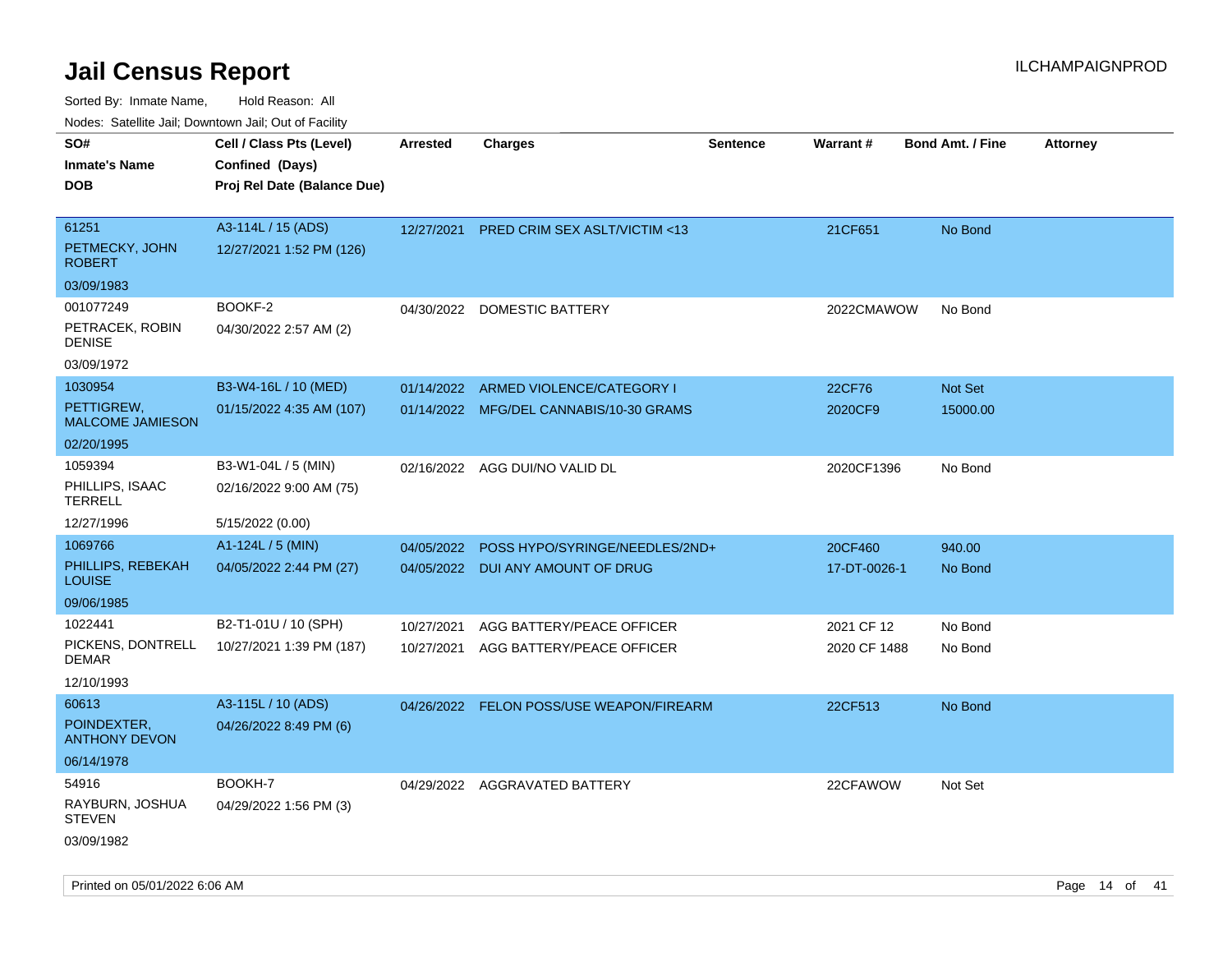# Jail Census Report

ILCHAMPAIGNPROD

Sorted By: Inmate Name, Hold Reason: All

Nodes: Satellite Jail; Downtown Jail; Out of Facility

| SO# / Inmate's Name / DOB | Cell / Class Pts (Level) / Confined (Days) / Proj Rel Date (Balance Due) | Arrested | Charges | Sentence | Warrant # | Bond Amt. / Fine | Attorney |
|---|---|---|---|---|---|---|---|
| 61251<br>PETMECKY, JOHN ROBERT<br>03/09/1983 | A3-114L / 15 (ADS)<br>12/27/2021 1:52 PM (126) | 12/27/2021 | PRED CRIM SEX ASLT/VICTIM <13 | | 21CF651 | No Bond | |
| 001077249<br>PETRACEK, ROBIN DENISE<br>03/09/1972 | BOOKF-2<br>04/30/2022 2:57 AM (2) | 04/30/2022 | DOMESTIC BATTERY | | 2022CMAWOW | No Bond | |
| 1030954<br>PETTIGREW, MALCOME JAMIESON<br>02/20/1995 | B3-W4-16L / 10 (MED)<br>01/15/2022 4:35 AM (107) | 01/14/2022<br>01/14/2022 | ARMED VIOLENCE/CATEGORY I<br>MFG/DEL CANNABIS/10-30 GRAMS | | 22CF76<br>2020CF9 | Not Set<br>15000.00 | |
| 1059394<br>PHILLIPS, ISAAC TERRELL<br>12/27/1996 | B3-W1-04L / 5 (MIN)<br>02/16/2022 9:00 AM (75)<br>5/15/2022 (0.00) | 02/16/2022 | AGG DUI/NO VALID DL | | 2020CF1396 | No Bond | |
| 1069766<br>PHILLIPS, REBEKAH LOUISE<br>09/06/1985 | A1-124L / 5 (MIN)<br>04/05/2022 2:44 PM (27) | 04/05/2022<br>04/05/2022 | POSS HYPO/SYRINGE/NEEDLES/2ND+<br>DUI ANY AMOUNT OF DRUG | | 20CF460<br>17-DT-0026-1 | 940.00<br>No Bond | |
| 1022441<br>PICKENS, DONTRELL DEMAR<br>12/10/1993 | B2-T1-01U / 10 (SPH)<br>10/27/2021 1:39 PM (187) | 10/27/2021<br>10/27/2021 | AGG BATTERY/PEACE OFFICER<br>AGG BATTERY/PEACE OFFICER | | 2021 CF 12<br>2020 CF 1488 | No Bond<br>No Bond | |
| 60613<br>POINDEXTER, ANTHONY DEVON<br>06/14/1978 | A3-115L / 10 (ADS)<br>04/26/2022 8:49 PM (6) | 04/26/2022 | FELON POSS/USE WEAPON/FIREARM | | 22CF513 | No Bond | |
| 54916<br>RAYBURN, JOSHUA STEVEN<br>03/09/1982 | BOOKH-7<br>04/29/2022 1:56 PM (3) | 04/29/2022 | AGGRAVATED BATTERY | | 22CFAWOW | Not Set | |

Printed on 05/01/2022 6:06 AM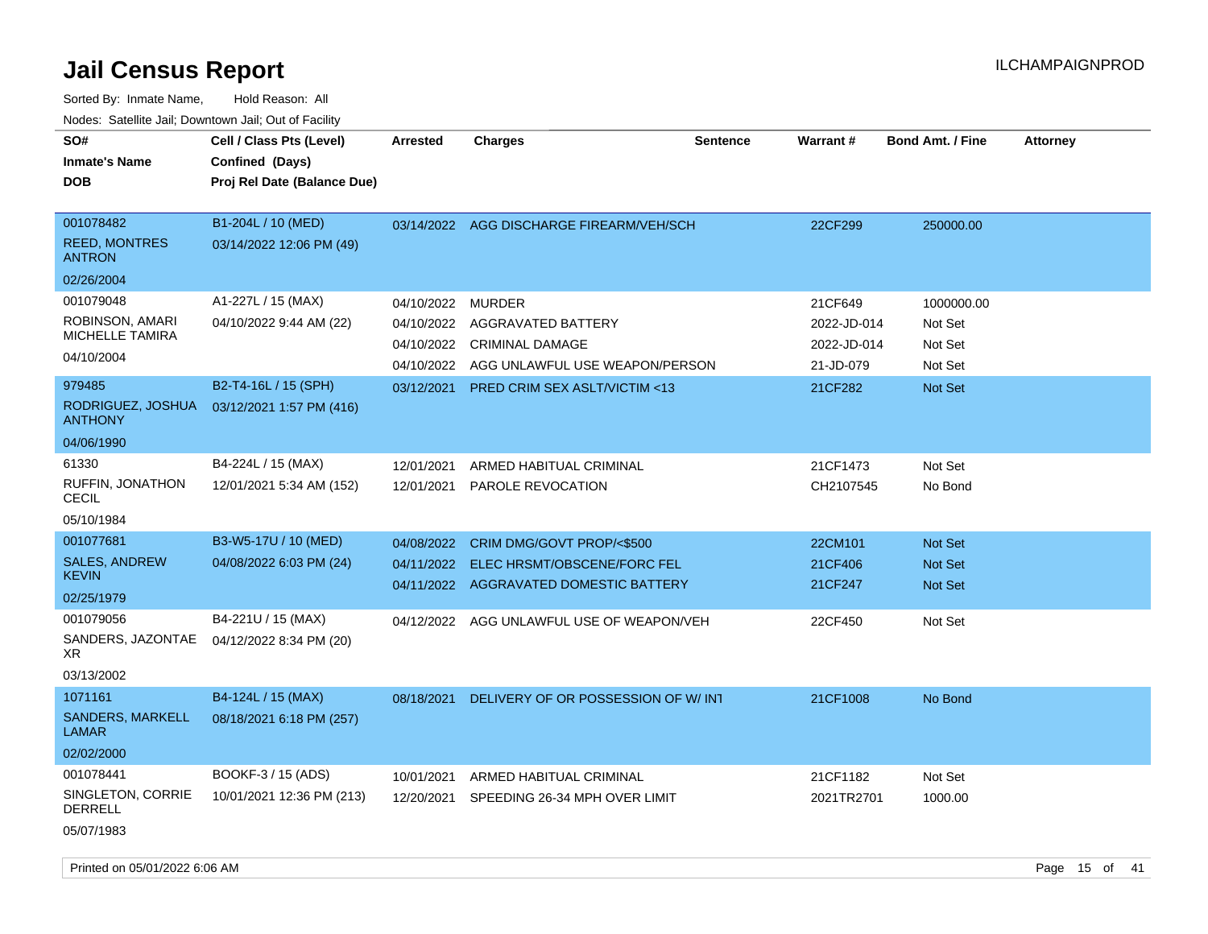# Jail Census Report

Sorted By: Inmate Name,     Hold Reason: All

Nodes: Satellite Jail; Downtown Jail; Out of Facility

| SO# / Inmate's Name / DOB | Cell / Class Pts (Level) / Confined (Days) / Proj Rel Date (Balance Due) | Arrested | Charges | Sentence | Warrant # | Bond Amt. / Fine | Attorney |
|---|---|---|---|---|---|---|---|
| 001078482 REED, MONTRES ANTRON 02/26/2004 | B1-204L / 10 (MED) 03/14/2022 12:06 PM (49) | 03/14/2022 | AGG DISCHARGE FIREARM/VEH/SCH | | 22CF299 | 250000.00 | |
| 001079048 ROBINSON, AMARI MICHELLE TAMIRA 04/10/2004 | A1-227L / 15 (MAX) 04/10/2022 9:44 AM (22) | 04/10/2022 | MURDER | | 21CF649 | 1000000.00 | |
| | | 04/10/2022 | AGGRAVATED BATTERY | | 2022-JD-014 | Not Set | |
| | | 04/10/2022 | CRIMINAL DAMAGE | | 2022-JD-014 | Not Set | |
| | | 04/10/2022 | AGG UNLAWFUL USE WEAPON/PERSON | | 21-JD-079 | Not Set | |
| 979485 RODRIGUEZ, JOSHUA ANTHONY 04/06/1990 | B2-T4-16L / 15 (SPH) 03/12/2021 1:57 PM (416) | 03/12/2021 | PRED CRIM SEX ASLT/VICTIM <13 | | 21CF282 | Not Set | |
| 61330 RUFFIN, JONATHON CECIL 05/10/1984 | B4-224L / 15 (MAX) 12/01/2021 5:34 AM (152) | 12/01/2021 | ARMED HABITUAL CRIMINAL | | 21CF1473 | Not Set | |
| | | 12/01/2021 | PAROLE REVOCATION | | CH2107545 | No Bond | |
| 001077681 SALES, ANDREW KEVIN 02/25/1979 | B3-W5-17U / 10 (MED) 04/08/2022 6:03 PM (24) | 04/08/2022 | CRIM DMG/GOVT PROP/<$500 | | 22CM101 | Not Set | |
| | | 04/11/2022 | ELEC HRSMT/OBSCENE/FORC FEL | | 21CF406 | Not Set | |
| | | 04/11/2022 | AGGRAVATED DOMESTIC BATTERY | | 21CF247 | Not Set | |
| 001079056 SANDERS, JAZONTAE XR 03/13/2002 | B4-221U / 15 (MAX) 04/12/2022 8:34 PM (20) | 04/12/2022 | AGG UNLAWFUL USE OF WEAPON/VEH | | 22CF450 | Not Set | |
| 1071161 SANDERS, MARKELL LAMAR 02/02/2000 | B4-124L / 15 (MAX) 08/18/2021 6:18 PM (257) | 08/18/2021 | DELIVERY OF OR POSSESSION OF W/ INT | | 21CF1008 | No Bond | |
| 001078441 SINGLETON, CORRIE DERRELL 05/07/1983 | BOOKF-3 / 15 (ADS) 10/01/2021 12:36 PM (213) | 10/01/2021 | ARMED HABITUAL CRIMINAL | | 21CF1182 | Not Set | |
| | | 12/20/2021 | SPEEDING 26-34 MPH OVER LIMIT | | 2021TR2701 | 1000.00 | |

Printed on 05/01/2022 6:06 AM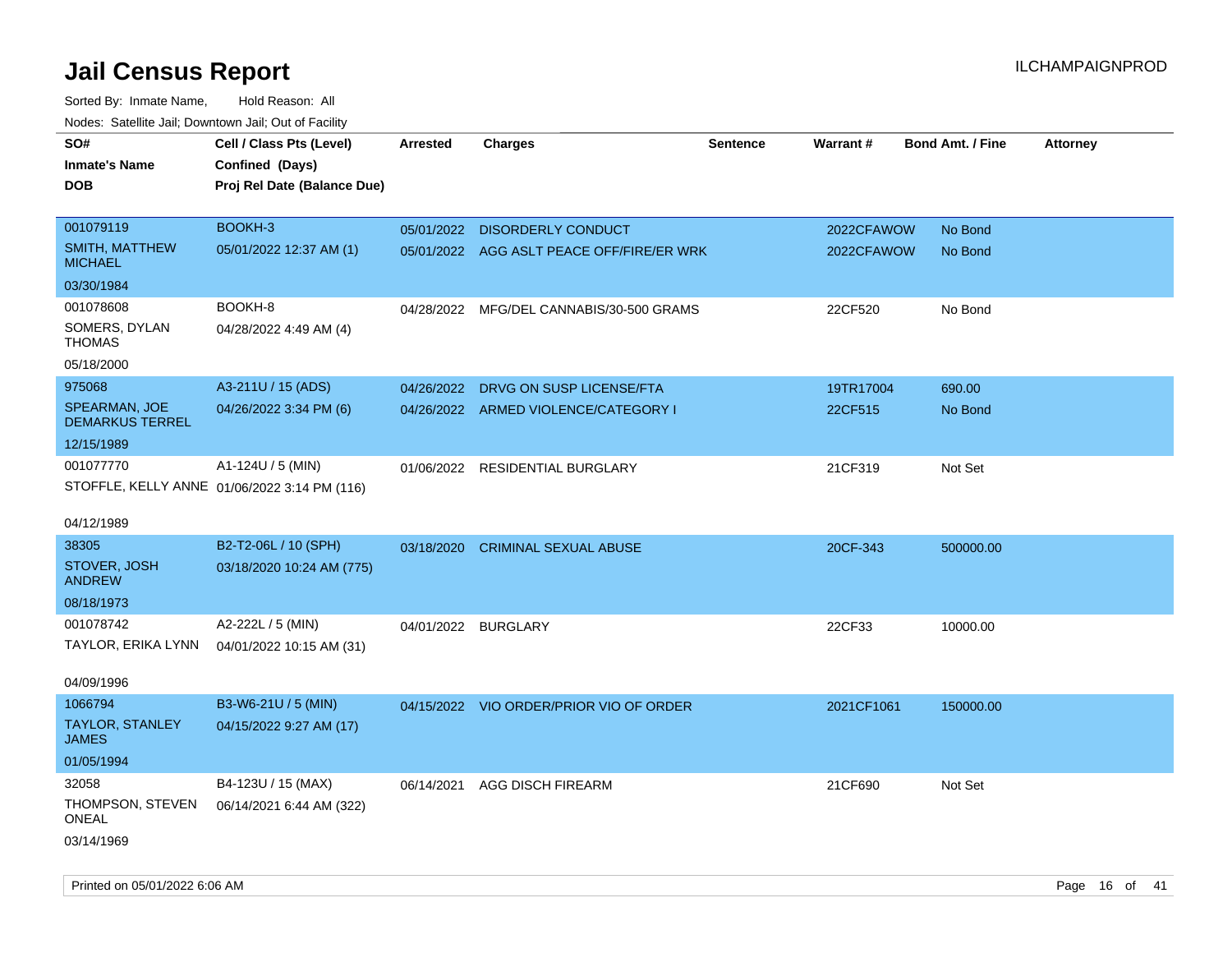# Jail Census Report

ILCHAMPAIGNPROD

Sorted By: Inmate Name, Hold Reason: All

Nodes: Satellite Jail; Downtown Jail; Out of Facility

| SO# / Inmate's Name / DOB | Cell / Class Pts (Level) / Confined (Days) / Proj Rel Date (Balance Due) | Arrested | Charges | Sentence | Warrant # | Bond Amt. / Fine | Attorney |
|---|---|---|---|---|---|---|---|
| 001079119<br>SMITH, MATTHEW MICHAEL<br>03/30/1984 | BOOKH-3<br>05/01/2022 12:37 AM (1) | 05/01/2022<br>05/01/2022 | DISORDERLY CONDUCT<br>AGG ASLT PEACE OFF/FIRE/ER WRK | | 2022CFAWOW<br>2022CFAWOW | No Bond<br>No Bond | |
| 001078608<br>SOMERS, DYLAN THOMAS<br>05/18/2000 | BOOKH-8<br>04/28/2022 4:49 AM (4) | 04/28/2022 | MFG/DEL CANNABIS/30-500 GRAMS | | 22CF520 | No Bond | |
| 975068<br>SPEARMAN, JOE DEMARKUS TERREL<br>12/15/1989 | A3-211U / 15 (ADS)<br>04/26/2022 3:34 PM (6) | 04/26/2022<br>04/26/2022 | DRVG ON SUSP LICENSE/FTA<br>ARMED VIOLENCE/CATEGORY I | | 19TR17004<br>22CF515 | 690.00<br>No Bond | |
| 001077770<br>STOFFLE, KELLY ANNE<br>04/12/1989 | A1-124U / 5 (MIN)<br>01/06/2022 3:14 PM (116) | 01/06/2022 | RESIDENTIAL BURGLARY | | 21CF319 | Not Set | |
| 38305<br>STOVER, JOSH ANDREW<br>08/18/1973 | B2-T2-06L / 10 (SPH)<br>03/18/2020 10:24 AM (775) | 03/18/2020 | CRIMINAL SEXUAL ABUSE | | 20CF-343 | 500000.00 | |
| 001078742<br>TAYLOR, ERIKA LYNN<br>04/09/1996 | A2-222L / 5 (MIN)<br>04/01/2022 10:15 AM (31) | 04/01/2022 | BURGLARY | | 22CF33 | 10000.00 | |
| 1066794<br>TAYLOR, STANLEY JAMES<br>01/05/1994 | B3-W6-21U / 5 (MIN)<br>04/15/2022 9:27 AM (17) | 04/15/2022 | VIO ORDER/PRIOR VIO OF ORDER | | 2021CF1061 | 150000.00 | |
| 32058<br>THOMPSON, STEVEN ONEAL<br>03/14/1969 | B4-123U / 15 (MAX)<br>06/14/2021 6:44 AM (322) | 06/14/2021 | AGG DISCH FIREARM | | 21CF690 | Not Set | |

Printed on 05/01/2022 6:06 AM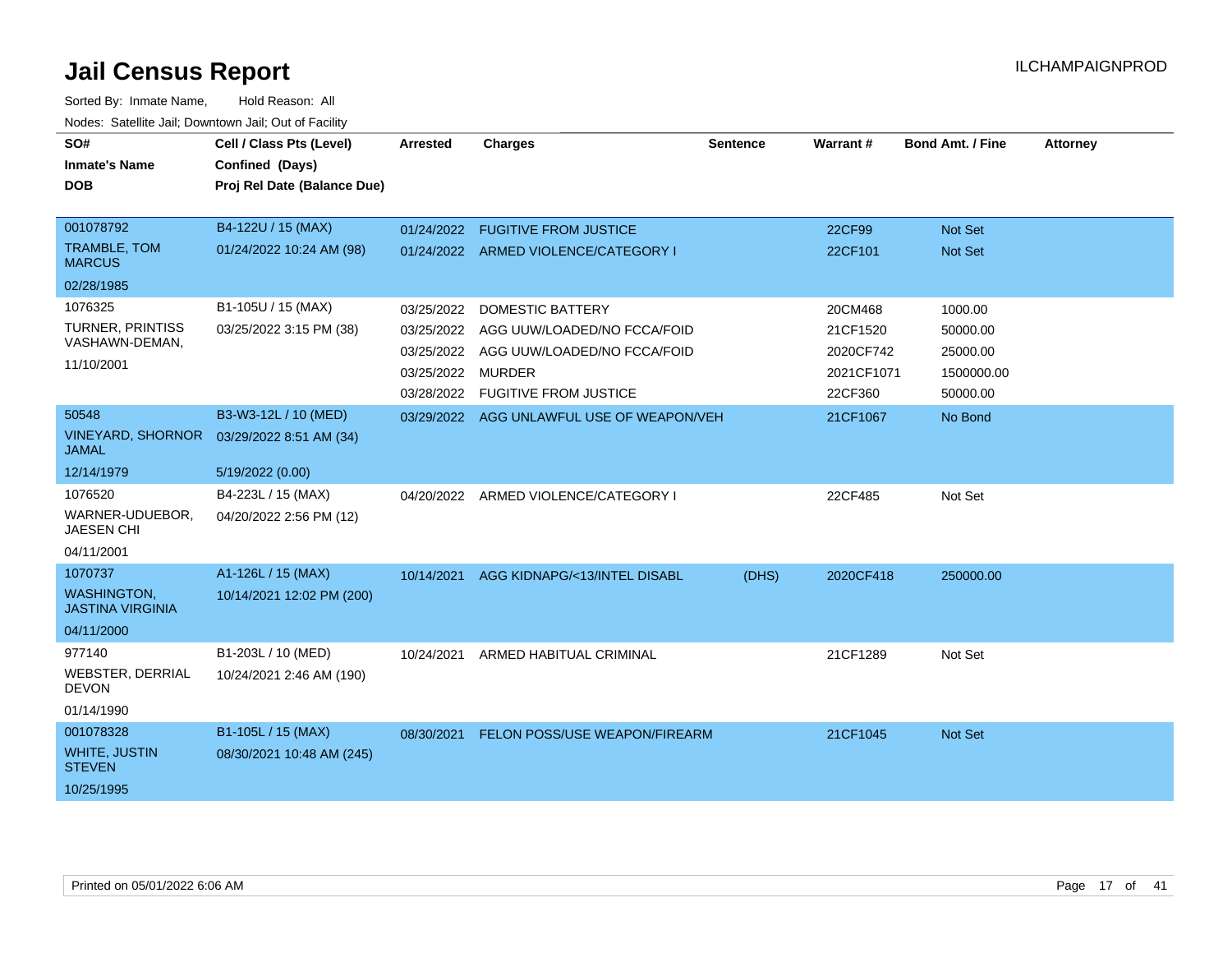# Jail Census Report

ILCHAMPAIGNPROD

Sorted By: Inmate Name, Hold Reason: All

Nodes: Satellite Jail; Downtown Jail; Out of Facility

| SO# / Inmate's Name / DOB | Cell / Class Pts (Level) / Confined (Days) / Proj Rel Date (Balance Due) | Arrested | Charges | Sentence | Warrant # | Bond Amt. / Fine | Attorney |
|---|---|---|---|---|---|---|---|
| 001078792 | B4-122U / 15 (MAX) | 01/24/2022 | FUGITIVE FROM JUSTICE | | 22CF99 | Not Set | |
| TRAMBLE, TOM MARCUS | 01/24/2022 10:24 AM (98) | 01/24/2022 | ARMED VIOLENCE/CATEGORY I | | 22CF101 | Not Set | |
| 02/28/1985 | | | | | | | |
| 1076325 | B1-105U / 15 (MAX) | 03/25/2022 | DOMESTIC BATTERY | | 20CM468 | 1000.00 | |
| TURNER, PRINTISS VASHAWN-DEMAN, | 03/25/2022 3:15 PM (38) | 03/25/2022 | AGG UUW/LOADED/NO FCCA/FOID | | 21CF1520 | 50000.00 | |
| 11/10/2001 | | 03/25/2022 | AGG UUW/LOADED/NO FCCA/FOID | | 2020CF742 | 25000.00 | |
| | | 03/25/2022 | MURDER | | 2021CF1071 | 1500000.00 | |
| | | 03/28/2022 | FUGITIVE FROM JUSTICE | | 22CF360 | 50000.00 | |
| 50548 | B3-W3-12L / 10 (MED) | 03/29/2022 | AGG UNLAWFUL USE OF WEAPON/VEH | | 21CF1067 | No Bond | |
| VINEYARD, SHORNOR JAMAL | 03/29/2022 8:51 AM (34) | | | | | | |
| 12/14/1979 | 5/19/2022 (0.00) | | | | | | |
| 1076520 | B4-223L / 15 (MAX) | 04/20/2022 | ARMED VIOLENCE/CATEGORY I | | 22CF485 | Not Set | |
| WARNER-UDUEBOR, JAESEN CHI | 04/20/2022 2:56 PM (12) | | | | | | |
| 04/11/2001 | | | | | | | |
| 1070737 | A1-126L / 15 (MAX) | 10/14/2021 | AGG KIDNAPG/<13/INTEL DISABL | (DHS) | 2020CF418 | 250000.00 | |
| WASHINGTON, JASTINA VIRGINIA | 10/14/2021 12:02 PM (200) | | | | | | |
| 04/11/2000 | | | | | | | |
| 977140 | B1-203L / 10 (MED) | 10/24/2021 | ARMED HABITUAL CRIMINAL | | 21CF1289 | Not Set | |
| WEBSTER, DERRIAL DEVON | 10/24/2021 2:46 AM (190) | | | | | | |
| 01/14/1990 | | | | | | | |
| 001078328 | B1-105L / 15 (MAX) | 08/30/2021 | FELON POSS/USE WEAPON/FIREARM | | 21CF1045 | Not Set | |
| WHITE, JUSTIN STEVEN | 08/30/2021 10:48 AM (245) | | | | | | |
| 10/25/1995 | | | | | | | |

Printed on 05/01/2022 6:06 AM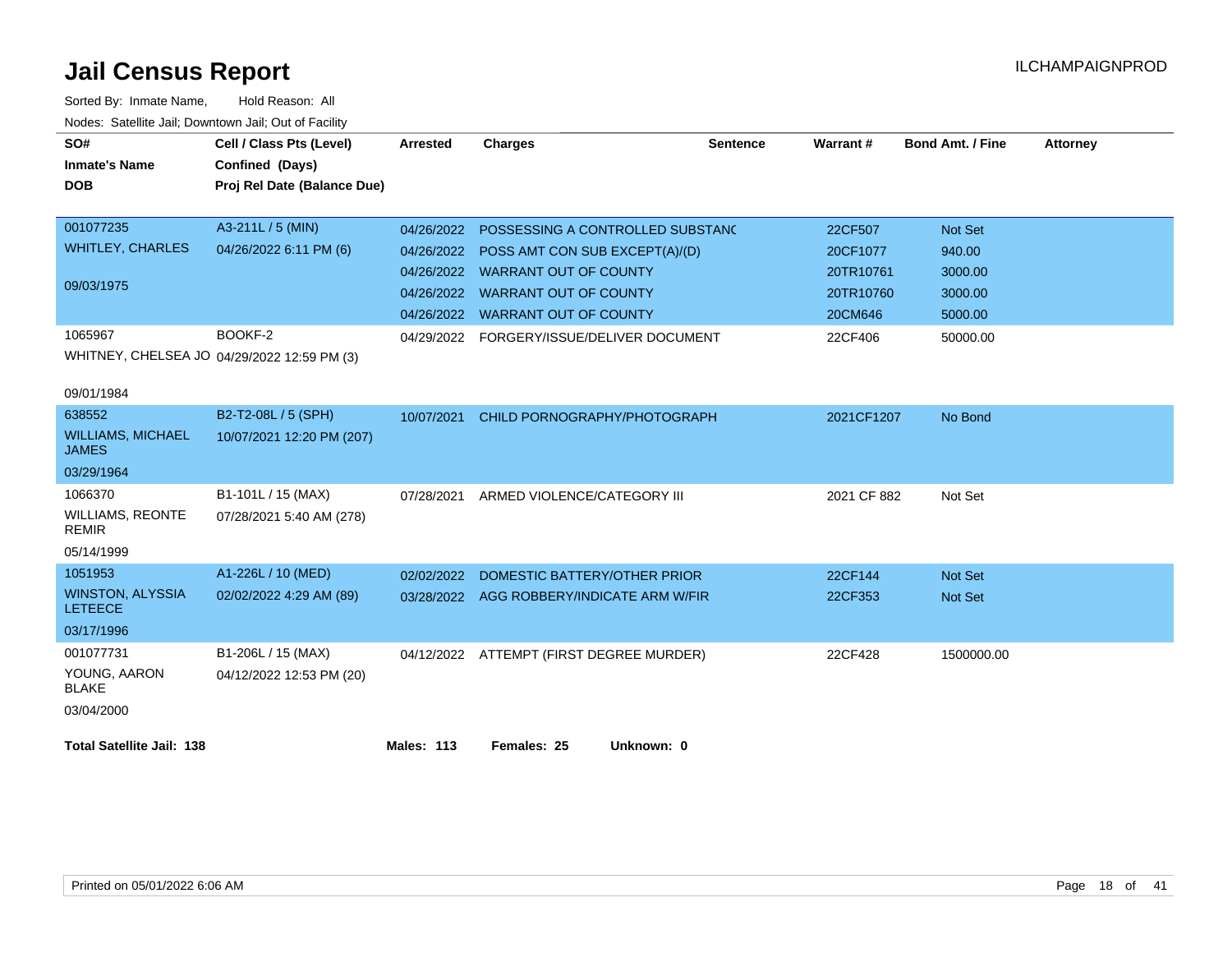# Jail Census Report

ILCHAMPAIGNPROD

Sorted By: Inmate Name, Hold Reason: All

Nodes: Satellite Jail; Downtown Jail; Out of Facility

| SO# / Inmate's Name / DOB | Cell / Class Pts (Level) / Confined (Days) / Proj Rel Date (Balance Due) | Arrested | Charges | Sentence | Warrant # | Bond Amt. / Fine | Attorney |
|---|---|---|---|---|---|---|---|
| 001077235<br>WHITLEY, CHARLES<br>09/03/1975 | A3-211L / 5 (MIN)<br>04/26/2022 6:11 PM (6) | 04/26/2022 | POSSESSING A CONTROLLED SUBSTANC | | 22CF507 | Not Set | |
| | | 04/26/2022 | POSS AMT CON SUB EXCEPT(A)/(D) | | 20CF1077 | 940.00 | |
| | | 04/26/2022 | WARRANT OUT OF COUNTY | | 20TR10761 | 3000.00 | |
| | | 04/26/2022 | WARRANT OUT OF COUNTY | | 20TR10760 | 3000.00 | |
| | | 04/26/2022 | WARRANT OUT OF COUNTY | | 20CM646 | 5000.00 | |
| 1065967<br>WHITNEY, CHELSEA JO<br>09/01/1984 | BOOKF-2<br>04/29/2022 12:59 PM (3) | 04/29/2022 | FORGERY/ISSUE/DELIVER DOCUMENT | | 22CF406 | 50000.00 | |
| 638552<br>WILLIAMS, MICHAEL JAMES<br>03/29/1964 | B2-T2-08L / 5 (SPH)<br>10/07/2021 12:20 PM (207) | 10/07/2021 | CHILD PORNOGRAPHY/PHOTOGRAPH | | 2021CF1207 | No Bond | |
| 1066370<br>WILLIAMS, REONTE REMIR<br>05/14/1999 | B1-101L / 15 (MAX)<br>07/28/2021 5:40 AM (278) | 07/28/2021 | ARMED VIOLENCE/CATEGORY III | | 2021 CF 882 | Not Set | |
| 1051953<br>WINSTON, ALYSSIA LETEECE<br>03/17/1996 | A1-226L / 10 (MED)<br>02/02/2022 4:29 AM (89) | 02/02/2022 | DOMESTIC BATTERY/OTHER PRIOR | | 22CF144 | Not Set | |
| | | 03/28/2022 | AGG ROBBERY/INDICATE ARM W/FIR | | 22CF353 | Not Set | |
| 001077731<br>YOUNG, AARON BLAKE<br>03/04/2000 | B1-206L / 15 (MAX)<br>04/12/2022 12:53 PM (20) | 04/12/2022 | ATTEMPT (FIRST DEGREE MURDER) | | 22CF428 | 1500000.00 | |

**Total Satellite Jail: 138** **Males: 113** **Females: 25** **Unknown: 0**

Printed on 05/01/2022 6:06 AM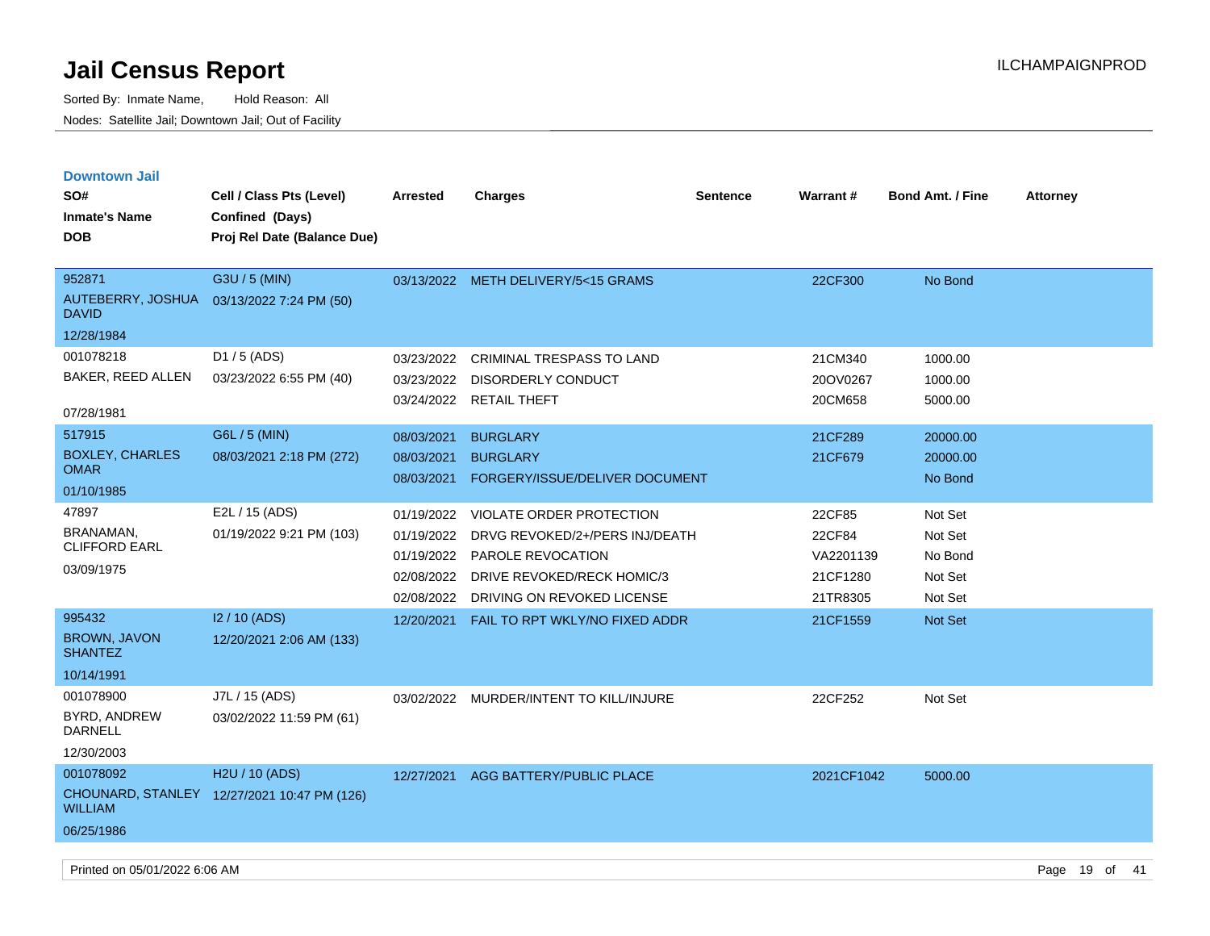# Jail Census Report

Sorted By: Inmate Name, Hold Reason: All

Nodes: Satellite Jail; Downtown Jail; Out of Facility

ILCHAMPAIGNPROD

## Downtown Jail

| SO# / Inmate's Name / DOB | Cell / Class Pts (Level) / Confined (Days) / Proj Rel Date (Balance Due) | Arrested | Charges | Sentence | Warrant # | Bond Amt. / Fine | Attorney |
|---|---|---|---|---|---|---|---|
| 952871<br>AUTEBERRY, JOSHUA DAVID<br>12/28/1984 | G3U / 5 (MIN)<br>03/13/2022 7:24 PM (50) | 03/13/2022 | METH DELIVERY/5<15 GRAMS | | 22CF300 | No Bond | |
| 001078218<br>BAKER, REED ALLEN<br>07/28/1981 | D1 / 5 (ADS)<br>03/23/2022 6:55 PM (40) | 03/23/2022 | CRIMINAL TRESPASS TO LAND | | 21CM340 | 1000.00 | |
| | | 03/23/2022 | DISORDERLY CONDUCT | | 20OV0267 | 1000.00 | |
| | | 03/24/2022 | RETAIL THEFT | | 20CM658 | 5000.00 | |
| 517915<br>BOXLEY, CHARLES OMAR<br>01/10/1985 | G6L / 5 (MIN)<br>08/03/2021 2:18 PM (272) | 08/03/2021 | BURGLARY | | 21CF289 | 20000.00 | |
| | | 08/03/2021 | BURGLARY | | 21CF679 | 20000.00 | |
| | | 08/03/2021 | FORGERY/ISSUE/DELIVER DOCUMENT | | | No Bond | |
| 47897<br>BRANAMAN, CLIFFORD EARL<br>03/09/1975 | E2L / 15 (ADS)<br>01/19/2022 9:21 PM (103) | 01/19/2022 | VIOLATE ORDER PROTECTION | | 22CF85 | Not Set | |
| | | 01/19/2022 | DRVG REVOKED/2+/PERS INJ/DEATH | | 22CF84 | Not Set | |
| | | 01/19/2022 | PAROLE REVOCATION | | VA2201139 | No Bond | |
| | | 02/08/2022 | DRIVE REVOKED/RECK HOMIC/3 | | 21CF1280 | Not Set | |
| | | 02/08/2022 | DRIVING ON REVOKED LICENSE | | 21TR8305 | Not Set | |
| 995432<br>BROWN, JAVON SHANTEZ<br>10/14/1991 | I2 / 10 (ADS)<br>12/20/2021 2:06 AM (133) | 12/20/2021 | FAIL TO RPT WKLY/NO FIXED ADDR | | 21CF1559 | Not Set | |
| 001078900<br>BYRD, ANDREW DARNELL<br>12/30/2003 | J7L / 15 (ADS)<br>03/02/2022 11:59 PM (61) | 03/02/2022 | MURDER/INTENT TO KILL/INJURE | | 22CF252 | Not Set | |
| 001078092<br>CHOUNARD, STANLEY WILLIAM<br>06/25/1986 | H2U / 10 (ADS)<br>12/27/2021 10:47 PM (126) | 12/27/2021 | AGG BATTERY/PUBLIC PLACE | | 2021CF1042 | 5000.00 | |

Printed on 05/01/2022 6:06 AM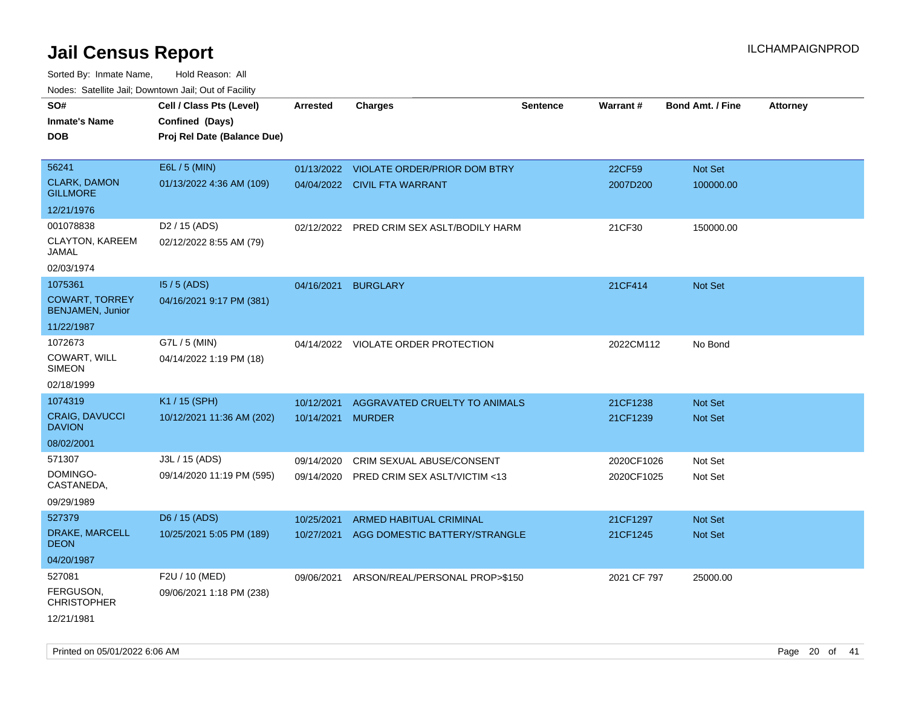# Jail Census Report

ILCHAMPAIGNPROD

Sorted By: Inmate Name, Hold Reason: All

Nodes: Satellite Jail; Downtown Jail; Out of Facility

| SO#<br>Inmate's Name<br>DOB | Cell / Class Pts (Level)<br>Confined (Days)<br>Proj Rel Date (Balance Due) | Arrested | Charges | Sentence | Warrant # | Bond Amt. / Fine | Attorney |
|---|---|---|---|---|---|---|---|
| 56241<br>CLARK, DAMON GILLMORE<br>12/21/1976 | E6L / 5 (MIN)<br>01/13/2022 4:36 AM (109) | 01/13/2022<br>04/04/2022 | VIOLATE ORDER/PRIOR DOM BTRY<br>CIVIL FTA WARRANT | | 22CF59<br>2007D200 | Not Set<br>100000.00 | |
| 001078838<br>CLAYTON, KAREEM JAMAL<br>02/03/1974 | D2 / 15 (ADS)<br>02/12/2022 8:55 AM (79) | 02/12/2022 | PRED CRIM SEX ASLT/BODILY HARM | | 21CF30 | 150000.00 | |
| 1075361<br>COWART, TORREY BENJAMEN, Junior<br>11/22/1987 | I5 / 5 (ADS)<br>04/16/2021 9:17 PM (381) | 04/16/2021 | BURGLARY | | 21CF414 | Not Set | |
| 1072673<br>COWART, WILL SIMEON<br>02/18/1999 | G7L / 5 (MIN)<br>04/14/2022 1:19 PM (18) | 04/14/2022 | VIOLATE ORDER PROTECTION | | 2022CM112 | No Bond | |
| 1074319<br>CRAIG, DAVUCCI DAVION<br>08/02/2001 | K1 / 15 (SPH)<br>10/12/2021 11:36 AM (202) | 10/12/2021<br>10/14/2021 | AGGRAVATED CRUELTY TO ANIMALS<br>MURDER | | 21CF1238<br>21CF1239 | Not Set<br>Not Set | |
| 571307<br>DOMINGO-CASTANEDA,<br>09/29/1989 | J3L / 15 (ADS)<br>09/14/2020 11:19 PM (595) | 09/14/2020<br>09/14/2020 | CRIM SEXUAL ABUSE/CONSENT<br>PRED CRIM SEX ASLT/VICTIM <13 | | 2020CF1026<br>2020CF1025 | Not Set<br>Not Set | |
| 527379<br>DRAKE, MARCELL DEON<br>04/20/1987 | D6 / 15 (ADS)<br>10/25/2021 5:05 PM (189) | 10/25/2021<br>10/27/2021 | ARMED HABITUAL CRIMINAL<br>AGG DOMESTIC BATTERY/STRANGLE | | 21CF1297<br>21CF1245 | Not Set<br>Not Set | |
| 527081<br>FERGUSON, CHRISTOPHER<br>12/21/1981 | F2U / 10 (MED)<br>09/06/2021 1:18 PM (238) | 09/06/2021 | ARSON/REAL/PERSONAL PROP>$150 | | 2021 CF 797 | 25000.00 | |

Printed on 05/01/2022 6:06 AM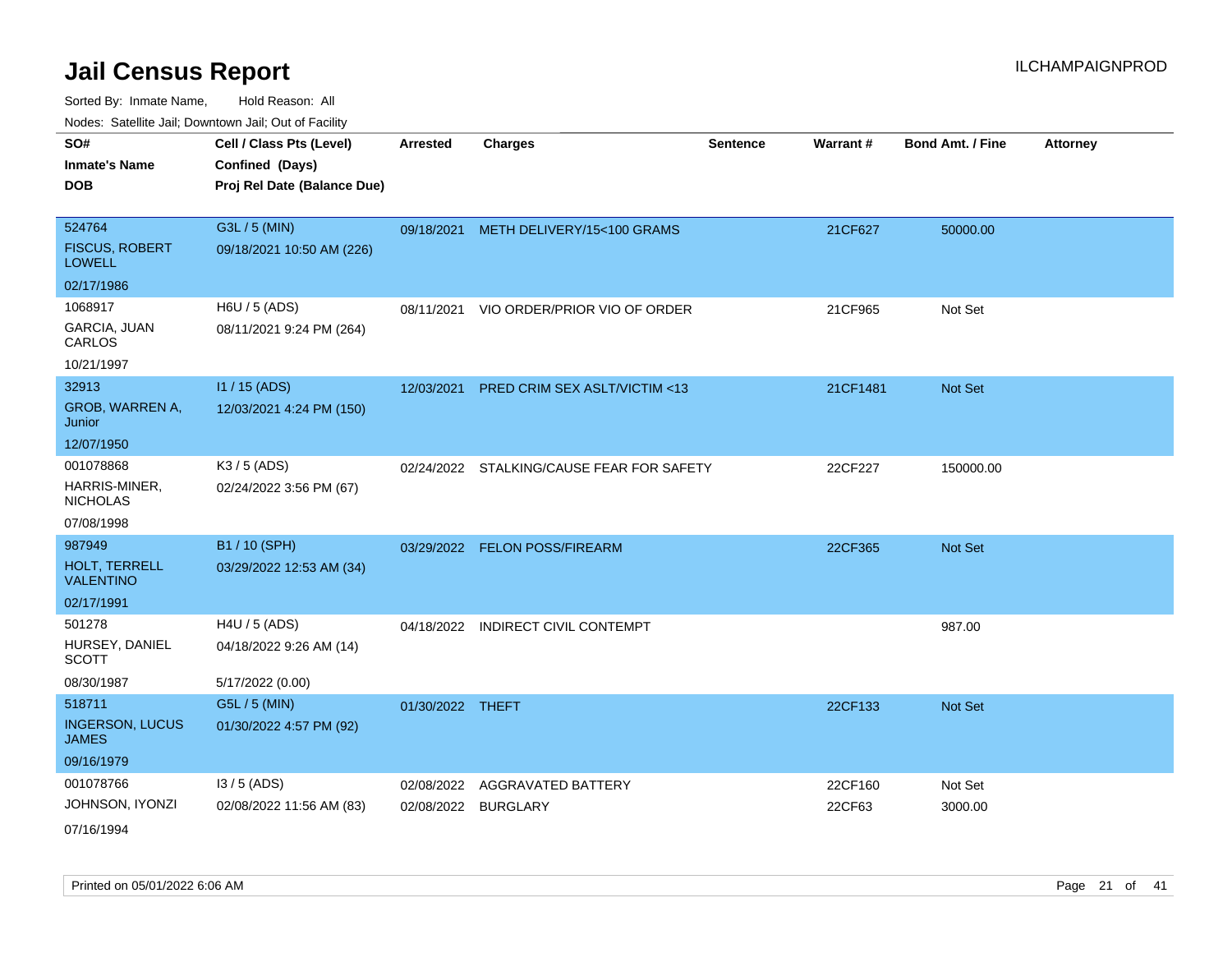# Jail Census Report

ILCHAMPAIGNPROD

Sorted By: Inmate Name, Hold Reason: All

Nodes: Satellite Jail; Downtown Jail; Out of Facility

| SO# / Inmate's Name / DOB | Cell / Class Pts (Level) / Confined (Days) / Proj Rel Date (Balance Due) | Arrested | Charges | Sentence | Warrant # | Bond Amt. / Fine | Attorney |
|---|---|---|---|---|---|---|---|
| 524764 FISCUS, ROBERT LOWELL 02/17/1986 | G3L / 5 (MIN) 09/18/2021 10:50 AM (226) | 09/18/2021 | METH DELIVERY/15<100 GRAMS | | 21CF627 | 50000.00 | |
| 1068917 GARCIA, JUAN CARLOS 10/21/1997 | H6U / 5 (ADS) 08/11/2021 9:24 PM (264) | 08/11/2021 | VIO ORDER/PRIOR VIO OF ORDER | | 21CF965 | Not Set | |
| 32913 GROB, WARREN A, Junior 12/07/1950 | I1 / 15 (ADS) 12/03/2021 4:24 PM (150) | 12/03/2021 | PRED CRIM SEX ASLT/VICTIM <13 | | 21CF1481 | Not Set | |
| 001078868 HARRIS-MINER, NICHOLAS 07/08/1998 | K3 / 5 (ADS) 02/24/2022 3:56 PM (67) | 02/24/2022 | STALKING/CAUSE FEAR FOR SAFETY | | 22CF227 | 150000.00 | |
| 987949 HOLT, TERRELL VALENTINO 02/17/1991 | B1 / 10 (SPH) 03/29/2022 12:53 AM (34) | 03/29/2022 | FELON POSS/FIREARM | | 22CF365 | Not Set | |
| 501278 HURSEY, DANIEL SCOTT 08/30/1987 | H4U / 5 (ADS) 04/18/2022 9:26 AM (14) 5/17/2022 (0.00) | 04/18/2022 | INDIRECT CIVIL CONTEMPT | | | 987.00 | |
| 518711 INGERSON, LUCUS JAMES 09/16/1979 | G5L / 5 (MIN) 01/30/2022 4:57 PM (92) | 01/30/2022 | THEFT | | 22CF133 | Not Set | |
| 001078766 JOHNSON, IYONZI 07/16/1994 | I3 / 5 (ADS) 02/08/2022 11:56 AM (83) | 02/08/2022 | AGGRAVATED BATTERY | | 22CF160 | Not Set | |
| | | 02/08/2022 | BURGLARY | | 22CF63 | 3000.00 | |

Printed on 05/01/2022 6:06 AM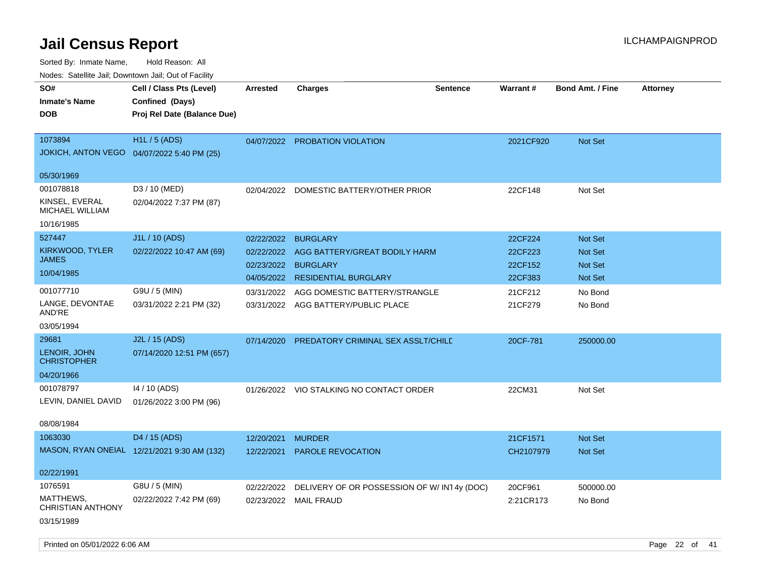# Jail Census Report

ILCHAMPAIGNPROD

Sorted By: Inmate Name, Hold Reason: All

Nodes: Satellite Jail; Downtown Jail; Out of Facility

| SO#<br>Inmate's Name<br>DOB | Cell / Class Pts (Level)<br>Confined (Days)<br>Proj Rel Date (Balance Due) | Arrested | Charges | Sentence | Warrant # | Bond Amt. / Fine | Attorney |
|---|---|---|---|---|---|---|---|
| 1073894<br>JOKICH, ANTON VEGO<br>05/30/1969 | H1L / 5 (ADS)<br>04/07/2022 5:40 PM (25) | 04/07/2022 | PROBATION VIOLATION | | 2021CF920 | Not Set | |
| 001078818<br>KINSEL, EVERAL MICHAEL WILLIAM<br>10/16/1985 | D3 / 10 (MED)<br>02/04/2022 7:37 PM (87) | 02/04/2022 | DOMESTIC BATTERY/OTHER PRIOR | | 22CF148 | Not Set | |
| 527447<br>KIRKWOOD, TYLER JAMES<br>10/04/1985 | J1L / 10 (ADS)<br>02/22/2022 10:47 AM (69) | 02/22/2022 | BURGLARY | | 22CF224 | Not Set | |
| | | 02/22/2022 | AGG BATTERY/GREAT BODILY HARM | | 22CF223 | Not Set | |
| | | 02/23/2022 | BURGLARY | | 22CF152 | Not Set | |
| | | 04/05/2022 | RESIDENTIAL BURGLARY | | 22CF383 | Not Set | |
| 001077710<br>LANGE, DEVONTAE AND'RE<br>03/05/1994 | G9U / 5 (MIN)<br>03/31/2022 2:21 PM (32) | 03/31/2022 | AGG DOMESTIC BATTERY/STRANGLE | | 21CF212 | No Bond | |
| | | 03/31/2022 | AGG BATTERY/PUBLIC PLACE | | 21CF279 | No Bond | |
| 29681<br>LENOIR, JOHN CHRISTOPHER<br>04/20/1966 | J2L / 15 (ADS)<br>07/14/2020 12:51 PM (657) | 07/14/2020 | PREDATORY CRIMINAL SEX ASSLT/CHILD | | 20CF-781 | 250000.00 | |
| 001078797<br>LEVIN, DANIEL DAVID<br>08/08/1984 | I4 / 10 (ADS)<br>01/26/2022 3:00 PM (96) | 01/26/2022 | VIO STALKING NO CONTACT ORDER | | 22CM31 | Not Set | |
| 1063030<br>MASON, RYAN ONEIAL<br>02/22/1991 | D4 / 15 (ADS)<br>12/21/2021 9:30 AM (132) | 12/20/2021 | MURDER | | 21CF1571 | Not Set | |
| | | 12/22/2021 | PAROLE REVOCATION | | CH2107979 | Not Set | |
| 1076591<br>MATTHEWS, CHRISTIAN ANTHONY<br>03/15/1989 | G8U / 5 (MIN)<br>02/22/2022 7:42 PM (69) | 02/22/2022 | DELIVERY OF OR POSSESSION OF W/ INT | 4y (DOC) | 20CF961 | 500000.00 | |
| | | 02/23/2022 | MAIL FRAUD | | 2:21CR173 | No Bond | |

Printed on 05/01/2022 6:06 AM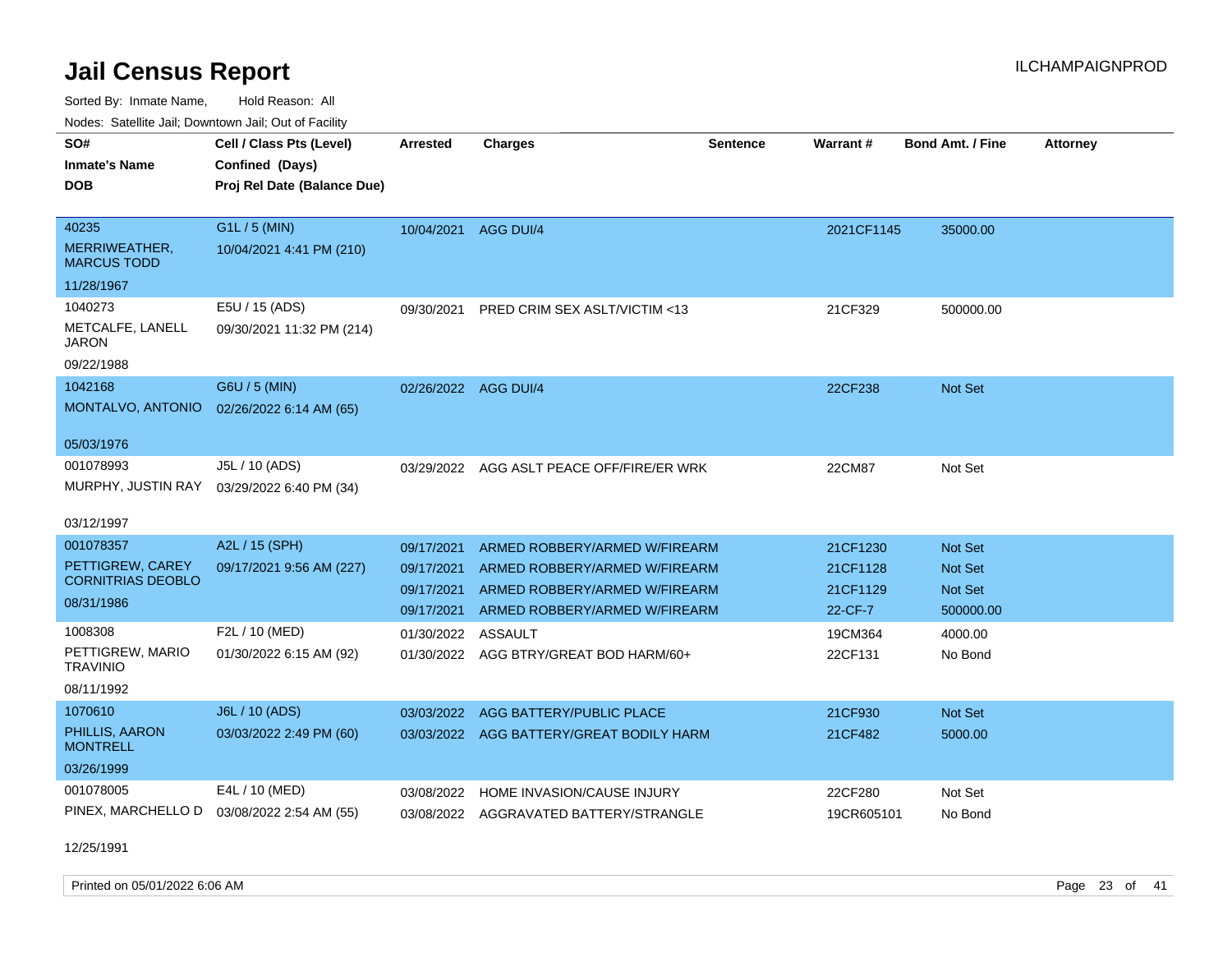# Jail Census Report

ILCHAMPAIGNPROD

Sorted By: Inmate Name, Hold Reason: All

Nodes: Satellite Jail; Downtown Jail; Out of Facility

| SO# / Inmate's Name / DOB | Cell / Class Pts (Level) / Confined (Days) / Proj Rel Date (Balance Due) | Arrested | Charges | Sentence | Warrant # | Bond Amt. / Fine | Attorney |
|---|---|---|---|---|---|---|---|
| 40235 MERRIWEATHER, MARCUS TODD 11/28/1967 | G1L / 5 (MIN) 10/04/2021 4:41 PM (210) | 10/04/2021 | AGG DUI/4 | | 2021CF1145 | 35000.00 | |
| 1040273 METCALFE, LANELL JARON 09/22/1988 | E5U / 15 (ADS) 09/30/2021 11:32 PM (214) | 09/30/2021 | PRED CRIM SEX ASLT/VICTIM <13 | | 21CF329 | 500000.00 | |
| 1042168 MONTALVO, ANTONIO 05/03/1976 | G6U / 5 (MIN) 02/26/2022 6:14 AM (65) | 02/26/2022 | AGG DUI/4 | | 22CF238 | Not Set | |
| 001078993 MURPHY, JUSTIN RAY 03/12/1997 | J5L / 10 (ADS) 03/29/2022 6:40 PM (34) | 03/29/2022 | AGG ASLT PEACE OFF/FIRE/ER WRK | | 22CM87 | Not Set | |
| 001078357 PETTIGREW, CAREY CORNITRIAS DEOBLO 08/31/1986 | A2L / 15 (SPH) 09/17/2021 9:56 AM (227) | 09/17/2021 | ARMED ROBBERY/ARMED W/FIREARM | | 21CF1230 | Not Set | |
| | | 09/17/2021 | ARMED ROBBERY/ARMED W/FIREARM | | 21CF1128 | Not Set | |
| | | 09/17/2021 | ARMED ROBBERY/ARMED W/FIREARM | | 21CF1129 | Not Set | |
| | | 09/17/2021 | ARMED ROBBERY/ARMED W/FIREARM | | 22-CF-7 | 500000.00 | |
| 1008308 PETTIGREW, MARIO TRAVINIO 08/11/1992 | F2L / 10 (MED) 01/30/2022 6:15 AM (92) | 01/30/2022 | ASSAULT | | 19CM364 | 4000.00 | |
| | | 01/30/2022 | AGG BTRY/GREAT BOD HARM/60+ | | 22CF131 | No Bond | |
| 1070610 PHILLIS, AARON MONTRELL 03/26/1999 | J6L / 10 (ADS) 03/03/2022 2:49 PM (60) | 03/03/2022 | AGG BATTERY/PUBLIC PLACE | | 21CF930 | Not Set | |
| | | 03/03/2022 | AGG BATTERY/GREAT BODILY HARM | | 21CF482 | 5000.00 | |
| 001078005 PINEX, MARCHELLO D 12/25/1991 | E4L / 10 (MED) 03/08/2022 2:54 AM (55) | 03/08/2022 | HOME INVASION/CAUSE INJURY | | 22CF280 | Not Set | |
| | | 03/08/2022 | AGGRAVATED BATTERY/STRANGLE | | 19CR605101 | No Bond | |

Printed on 05/01/2022 6:06 AM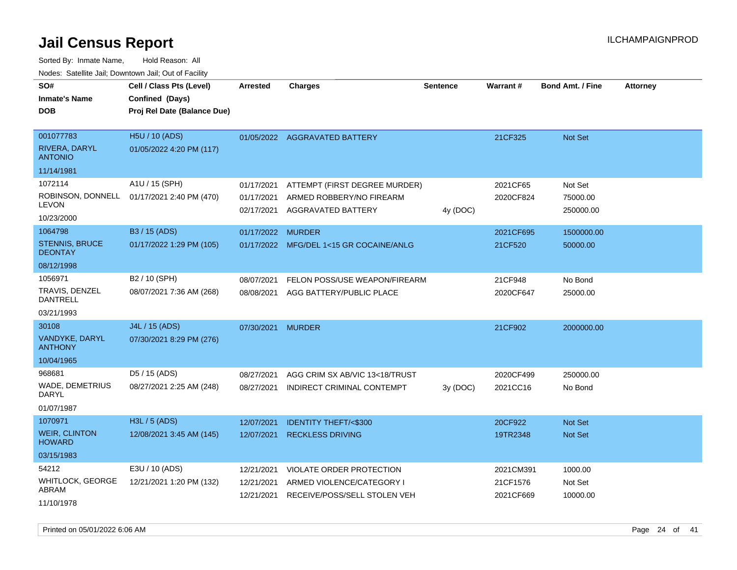# Jail Census Report

ILCHAMPAIGNPROD

Sorted By: Inmate Name, Hold Reason: All

Nodes: Satellite Jail; Downtown Jail; Out of Facility

| SO#<br>Inmate's Name<br>DOB | Cell / Class Pts (Level)<br>Confined (Days)<br>Proj Rel Date (Balance Due) | Arrested | Charges | Sentence | Warrant # | Bond Amt. / Fine | Attorney |
|---|---|---|---|---|---|---|---|
| 001077783<br>RIVERA, DARYL ANTONIO<br>11/14/1981 | H5U / 10 (ADS)<br>01/05/2022 4:20 PM (117) | 01/05/2022 | AGGRAVATED BATTERY | | 21CF325 | Not Set | |
| 1072114<br>ROBINSON, DONNELL LEVON<br>10/23/2000 | A1U / 15 (SPH)<br>01/17/2021 2:40 PM (470) | 01/17/2021 | ATTEMPT (FIRST DEGREE MURDER) | | 2021CF65 | Not Set | |
| | | 01/17/2021 | ARMED ROBBERY/NO FIREARM | | 2020CF824 | 75000.00 | |
| | | 02/17/2021 | AGGRAVATED BATTERY | 4y (DOC) | | 250000.00 | |
| 1064798<br>STENNIS, BRUCE DEONTAY<br>08/12/1998 | B3 / 15 (ADS)<br>01/17/2022 1:29 PM (105) | 01/17/2022 | MURDER | | 2021CF695 | 1500000.00 | |
| | | 01/17/2022 | MFG/DEL 1<15 GR COCAINE/ANLG | | 21CF520 | 50000.00 | |
| 1056971<br>TRAVIS, DENZEL DANTRELL<br>03/21/1993 | B2 / 10 (SPH)<br>08/07/2021 7:36 AM (268) | 08/07/2021 | FELON POSS/USE WEAPON/FIREARM | | 21CF948 | No Bond | |
| | | 08/08/2021 | AGG BATTERY/PUBLIC PLACE | | 2020CF647 | 25000.00 | |
| 30108<br>VANDYKE, DARYL ANTHONY<br>10/04/1965 | J4L / 15 (ADS)<br>07/30/2021 8:29 PM (276) | 07/30/2021 | MURDER | | 21CF902 | 2000000.00 | |
| 968681<br>WADE, DEMETRIUS DARYL<br>01/07/1987 | D5 / 15 (ADS)<br>08/27/2021 2:25 AM (248) | 08/27/2021 | AGG CRIM SX AB/VIC 13<18/TRUST | | 2020CF499 | 250000.00 | |
| | | 08/27/2021 | INDIRECT CRIMINAL CONTEMPT | 3y (DOC) | 2021CC16 | No Bond | |
| 1070971<br>WEIR, CLINTON HOWARD<br>03/15/1983 | H3L / 5 (ADS)<br>12/08/2021 3:45 AM (145) | 12/07/2021 | IDENTITY THEFT/<$300 | | 20CF922 | Not Set | |
| | | 12/07/2021 | RECKLESS DRIVING | | 19TR2348 | Not Set | |
| 54212<br>WHITLOCK, GEORGE ABRAM<br>11/10/1978 | E3U / 10 (ADS)<br>12/21/2021 1:20 PM (132) | 12/21/2021 | VIOLATE ORDER PROTECTION | | 2021CM391 | 1000.00 | |
| | | 12/21/2021 | ARMED VIOLENCE/CATEGORY I | | 21CF1576 | Not Set | |
| | | 12/21/2021 | RECEIVE/POSS/SELL STOLEN VEH | | 2021CF669 | 10000.00 | |

Printed on 05/01/2022 6:06 AM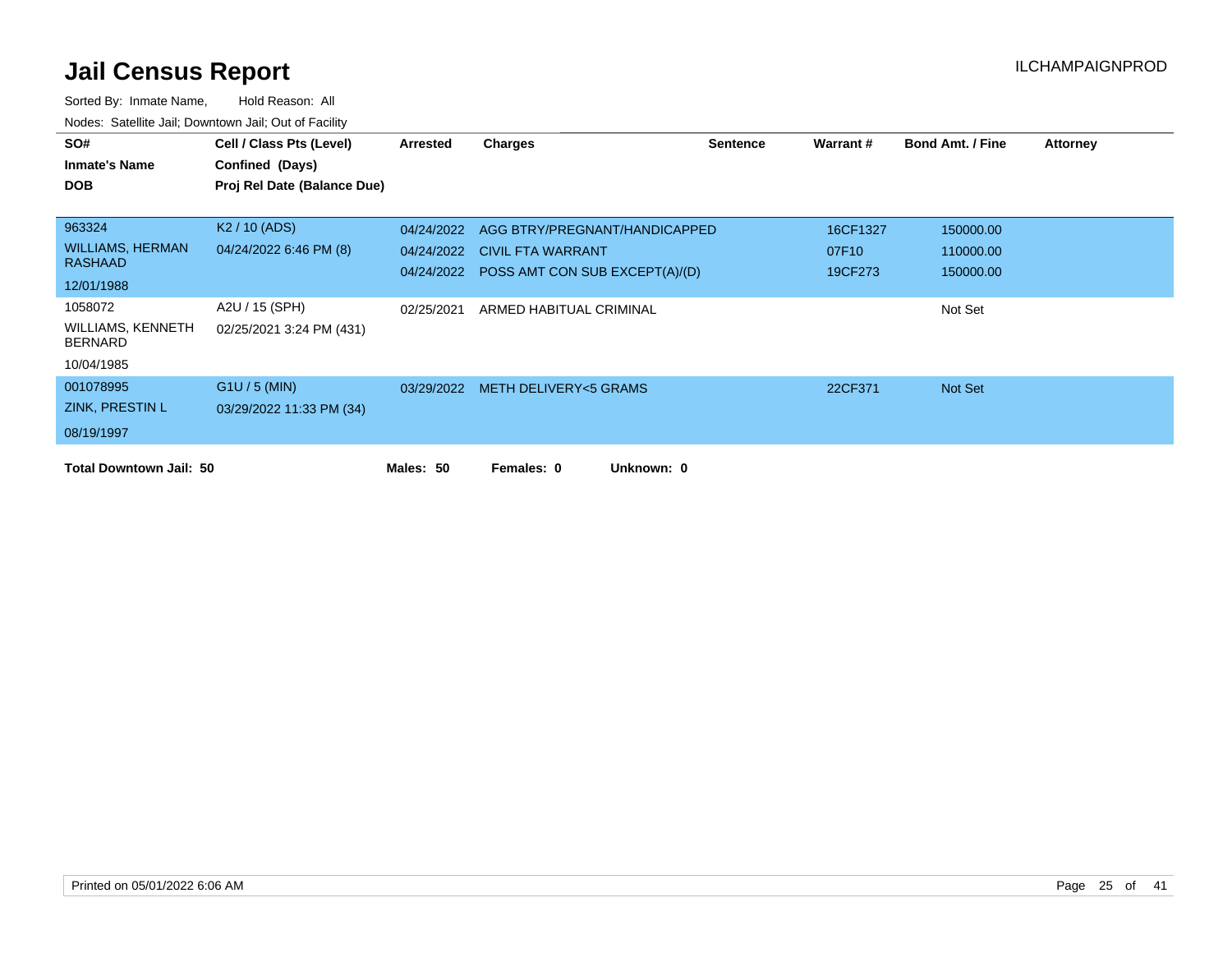# Jail Census Report

ILCHAMPAIGNPROD

Sorted By: Inmate Name, Hold Reason: All

Nodes: Satellite Jail; Downtown Jail; Out of Facility

| SO# / Inmate's Name / DOB | Cell / Class Pts (Level) / Confined (Days) / Proj Rel Date (Balance Due) | Arrested | Charges | Sentence | Warrant # | Bond Amt. / Fine | Attorney |
|---|---|---|---|---|---|---|---|
| 963324<br>WILLIAMS, HERMAN RASHAAD<br>12/01/1988 | K2 / 10 (ADS)<br>04/24/2022 6:46 PM (8) | 04/24/2022 | AGG BTRY/PREGNANT/HANDICAPPED | | 16CF1327 | 150000.00 | |
| | | 04/24/2022 | CIVIL FTA WARRANT | | 07F10 | 110000.00 | |
| | | 04/24/2022 | POSS AMT CON SUB EXCEPT(A)/(D) | | 19CF273 | 150000.00 | |
| 1058072<br>WILLIAMS, KENNETH BERNARD<br>10/04/1985 | A2U / 15 (SPH)<br>02/25/2021 3:24 PM (431) | 02/25/2021 | ARMED HABITUAL CRIMINAL | | | Not Set | |
| 001078995<br>ZINK, PRESTIN L<br>08/19/1997 | G1U / 5 (MIN)<br>03/29/2022 11:33 PM (34) | 03/29/2022 | METH DELIVERY<5 GRAMS | | 22CF371 | Not Set | |

**Total Downtown Jail: 50** **Males: 50** **Females: 0** **Unknown: 0**

Printed on 05/01/2022 6:06 AM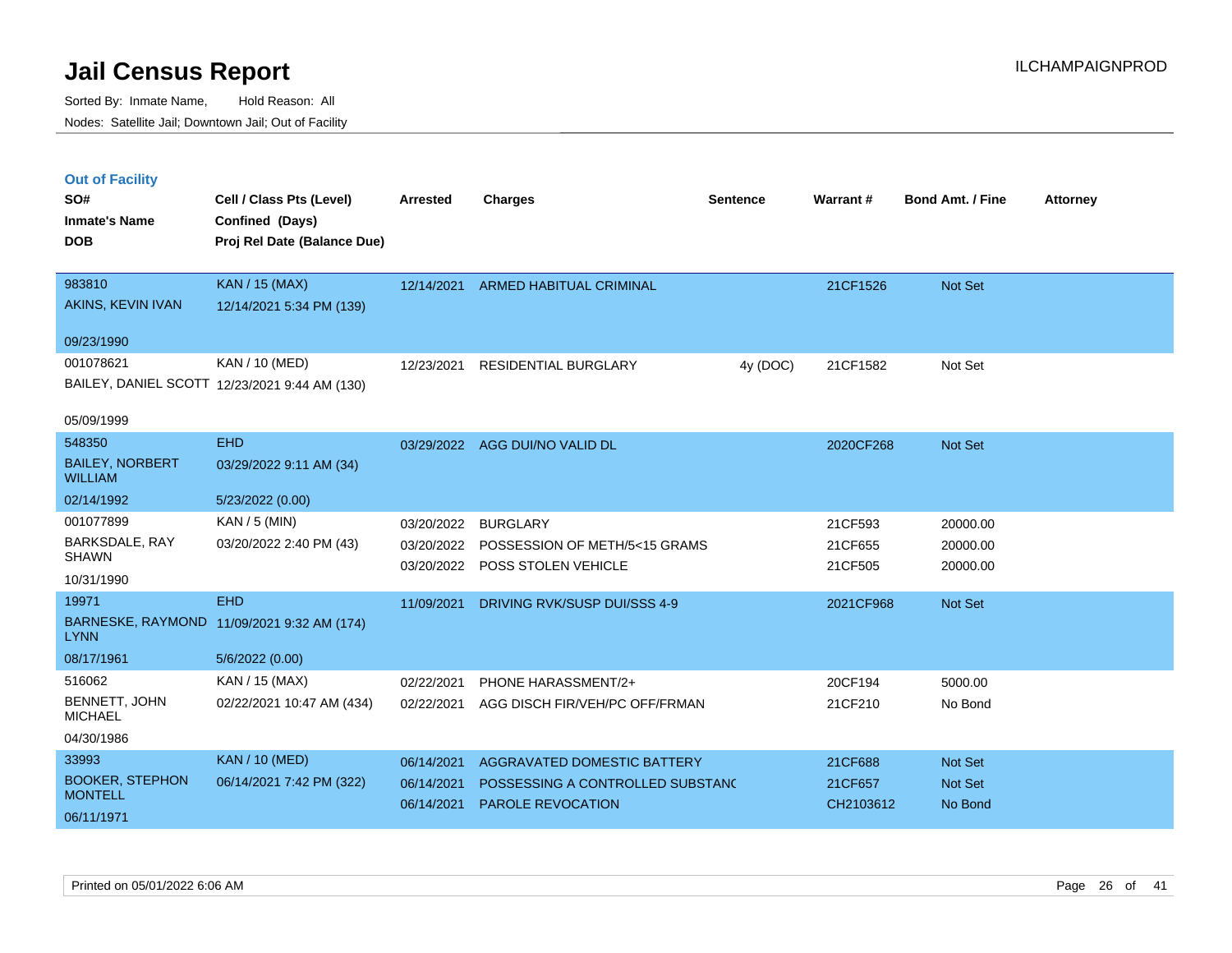# Jail Census Report

Sorted By: Inmate Name, Hold Reason: All

Nodes: Satellite Jail; Downtown Jail; Out of Facility

ILCHAMPAIGNPROD

## Out of Facility

| SO# / Inmate's Name / DOB | Cell / Class Pts (Level) / Confined (Days) / Proj Rel Date (Balance Due) | Arrested | Charges | Sentence | Warrant # | Bond Amt. / Fine | Attorney |
|---|---|---|---|---|---|---|---|
| 983810<br>AKINS, KEVIN IVAN<br>09/23/1990 | KAN / 15 (MAX)<br>12/14/2021 5:34 PM (139) | 12/14/2021 | ARMED HABITUAL CRIMINAL | | 21CF1526 | Not Set | |
| 001078621<br>BAILEY, DANIEL SCOTT<br>05/09/1999 | KAN / 10 (MED)<br>12/23/2021 9:44 AM (130) | 12/23/2021 | RESIDENTIAL BURGLARY | 4y (DOC) | 21CF1582 | Not Set | |
| 548350<br>BAILEY, NORBERT WILLIAM<br>02/14/1992 | EHD<br>03/29/2022 9:11 AM (34)<br>5/23/2022 (0.00) | 03/29/2022 | AGG DUI/NO VALID DL | | 2020CF268 | Not Set | |
| 001077899<br>BARKSDALE, RAY SHAWN<br>10/31/1990 | KAN / 5 (MIN)<br>03/20/2022 2:40 PM (43) | 03/20/2022<br>03/20/2022<br>03/20/2022 | BURGLARY<br>POSSESSION OF METH/5<15 GRAMS<br>POSS STOLEN VEHICLE | | 21CF593<br>21CF655<br>21CF505 | 20000.00<br>20000.00<br>20000.00 | |
| 19971<br>BARNESKE, RAYMOND LYNN<br>08/17/1961 | EHD<br>11/09/2021 9:32 AM (174)<br>5/6/2022 (0.00) | 11/09/2021 | DRIVING RVK/SUSP DUI/SSS 4-9 | | 2021CF968 | Not Set | |
| 516062<br>BENNETT, JOHN MICHAEL<br>04/30/1986 | KAN / 15 (MAX)<br>02/22/2021 10:47 AM (434) | 02/22/2021<br>02/22/2021 | PHONE HARASSMENT/2+<br>AGG DISCH FIR/VEH/PC OFF/FRMAN | | 20CF194<br>21CF210 | 5000.00<br>No Bond | |
| 33993<br>BOOKER, STEPHON MONTELL<br>06/11/1971 | KAN / 10 (MED)<br>06/14/2021 7:42 PM (322) | 06/14/2021<br>06/14/2021<br>06/14/2021 | AGGRAVATED DOMESTIC BATTERY<br>POSSESSING A CONTROLLED SUBSTANC<br>PAROLE REVOCATION | | 21CF688<br>21CF657<br>CH2103612 | Not Set<br>Not Set<br>No Bond | |

Printed on 05/01/2022 6:06 AM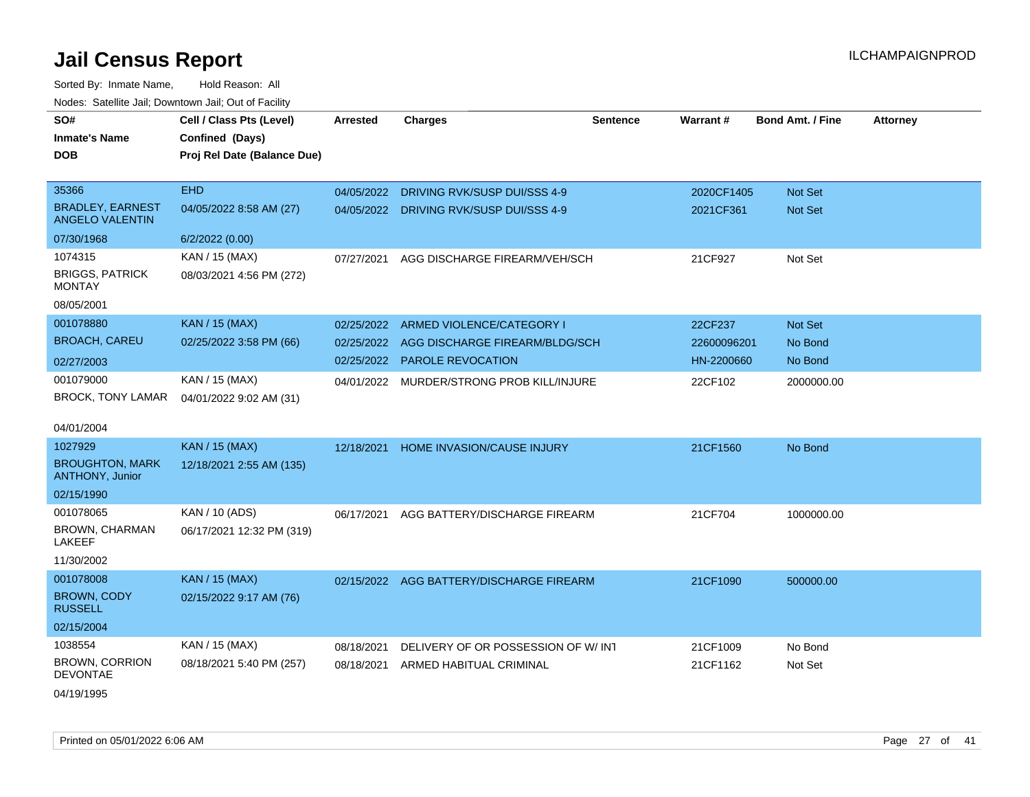# Jail Census Report

ILCHAMPAIGNPROD

Sorted By: Inmate Name, Hold Reason: All

Nodes: Satellite Jail; Downtown Jail; Out of Facility

| SO# / Inmate's Name / DOB | Cell / Class Pts (Level) / Confined (Days) / Proj Rel Date (Balance Due) | Arrested | Charges | Sentence | Warrant # | Bond Amt. / Fine | Attorney |
|---|---|---|---|---|---|---|---|
| 35366<br>BRADLEY, EARNEST ANGELO VALENTIN<br>07/30/1968 | EHD<br>04/05/2022 8:58 AM (27)<br>6/2/2022 (0.00) | 04/05/2022 | DRIVING RVK/SUSP DUI/SSS 4-9 | | 2020CF1405 | Not Set | |
| | | 04/05/2022 | DRIVING RVK/SUSP DUI/SSS 4-9 | | 2021CF361 | Not Set | |
| 1074315<br>BRIGGS, PATRICK MONTAY<br>08/05/2001 | KAN / 15 (MAX)<br>08/03/2021 4:56 PM (272) | 07/27/2021 | AGG DISCHARGE FIREARM/VEH/SCH | | 21CF927 | Not Set | |
| 001078880<br>BROACH, CAREU<br>02/27/2003 | KAN / 15 (MAX)<br>02/25/2022 3:58 PM (66) | 02/25/2022 | ARMED VIOLENCE/CATEGORY I | | 22CF237 | Not Set | |
| | | 02/25/2022 | AGG DISCHARGE FIREARM/BLDG/SCH | | 22600096201 | No Bond | |
| | | 02/25/2022 | PAROLE REVOCATION | | HN-2200660 | No Bond | |
| 001079000<br>BROCK, TONY LAMAR<br>04/01/2004 | KAN / 15 (MAX)<br>04/01/2022 9:02 AM (31) | 04/01/2022 | MURDER/STRONG PROB KILL/INJURE | | 22CF102 | 2000000.00 | |
| 1027929<br>BROUGHTON, MARK ANTHONY, Junior<br>02/15/1990 | KAN / 15 (MAX)<br>12/18/2021 2:55 AM (135) | 12/18/2021 | HOME INVASION/CAUSE INJURY | | 21CF1560 | No Bond | |
| 001078065<br>BROWN, CHARMAN LAKEEF<br>11/30/2002 | KAN / 10 (ADS)<br>06/17/2021 12:32 PM (319) | 06/17/2021 | AGG BATTERY/DISCHARGE FIREARM | | 21CF704 | 1000000.00 | |
| 001078008<br>BROWN, CODY RUSSELL<br>02/15/2004 | KAN / 15 (MAX)<br>02/15/2022 9:17 AM (76) | 02/15/2022 | AGG BATTERY/DISCHARGE FIREARM | | 21CF1090 | 500000.00 | |
| 1038554<br>BROWN, CORRION DEVONTAE<br>04/19/1995 | KAN / 15 (MAX)<br>08/18/2021 5:40 PM (257) | 08/18/2021 | DELIVERY OF OR POSSESSION OF W/ INT | | 21CF1009 | No Bond | |
| | | 08/18/2021 | ARMED HABITUAL CRIMINAL | | 21CF1162 | Not Set | |

Printed on 05/01/2022 6:06 AM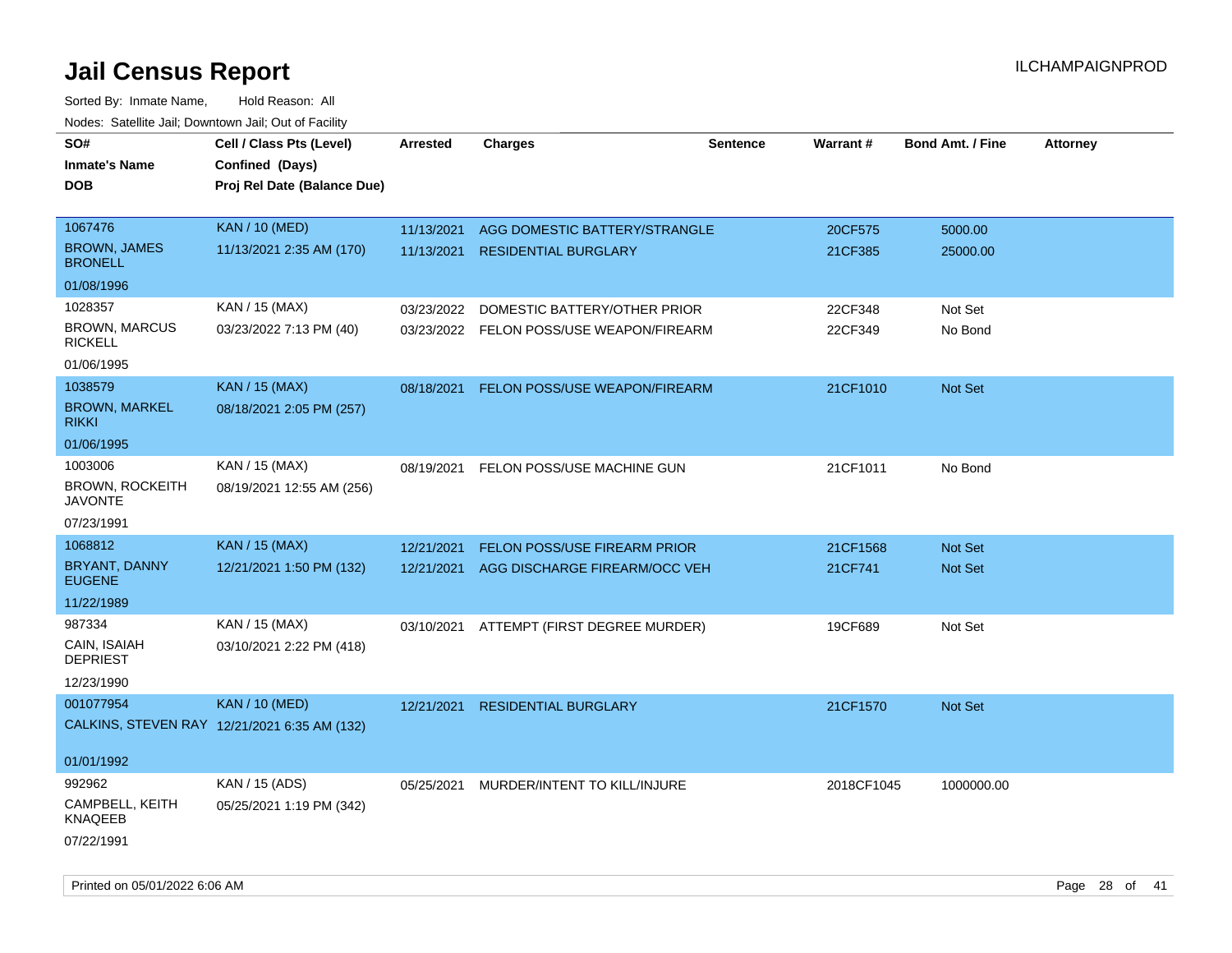# Jail Census Report

Sorted By: Inmate Name, Hold Reason: All

Nodes: Satellite Jail; Downtown Jail; Out of Facility

| SO# / Inmate's Name / DOB | Cell / Class Pts (Level) / Confined (Days) / Proj Rel Date (Balance Due) | Arrested | Charges | Sentence | Warrant # | Bond Amt. / Fine | Attorney |
|---|---|---|---|---|---|---|---|
| 1067476<br>BROWN, JAMES BRONELL<br>01/08/1996 | KAN / 10 (MED)<br>11/13/2021 2:35 AM (170) | 11/13/2021<br>11/13/2021 | AGG DOMESTIC BATTERY/STRANGLE<br>RESIDENTIAL BURGLARY | | 20CF575<br>21CF385 | 5000.00<br>25000.00 | |
| 1028357<br>BROWN, MARCUS RICKELL<br>01/06/1995 | KAN / 15 (MAX)<br>03/23/2022 7:13 PM (40) | 03/23/2022<br>03/23/2022 | DOMESTIC BATTERY/OTHER PRIOR<br>FELON POSS/USE WEAPON/FIREARM | | 22CF348<br>22CF349 | Not Set<br>No Bond | |
| 1038579<br>BROWN, MARKEL RIKKI<br>01/06/1995 | KAN / 15 (MAX)<br>08/18/2021 2:05 PM (257) | 08/18/2021 | FELON POSS/USE WEAPON/FIREARM | | 21CF1010 | Not Set | |
| 1003006<br>BROWN, ROCKEITH JAVONTE<br>07/23/1991 | KAN / 15 (MAX)<br>08/19/2021 12:55 AM (256) | 08/19/2021 | FELON POSS/USE MACHINE GUN | | 21CF1011 | No Bond | |
| 1068812<br>BRYANT, DANNY EUGENE<br>11/22/1989 | KAN / 15 (MAX)<br>12/21/2021 1:50 PM (132) | 12/21/2021<br>12/21/2021 | FELON POSS/USE FIREARM PRIOR<br>AGG DISCHARGE FIREARM/OCC VEH | | 21CF1568<br>21CF741 | Not Set<br>Not Set | |
| 987334<br>CAIN, ISAIAH DEPRIEST<br>12/23/1990 | KAN / 15 (MAX)<br>03/10/2021 2:22 PM (418) | 03/10/2021 | ATTEMPT (FIRST DEGREE MURDER) | | 19CF689 | Not Set | |
| 001077954<br>CALKINS, STEVEN RAY<br>01/01/1992 | KAN / 10 (MED)<br>12/21/2021 6:35 AM (132) | 12/21/2021 | RESIDENTIAL BURGLARY | | 21CF1570 | Not Set | |
| 992962<br>CAMPBELL, KEITH KNAQEEB<br>07/22/1991 | KAN / 15 (ADS)<br>05/25/2021 1:19 PM (342) | 05/25/2021 | MURDER/INTENT TO KILL/INJURE | | 2018CF1045 | 1000000.00 | |

Printed on 05/01/2022 6:06 AM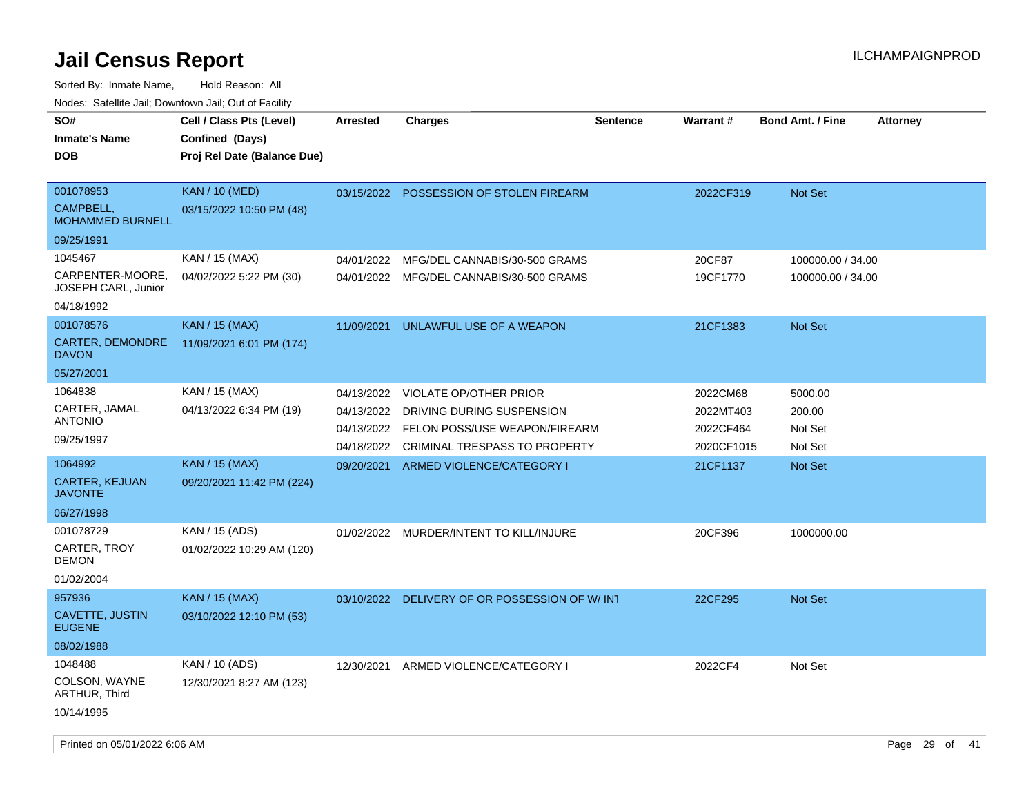# Jail Census Report

Sorted By: Inmate Name, Hold Reason: All

Nodes: Satellite Jail; Downtown Jail; Out of Facility

| SO# / Inmate's Name / DOB | Cell / Class Pts (Level) / Confined (Days) / Proj Rel Date (Balance Due) | Arrested | Charges | Sentence | Warrant # | Bond Amt. / Fine | Attorney |
|---|---|---|---|---|---|---|---|
| 001078953<br>CAMPBELL, MOHAMMED BURNELL<br>09/25/1991 | KAN / 10 (MED)<br>03/15/2022 10:50 PM (48) | 03/15/2022 | POSSESSION OF STOLEN FIREARM | | 2022CF319 | Not Set | |
| 1045467<br>CARPENTER-MOORE, JOSEPH CARL, Junior<br>04/18/1992 | KAN / 15 (MAX)<br>04/02/2022 5:22 PM (30) | 04/01/2022 | MFG/DEL CANNABIS/30-500 GRAMS | | 20CF87 | 100000.00 / 34.00 | |
| | | 04/01/2022 | MFG/DEL CANNABIS/30-500 GRAMS | | 19CF1770 | 100000.00 / 34.00 | |
| 001078576<br>CARTER, DEMONDRE DAVON<br>05/27/2001 | KAN / 15 (MAX)<br>11/09/2021 6:01 PM (174) | 11/09/2021 | UNLAWFUL USE OF A WEAPON | | 21CF1383 | Not Set | |
| 1064838<br>CARTER, JAMAL ANTONIO<br>09/25/1997 | KAN / 15 (MAX)<br>04/13/2022 6:34 PM (19) | 04/13/2022 | VIOLATE OP/OTHER PRIOR | | 2022CM68 | 5000.00 | |
| | | 04/13/2022 | DRIVING DURING SUSPENSION | | 2022MT403 | 200.00 | |
| | | 04/13/2022 | FELON POSS/USE WEAPON/FIREARM | | 2022CF464 | Not Set | |
| | | 04/18/2022 | CRIMINAL TRESPASS TO PROPERTY | | 2020CF1015 | Not Set | |
| 1064992<br>CARTER, KEJUAN JAVONTE<br>06/27/1998 | KAN / 15 (MAX)<br>09/20/2021 11:42 PM (224) | 09/20/2021 | ARMED VIOLENCE/CATEGORY I | | 21CF1137 | Not Set | |
| 001078729<br>CARTER, TROY DEMON<br>01/02/2004 | KAN / 15 (ADS)<br>01/02/2022 10:29 AM (120) | 01/02/2022 | MURDER/INTENT TO KILL/INJURE | | 20CF396 | 1000000.00 | |
| 957936<br>CAVETTE, JUSTIN EUGENE<br>08/02/1988 | KAN / 15 (MAX)<br>03/10/2022 12:10 PM (53) | 03/10/2022 | DELIVERY OF OR POSSESSION OF W/ INT | | 22CF295 | Not Set | |
| 1048488<br>COLSON, WAYNE ARTHUR, Third<br>10/14/1995 | KAN / 10 (ADS)<br>12/30/2021 8:27 AM (123) | 12/30/2021 | ARMED VIOLENCE/CATEGORY I | | 2022CF4 | Not Set | |

Printed on 05/01/2022 6:06 AM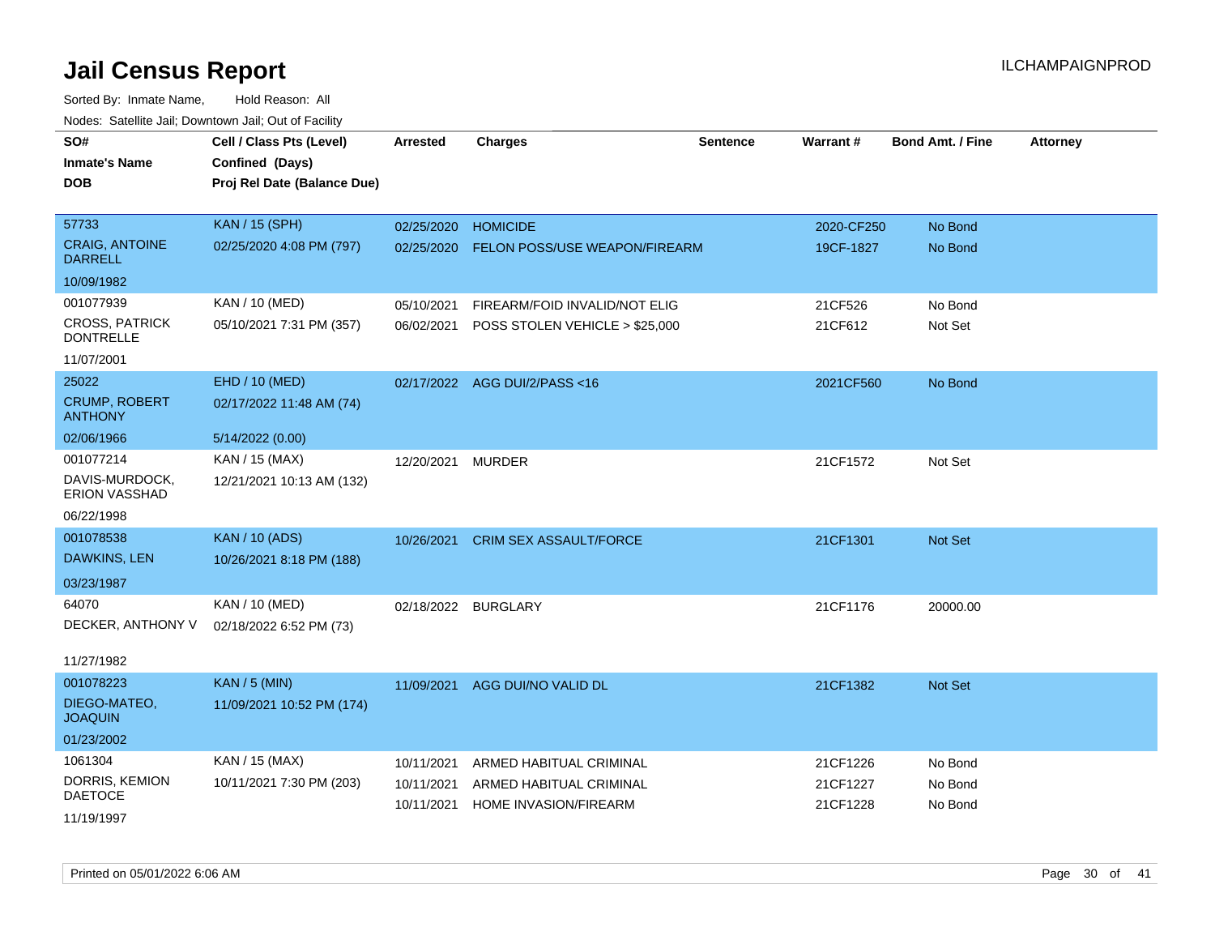# Jail Census Report

ILCHAMPAIGNPROD

Sorted By: Inmate Name, Hold Reason: All

Nodes: Satellite Jail; Downtown Jail; Out of Facility

| SO# / Inmate's Name / DOB | Cell / Class Pts (Level) / Confined (Days) / Proj Rel Date (Balance Due) | Arrested | Charges | Sentence | Warrant # | Bond Amt. / Fine | Attorney |
|---|---|---|---|---|---|---|---|
| 57733<br>CRAIG, ANTOINE DARRELL<br>10/09/1982 | KAN / 15 (SPH)<br>02/25/2020 4:08 PM (797) | 02/25/2020<br>02/25/2020 | HOMICIDE<br>FELON POSS/USE WEAPON/FIREARM | | 2020-CF250<br>19CF-1827 | No Bond<br>No Bond | |
| 001077939<br>CROSS, PATRICK DONTRELLE<br>11/07/2001 | KAN / 10 (MED)<br>05/10/2021 7:31 PM (357) | 05/10/2021<br>06/02/2021 | FIREARM/FOID INVALID/NOT ELIG<br>POSS STOLEN VEHICLE > $25,000 | | 21CF526<br>21CF612 | No Bond<br>Not Set | |
| 25022<br>CRUMP, ROBERT ANTHONY<br>02/06/1966 | EHD / 10 (MED)<br>02/17/2022 11:48 AM (74)<br>5/14/2022 (0.00) | 02/17/2022 | AGG DUI/2/PASS <16 | | 2021CF560 | No Bond | |
| 001077214<br>DAVIS-MURDOCK, ERION VASSHAD<br>06/22/1998 | KAN / 15 (MAX)<br>12/21/2021 10:13 AM (132) | 12/20/2021 | MURDER | | 21CF1572 | Not Set | |
| 001078538<br>DAWKINS, LEN<br>03/23/1987 | KAN / 10 (ADS)<br>10/26/2021 8:18 PM (188) | 10/26/2021 | CRIM SEX ASSAULT/FORCE | | 21CF1301 | Not Set | |
| 64070<br>DECKER, ANTHONY V<br>11/27/1982 | KAN / 10 (MED)<br>02/18/2022 6:52 PM (73) | 02/18/2022 | BURGLARY | | 21CF1176 | 20000.00 | |
| 001078223<br>DIEGO-MATEO, JOAQUIN<br>01/23/2002 | KAN / 5 (MIN)<br>11/09/2021 10:52 PM (174) | 11/09/2021 | AGG DUI/NO VALID DL | | 21CF1382 | Not Set | |
| 1061304<br>DORRIS, KEMION DAETOCE<br>11/19/1997 | KAN / 15 (MAX)<br>10/11/2021 7:30 PM (203) | 10/11/2021<br>10/11/2021<br>10/11/2021 | ARMED HABITUAL CRIMINAL<br>ARMED HABITUAL CRIMINAL<br>HOME INVASION/FIREARM | | 21CF1226<br>21CF1227<br>21CF1228 | No Bond<br>No Bond<br>No Bond | |

Printed on 05/01/2022 6:06 AM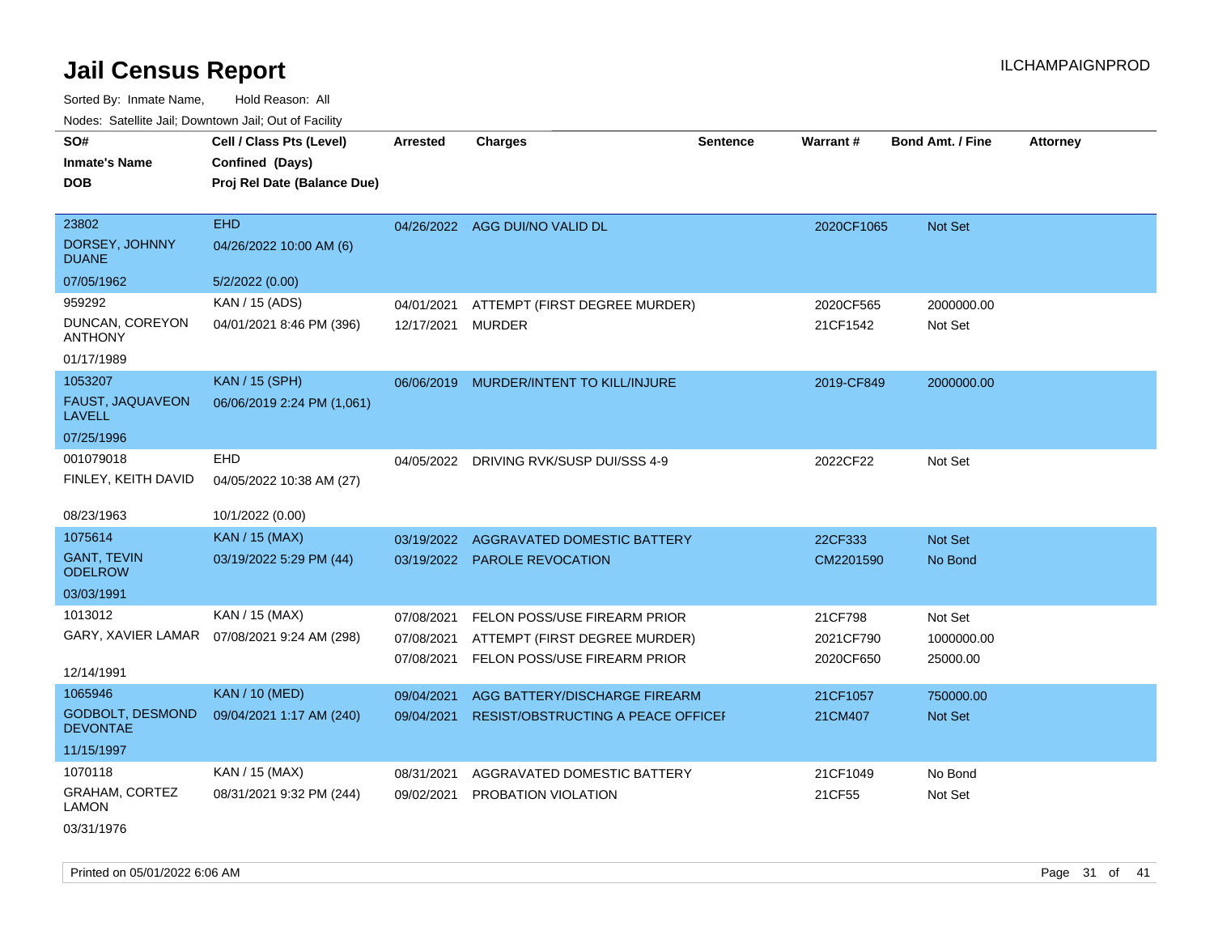# Jail Census Report

ILCHAMPAIGNPROD

Sorted By: Inmate Name, Hold Reason: All

Nodes: Satellite Jail; Downtown Jail; Out of Facility

| SO# / Inmate's Name / DOB | Cell / Class Pts (Level) / Confined (Days) / Proj Rel Date (Balance Due) | Arrested | Charges | Sentence | Warrant # | Bond Amt. / Fine | Attorney |
|---|---|---|---|---|---|---|---|
| 23802<br>DORSEY, JOHNNY DUANE<br>07/05/1962 | EHD<br>04/26/2022 10:00 AM (6)<br>5/2/2022 (0.00) | 04/26/2022 | AGG DUI/NO VALID DL | | 2020CF1065 | Not Set | |
| 959292<br>DUNCAN, COREYON ANTHONY<br>01/17/1989 | KAN / 15 (ADS)<br>04/01/2021 8:46 PM (396) | 04/01/2021 | ATTEMPT (FIRST DEGREE MURDER) | | 2020CF565 | 2000000.00 | |
| | | 12/17/2021 | MURDER | | 21CF1542 | Not Set | |
| 1053207<br>FAUST, JAQUAVEON LAVELL<br>07/25/1996 | KAN / 15 (SPH)<br>06/06/2019 2:24 PM (1,061) | 06/06/2019 | MURDER/INTENT TO KILL/INJURE | | 2019-CF849 | 2000000.00 | |
| 001079018<br>FINLEY, KEITH DAVID<br>08/23/1963 | EHD<br>04/05/2022 10:38 AM (27)<br>10/1/2022 (0.00) | 04/05/2022 | DRIVING RVK/SUSP DUI/SSS 4-9 | | 2022CF22 | Not Set | |
| 1075614<br>GANT, TEVIN ODELROW<br>03/03/1991 | KAN / 15 (MAX)<br>03/19/2022 5:29 PM (44) | 03/19/2022 | AGGRAVATED DOMESTIC BATTERY | | 22CF333 | Not Set | |
| | | 03/19/2022 | PAROLE REVOCATION | | CM2201590 | No Bond | |
| 1013012<br>GARY, XAVIER LAMAR<br>12/14/1991 | KAN / 15 (MAX)<br>07/08/2021 9:24 AM (298) | 07/08/2021 | FELON POSS/USE FIREARM PRIOR | | 21CF798 | Not Set | |
| | | 07/08/2021 | ATTEMPT (FIRST DEGREE MURDER) | | 2021CF790 | 1000000.00 | |
| | | 07/08/2021 | FELON POSS/USE FIREARM PRIOR | | 2020CF650 | 25000.00 | |
| 1065946<br>GODBOLT, DESMOND DEVONTAE<br>11/15/1997 | KAN / 10 (MED)<br>09/04/2021 1:17 AM (240) | 09/04/2021 | AGG BATTERY/DISCHARGE FIREARM | | 21CF1057 | 750000.00 | |
| | | 09/04/2021 | RESIST/OBSTRUCTING A PEACE OFFICEI | | 21CM407 | Not Set | |
| 1070118<br>GRAHAM, CORTEZ LAMON<br>03/31/1976 | KAN / 15 (MAX)<br>08/31/2021 9:32 PM (244) | 08/31/2021 | AGGRAVATED DOMESTIC BATTERY | | 21CF1049 | No Bond | |
| | | 09/02/2021 | PROBATION VIOLATION | | 21CF55 | Not Set | |

Printed on 05/01/2022 6:06 AM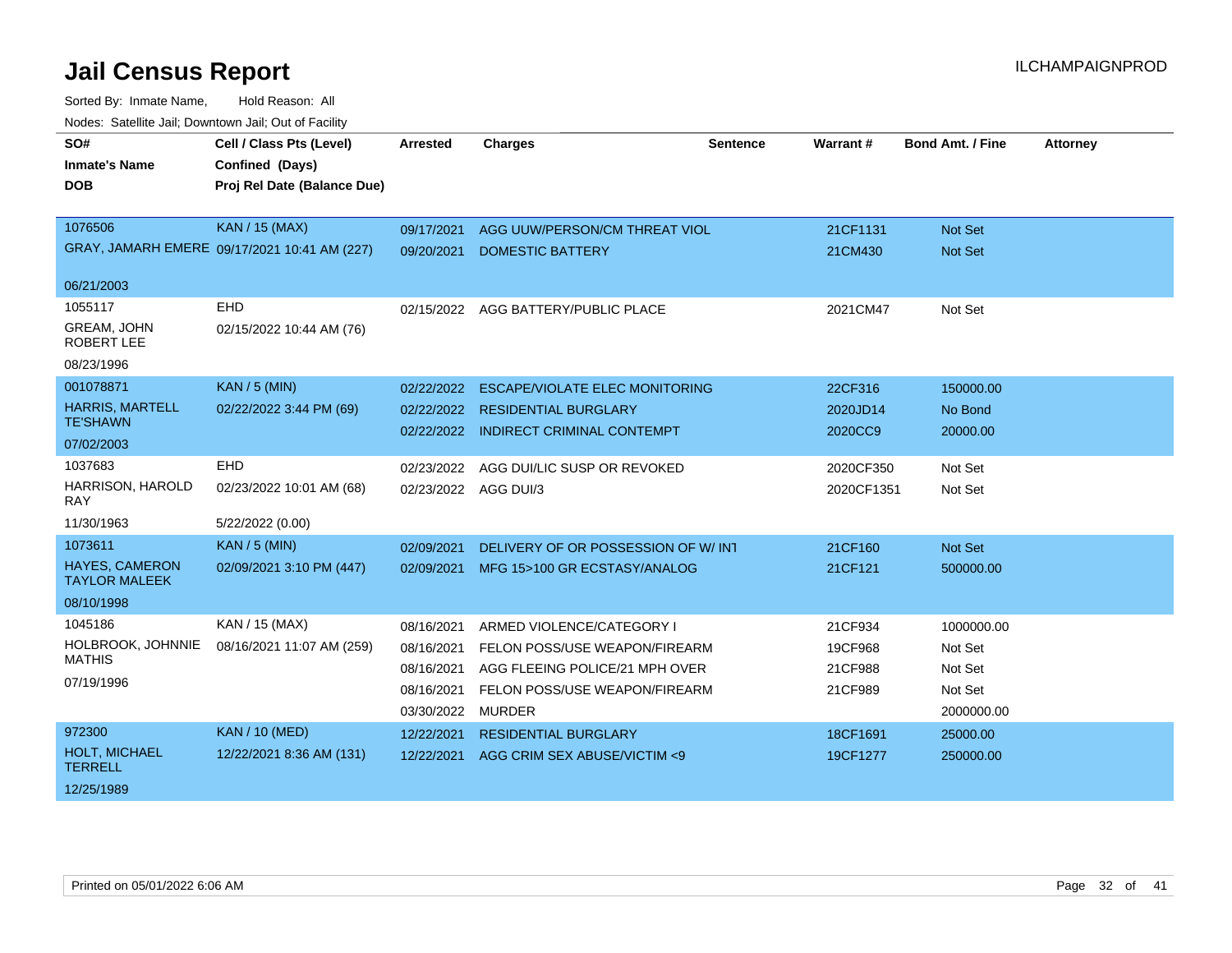# Jail Census Report

ILCHAMPAIGNPROD

Sorted By: Inmate Name, Hold Reason: All

Nodes: Satellite Jail; Downtown Jail; Out of Facility

| SO# / Inmate's Name / DOB | Cell / Class Pts (Level) / Confined (Days) / Proj Rel Date (Balance Due) | Arrested | Charges | Sentence | Warrant # | Bond Amt. / Fine | Attorney |
|---|---|---|---|---|---|---|---|
| 1076506 | KAN / 15 (MAX) | 09/17/2021 | AGG UUW/PERSON/CM THREAT VIOL | | 21CF1131 | Not Set | |
| GRAY, JAMARH EMERE | 09/17/2021 10:41 AM (227) | 09/20/2021 | DOMESTIC BATTERY | | 21CM430 | Not Set | |
| 06/21/2003 | | | | | | | |
| 1055117 | EHD | 02/15/2022 | AGG BATTERY/PUBLIC PLACE | | 2021CM47 | Not Set | |
| GREAM, JOHN ROBERT LEE | 02/15/2022 10:44 AM (76) | | | | | | |
| 08/23/1996 | | | | | | | |
| 001078871 | KAN / 5 (MIN) | 02/22/2022 | ESCAPE/VIOLATE ELEC MONITORING | | 22CF316 | 150000.00 | |
| HARRIS, MARTELL TE'SHAWN | 02/22/2022 3:44 PM (69) | 02/22/2022 | RESIDENTIAL BURGLARY | | 2020JD14 | No Bond | |
| 07/02/2003 | | 02/22/2022 | INDIRECT CRIMINAL CONTEMPT | | 2020CC9 | 20000.00 | |
| 1037683 | EHD | 02/23/2022 | AGG DUI/LIC SUSP OR REVOKED | | 2020CF350 | Not Set | |
| HARRISON, HAROLD RAY | 02/23/2022 10:01 AM (68) | 02/23/2022 | AGG DUI/3 | | 2020CF1351 | Not Set | |
| 11/30/1963 | 5/22/2022 (0.00) | | | | | | |
| 1073611 | KAN / 5 (MIN) | 02/09/2021 | DELIVERY OF OR POSSESSION OF W/ INT | | 21CF160 | Not Set | |
| HAYES, CAMERON TAYLOR MALEEK | 02/09/2021 3:10 PM (447) | 02/09/2021 | MFG 15>100 GR ECSTASY/ANALOG | | 21CF121 | 500000.00 | |
| 08/10/1998 | | | | | | | |
| 1045186 | KAN / 15 (MAX) | 08/16/2021 | ARMED VIOLENCE/CATEGORY I | | 21CF934 | 1000000.00 | |
| HOLBROOK, JOHNNIE MATHIS | 08/16/2021 11:07 AM (259) | 08/16/2021 | FELON POSS/USE WEAPON/FIREARM | | 19CF968 | Not Set | |
| 07/19/1996 | | 08/16/2021 | AGG FLEEING POLICE/21 MPH OVER | | 21CF988 | Not Set | |
| | | 08/16/2021 | FELON POSS/USE WEAPON/FIREARM | | 21CF989 | Not Set | |
| | | 03/30/2022 | MURDER | | | 2000000.00 | |
| 972300 | KAN / 10 (MED) | 12/22/2021 | RESIDENTIAL BURGLARY | | 18CF1691 | 25000.00 | |
| HOLT, MICHAEL TERRELL | 12/22/2021 8:36 AM (131) | 12/22/2021 | AGG CRIM SEX ABUSE/VICTIM <9 | | 19CF1277 | 250000.00 | |
| 12/25/1989 | | | | | | | |

Printed on 05/01/2022 6:06 AM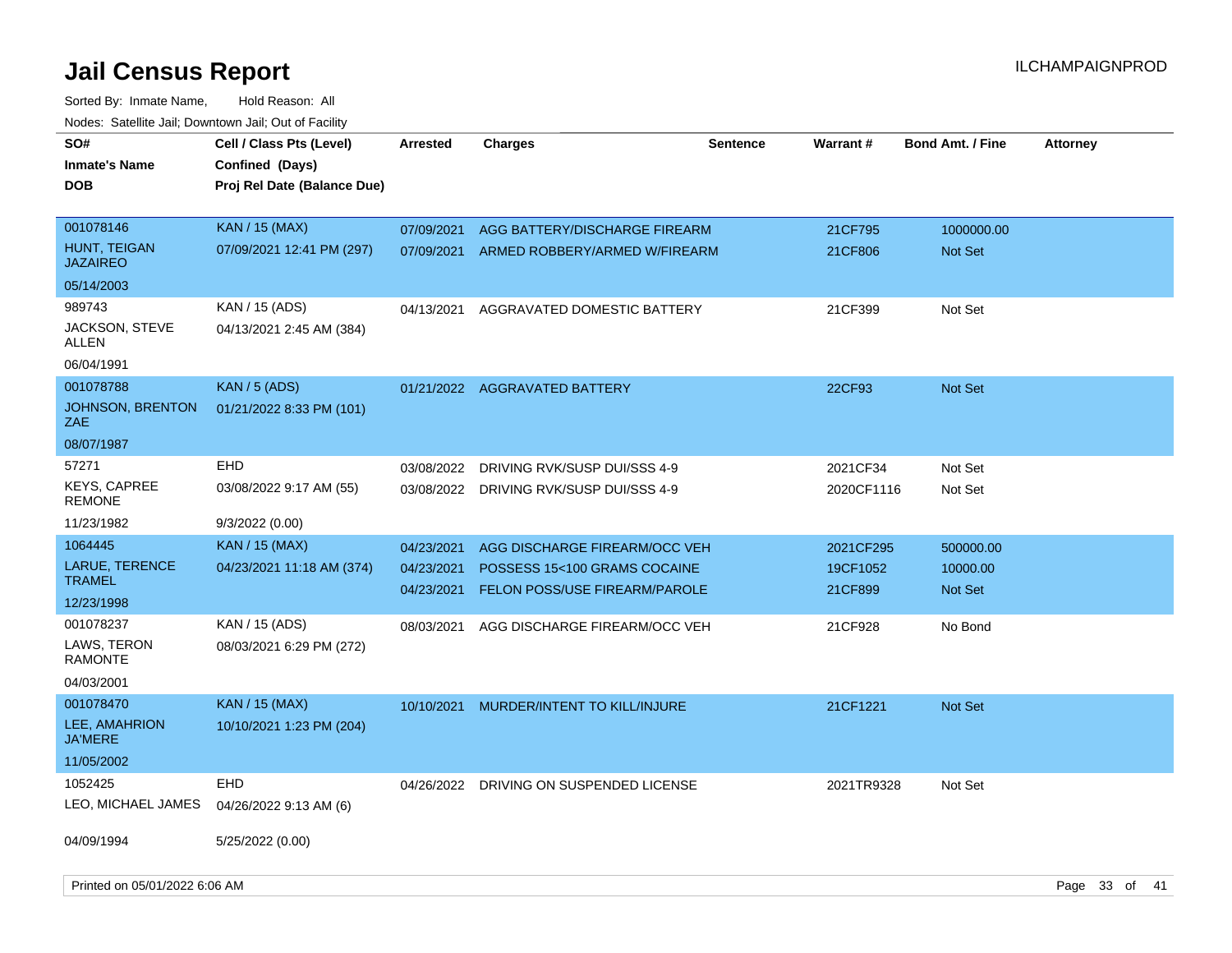# Jail Census Report

ILCHAMPAIGNPROD

Sorted By: Inmate Name, Hold Reason: All

Nodes: Satellite Jail; Downtown Jail; Out of Facility

| SO# / Inmate's Name / DOB | Cell / Class Pts (Level) / Confined (Days) / Proj Rel Date (Balance Due) | Arrested | Charges | Sentence | Warrant # | Bond Amt. / Fine | Attorney |
|---|---|---|---|---|---|---|---|
| 001078146<br>HUNT, TEIGAN JAZAIREO<br>05/14/2003 | KAN / 15 (MAX)<br>07/09/2021 12:41 PM (297) | 07/09/2021<br>07/09/2021 | AGG BATTERY/DISCHARGE FIREARM<br>ARMED ROBBERY/ARMED W/FIREARM | | 21CF795<br>21CF806 | 1000000.00<br>Not Set | |
| 989743<br>JACKSON, STEVE ALLEN<br>06/04/1991 | KAN / 15 (ADS)<br>04/13/2021 2:45 AM (384) | 04/13/2021 | AGGRAVATED DOMESTIC BATTERY | | 21CF399 | Not Set | |
| 001078788<br>JOHNSON, BRENTON ZAE<br>08/07/1987 | KAN / 5 (ADS)<br>01/21/2022 8:33 PM (101) | 01/21/2022 | AGGRAVATED BATTERY | | 22CF93 | Not Set | |
| 57271<br>KEYS, CAPREE REMONE<br>11/23/1982 | EHD<br>03/08/2022 9:17 AM (55)<br>9/3/2022 (0.00) | 03/08/2022<br>03/08/2022 | DRIVING RVK/SUSP DUI/SSS 4-9<br>DRIVING RVK/SUSP DUI/SSS 4-9 | | 2021CF34<br>2020CF1116 | Not Set<br>Not Set | |
| 1064445<br>LARUE, TERENCE TRAMEL<br>12/23/1998 | KAN / 15 (MAX)<br>04/23/2021 11:18 AM (374) | 04/23/2021<br>04/23/2021<br>04/23/2021 | AGG DISCHARGE FIREARM/OCC VEH<br>POSSESS 15<100 GRAMS COCAINE<br>FELON POSS/USE FIREARM/PAROLE | | 2021CF295<br>19CF1052<br>21CF899 | 500000.00<br>10000.00<br>Not Set | |
| 001078237<br>LAWS, TERON RAMONTE<br>04/03/2001 | KAN / 15 (ADS)<br>08/03/2021 6:29 PM (272) | 08/03/2021 | AGG DISCHARGE FIREARM/OCC VEH | | 21CF928 | No Bond | |
| 001078470<br>LEE, AMAHRION JA'MERE<br>11/05/2002 | KAN / 15 (MAX)<br>10/10/2021 1:23 PM (204) | 10/10/2021 | MURDER/INTENT TO KILL/INJURE | | 21CF1221 | Not Set | |
| 1052425<br>LEO, MICHAEL JAMES<br>04/09/1994 | EHD<br>04/26/2022 9:13 AM (6)<br>5/25/2022 (0.00) | 04/26/2022 | DRIVING ON SUSPENDED LICENSE | | 2021TR9328 | Not Set | |

Printed on 05/01/2022 6:06 AM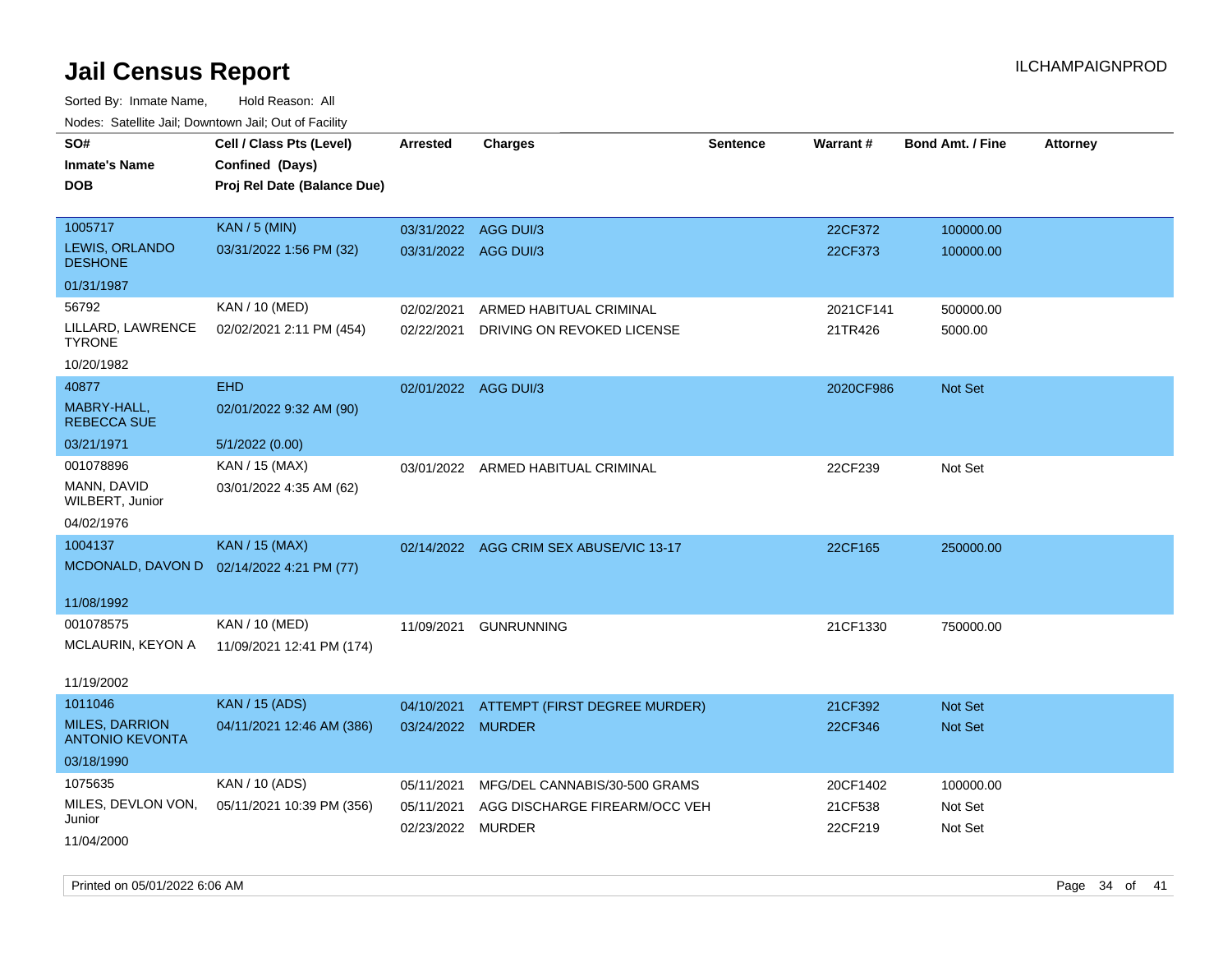# Jail Census Report

Sorted By: Inmate Name, Hold Reason: All

Nodes: Satellite Jail; Downtown Jail; Out of Facility

| SO# / Inmate's Name / DOB | Cell / Class Pts (Level) / Confined (Days) / Proj Rel Date (Balance Due) | Arrested | Charges | Sentence | Warrant # | Bond Amt. / Fine | Attorney |
|---|---|---|---|---|---|---|---|
| 1005717<br>LEWIS, ORLANDO DESHONE<br>01/31/1987 | KAN / 5 (MIN)<br>03/31/2022 1:56 PM (32) | 03/31/2022<br>03/31/2022 | AGG DUI/3<br>AGG DUI/3 | | 22CF372<br>22CF373 | 100000.00<br>100000.00 | |
| 56792<br>LILLARD, LAWRENCE TYRONE<br>10/20/1982 | KAN / 10 (MED)<br>02/02/2021 2:11 PM (454) | 02/02/2021<br>02/22/2021 | ARMED HABITUAL CRIMINAL<br>DRIVING ON REVOKED LICENSE | | 2021CF141<br>21TR426 | 500000.00<br>5000.00 | |
| 40877<br>MABRY-HALL, REBECCA SUE<br>03/21/1971 | EHD<br>02/01/2022 9:32 AM (90)<br>5/1/2022 (0.00) | 02/01/2022 | AGG DUI/3 | | 2020CF986 | Not Set | |
| 001078896<br>MANN, DAVID WILBERT, Junior<br>04/02/1976 | KAN / 15 (MAX)<br>03/01/2022 4:35 AM (62) | 03/01/2022 | ARMED HABITUAL CRIMINAL | | 22CF239 | Not Set | |
| 1004137<br>MCDONALD, DAVON D<br>11/08/1992 | KAN / 15 (MAX)<br>02/14/2022 4:21 PM (77) | 02/14/2022 | AGG CRIM SEX ABUSE/VIC 13-17 | | 22CF165 | 250000.00 | |
| 001078575<br>MCLAURIN, KEYON A<br>11/19/2002 | KAN / 10 (MED)<br>11/09/2021 12:41 PM (174) | 11/09/2021 | GUNRUNNING | | 21CF1330 | 750000.00 | |
| 1011046<br>MILES, DARRION ANTONIO KEVONTA<br>03/18/1990 | KAN / 15 (ADS)<br>04/11/2021 12:46 AM (386) | 04/10/2021<br>03/24/2022 | ATTEMPT (FIRST DEGREE MURDER)<br>MURDER | | 21CF392<br>22CF346 | Not Set<br>Not Set | |
| 1075635<br>MILES, DEVLON VON, Junior<br>11/04/2000 | KAN / 10 (ADS)<br>05/11/2021 10:39 PM (356) | 05/11/2021<br>05/11/2021<br>02/23/2022 | MFG/DEL CANNABIS/30-500 GRAMS<br>AGG DISCHARGE FIREARM/OCC VEH<br>MURDER | | 20CF1402<br>21CF538<br>22CF219 | 100000.00<br>Not Set<br>Not Set | |

Printed on 05/01/2022 6:06 AM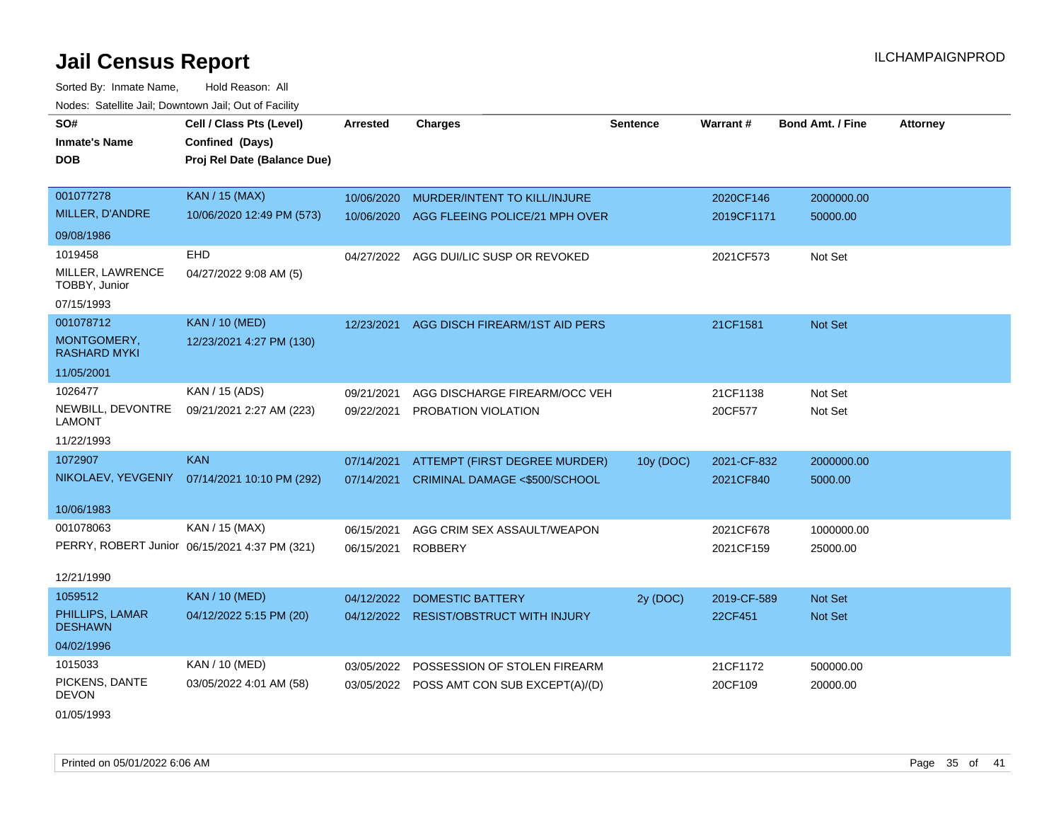# Jail Census Report

ILCHAMPAIGNPROD

Sorted By: Inmate Name, Hold Reason: All

Nodes: Satellite Jail; Downtown Jail; Out of Facility

| SO# / Inmate's Name / DOB | Cell / Class Pts (Level) / Confined (Days) / Proj Rel Date (Balance Due) | Arrested | Charges | Sentence | Warrant # | Bond Amt. / Fine | Attorney |
|---|---|---|---|---|---|---|---|
| 001077278 MILLER, D'ANDRE 09/08/1986 | KAN / 15 (MAX) 10/06/2020 12:49 PM (573) | 10/06/2020 | MURDER/INTENT TO KILL/INJURE | | 2020CF146 | 2000000.00 | |
| | | 10/06/2020 | AGG FLEEING POLICE/21 MPH OVER | | 2019CF1171 | 50000.00 | |
| 1019458 MILLER, LAWRENCE TOBBY, Junior 07/15/1993 | EHD 04/27/2022 9:08 AM (5) | 04/27/2022 | AGG DUI/LIC SUSP OR REVOKED | | 2021CF573 | Not Set | |
| 001078712 MONTGOMERY, RASHARD MYKI 11/05/2001 | KAN / 10 (MED) 12/23/2021 4:27 PM (130) | 12/23/2021 | AGG DISCH FIREARM/1ST AID PERS | | 21CF1581 | Not Set | |
| 1026477 NEWBILL, DEVONTRE LAMONT 11/22/1993 | KAN / 15 (ADS) 09/21/2021 2:27 AM (223) | 09/21/2021 | AGG DISCHARGE FIREARM/OCC VEH | | 21CF1138 | Not Set | |
| | | 09/22/2021 | PROBATION VIOLATION | | 20CF577 | Not Set | |
| 1072907 NIKOLAEV, YEVGENIY 10/06/1983 | KAN 07/14/2021 10:10 PM (292) | 07/14/2021 | ATTEMPT (FIRST DEGREE MURDER) | 10y (DOC) | 2021-CF-832 | 2000000.00 | |
| | | 07/14/2021 | CRIMINAL DAMAGE <$500/SCHOOL | | 2021CF840 | 5000.00 | |
| 001078063 PERRY, ROBERT Junior 12/21/1990 | KAN / 15 (MAX) 06/15/2021 4:37 PM (321) | 06/15/2021 | AGG CRIM SEX ASSAULT/WEAPON | | 2021CF678 | 1000000.00 | |
| | | 06/15/2021 | ROBBERY | | 2021CF159 | 25000.00 | |
| 1059512 PHILLIPS, LAMAR DESHAWN 04/02/1996 | KAN / 10 (MED) 04/12/2022 5:15 PM (20) | 04/12/2022 | DOMESTIC BATTERY | 2y (DOC) | 2019-CF-589 | Not Set | |
| | | 04/12/2022 | RESIST/OBSTRUCT WITH INJURY | | 22CF451 | Not Set | |
| 1015033 PICKENS, DANTE DEVON 01/05/1993 | KAN / 10 (MED) 03/05/2022 4:01 AM (58) | 03/05/2022 | POSSESSION OF STOLEN FIREARM | | 21CF1172 | 500000.00 | |
| | | 03/05/2022 | POSS AMT CON SUB EXCEPT(A)/(D) | | 20CF109 | 20000.00 | |

Printed on 05/01/2022 6:06 AM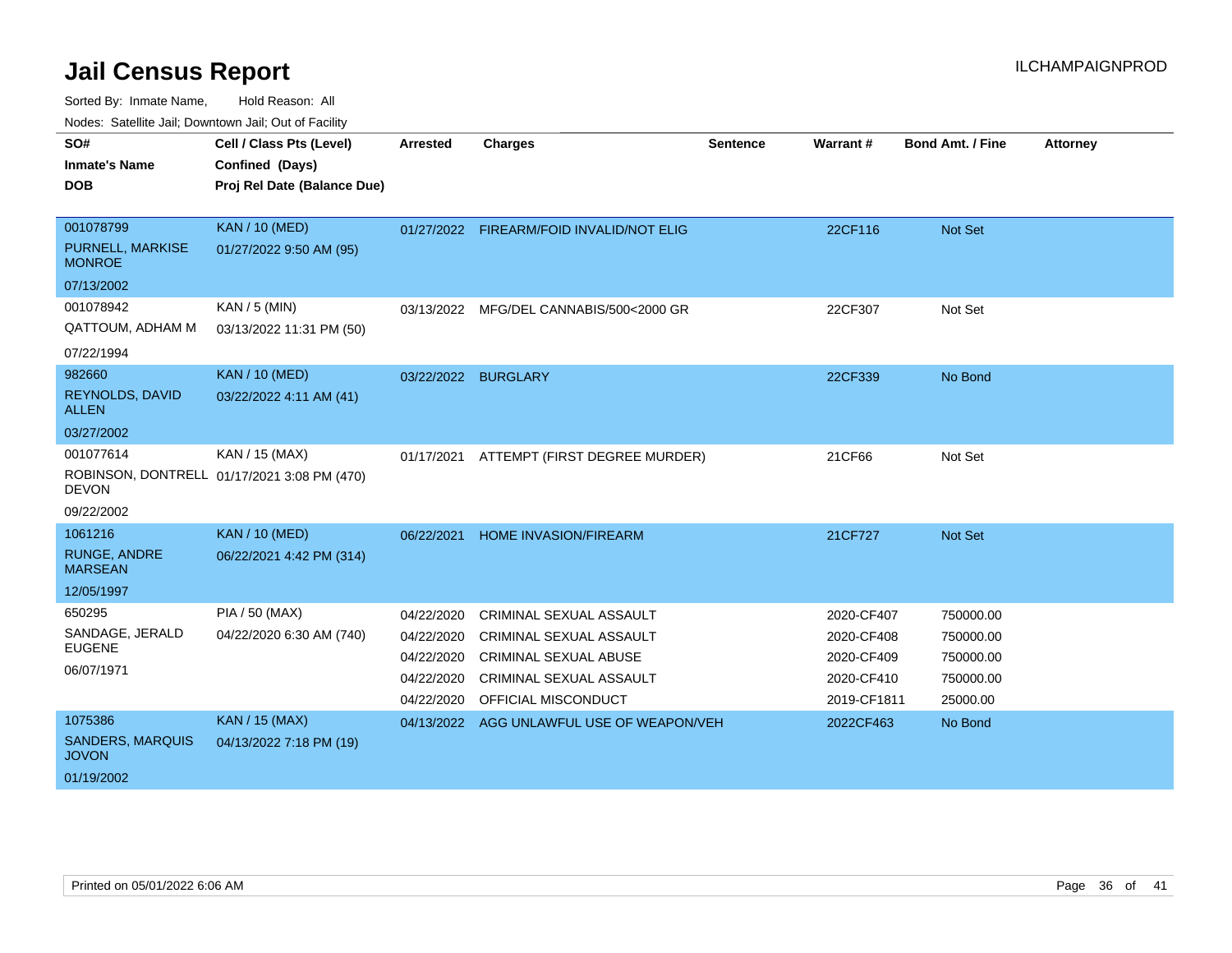# Jail Census Report

ILCHAMPAIGNPROD

Sorted By: Inmate Name, Hold Reason: All

Nodes: Satellite Jail; Downtown Jail; Out of Facility

| SO# / Inmate's Name / DOB | Cell / Class Pts (Level) / Confined (Days) / Proj Rel Date (Balance Due) | Arrested | Charges | Sentence | Warrant # | Bond Amt. / Fine | Attorney |
|---|---|---|---|---|---|---|---|
| 001078799<br>PURNELL, MARKISE MONROE<br>07/13/2002 | KAN / 10 (MED)<br>01/27/2022 9:50 AM (95) | 01/27/2022 | FIREARM/FOID INVALID/NOT ELIG | | 22CF116 | Not Set | |
| 001078942<br>QATTOUM, ADHAM M<br>07/22/1994 | KAN / 5 (MIN)<br>03/13/2022 11:31 PM (50) | 03/13/2022 | MFG/DEL CANNABIS/500<2000 GR | | 22CF307 | Not Set | |
| 982660<br>REYNOLDS, DAVID ALLEN<br>03/27/2002 | KAN / 10 (MED)<br>03/22/2022 4:11 AM (41) | 03/22/2022 | BURGLARY | | 22CF339 | No Bond | |
| 001077614<br>ROBINSON, DONTRELL DEVON<br>09/22/2002 | KAN / 15 (MAX)<br>01/17/2021 3:08 PM (470) | 01/17/2021 | ATTEMPT (FIRST DEGREE MURDER) | | 21CF66 | Not Set | |
| 1061216<br>RUNGE, ANDRE MARSEAN<br>12/05/1997 | KAN / 10 (MED)<br>06/22/2021 4:42 PM (314) | 06/22/2021 | HOME INVASION/FIREARM | | 21CF727 | Not Set | |
| 650295<br>SANDAGE, JERALD EUGENE<br>06/07/1971 | PIA / 50 (MAX)<br>04/22/2020 6:30 AM (740) | 04/22/2020 | CRIMINAL SEXUAL ASSAULT | | 2020-CF407 | 750000.00 | |
| | | 04/22/2020 | CRIMINAL SEXUAL ASSAULT | | 2020-CF408 | 750000.00 | |
| | | 04/22/2020 | CRIMINAL SEXUAL ABUSE | | 2020-CF409 | 750000.00 | |
| | | 04/22/2020 | CRIMINAL SEXUAL ASSAULT | | 2020-CF410 | 750000.00 | |
| | | 04/22/2020 | OFFICIAL MISCONDUCT | | 2019-CF1811 | 25000.00 | |
| 1075386<br>SANDERS, MARQUIS JOVON<br>01/19/2002 | KAN / 15 (MAX)<br>04/13/2022 7:18 PM (19) | 04/13/2022 | AGG UNLAWFUL USE OF WEAPON/VEH | | 2022CF463 | No Bond | |

Printed on 05/01/2022 6:06 AM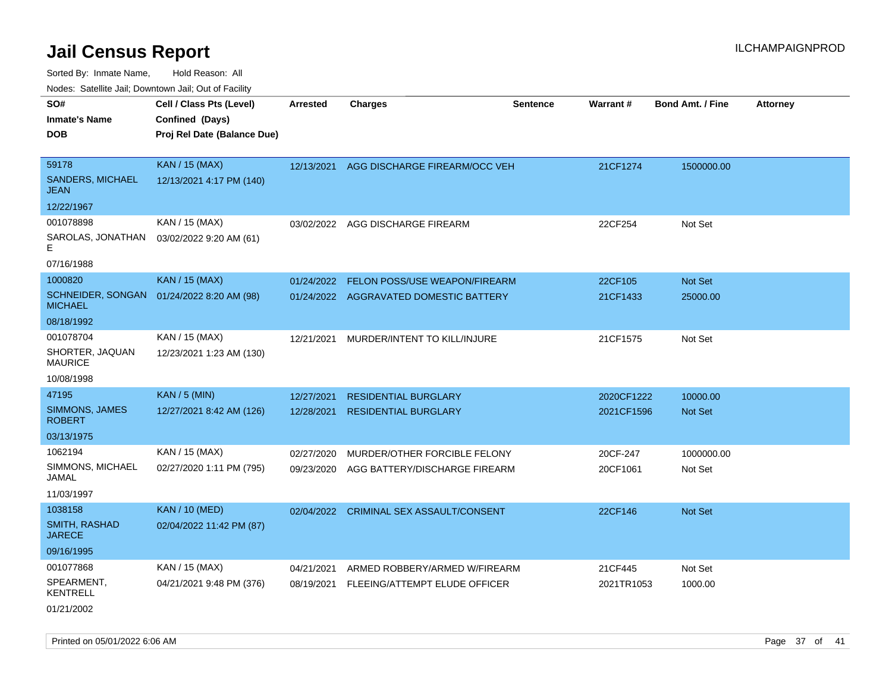# Jail Census Report

Sorted By: Inmate Name, Hold Reason: All

Nodes: Satellite Jail; Downtown Jail; Out of Facility

| SO# / Inmate's Name / DOB | Cell / Class Pts (Level) / Confined (Days) / Proj Rel Date (Balance Due) | Arrested | Charges | Sentence | Warrant # | Bond Amt. / Fine | Attorney |
|---|---|---|---|---|---|---|---|
| 59178<br>SANDERS, MICHAEL JEAN<br>12/22/1967 | KAN / 15 (MAX)<br>12/13/2021 4:17 PM (140) | 12/13/2021 | AGG DISCHARGE FIREARM/OCC VEH | | 21CF1274 | 1500000.00 | |
| 001078898<br>SAROLAS, JONATHAN E<br>07/16/1988 | KAN / 15 (MAX)<br>03/02/2022 9:20 AM (61) | 03/02/2022 | AGG DISCHARGE FIREARM | | 22CF254 | Not Set | |
| 1000820<br>SCHNEIDER, SONGAN MICHAEL<br>08/18/1992 | KAN / 15 (MAX)<br>01/24/2022 8:20 AM (98) | 01/24/2022<br>01/24/2022 | FELON POSS/USE WEAPON/FIREARM<br>AGGRAVATED DOMESTIC BATTERY | | 22CF105<br>21CF1433 | Not Set<br>25000.00 | |
| 001078704<br>SHORTER, JAQUAN MAURICE<br>10/08/1998 | KAN / 15 (MAX)<br>12/23/2021 1:23 AM (130) | 12/21/2021 | MURDER/INTENT TO KILL/INJURE | | 21CF1575 | Not Set | |
| 47195<br>SIMMONS, JAMES ROBERT<br>03/13/1975 | KAN / 5 (MIN)<br>12/27/2021 8:42 AM (126) | 12/27/2021<br>12/28/2021 | RESIDENTIAL BURGLARY<br>RESIDENTIAL BURGLARY | | 2020CF1222<br>2021CF1596 | 10000.00<br>Not Set | |
| 1062194<br>SIMMONS, MICHAEL JAMAL<br>11/03/1997 | KAN / 15 (MAX)<br>02/27/2020 1:11 PM (795) | 02/27/2020<br>09/23/2020 | MURDER/OTHER FORCIBLE FELONY<br>AGG BATTERY/DISCHARGE FIREARM | | 20CF-247<br>20CF1061 | 1000000.00<br>Not Set | |
| 1038158<br>SMITH, RASHAD JARECE<br>09/16/1995 | KAN / 10 (MED)<br>02/04/2022 11:42 PM (87) | 02/04/2022 | CRIMINAL SEX ASSAULT/CONSENT | | 22CF146 | Not Set | |
| 001077868<br>SPEARMENT, KENTRELL<br>01/21/2002 | KAN / 15 (MAX)<br>04/21/2021 9:48 PM (376) | 04/21/2021<br>08/19/2021 | ARMED ROBBERY/ARMED W/FIREARM<br>FLEEING/ATTEMPT ELUDE OFFICER | | 21CF445<br>2021TR1053 | Not Set<br>1000.00 | |

Printed on 05/01/2022 6:06 AM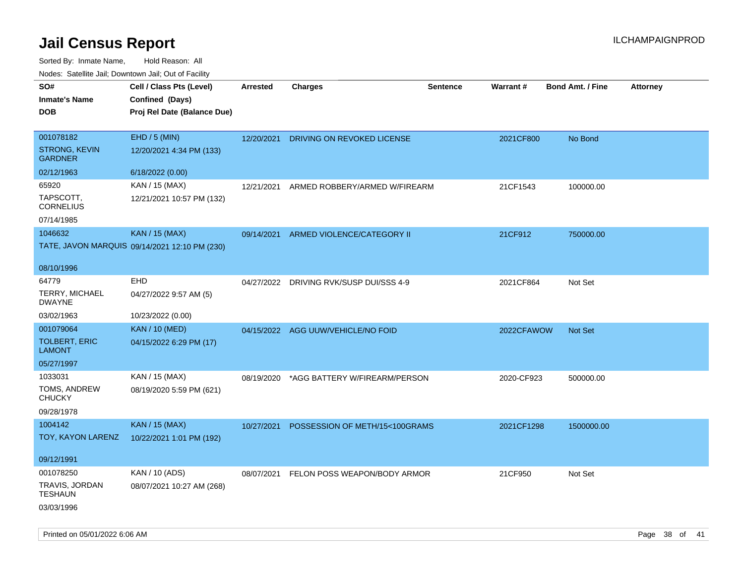# Jail Census Report

ILCHAMPAIGNPROD

Sorted By: Inmate Name, Hold Reason: All

Nodes: Satellite Jail; Downtown Jail; Out of Facility

| SO# / Inmate's Name / DOB | Cell / Class Pts (Level) / Confined (Days) / Proj Rel Date (Balance Due) | Arrested | Charges | Sentence | Warrant # | Bond Amt. / Fine | Attorney |
|---|---|---|---|---|---|---|---|
| 001078182 STRONG, KEVIN GARDNER 02/12/1963 | EHD / 5 (MIN) 12/20/2021 4:34 PM (133) 6/18/2022 (0.00) | 12/20/2021 | DRIVING ON REVOKED LICENSE | | 2021CF800 | No Bond | |
| 65920 TAPSCOTT, CORNELIUS 07/14/1985 | KAN / 15 (MAX) 12/21/2021 10:57 PM (132) | 12/21/2021 | ARMED ROBBERY/ARMED W/FIREARM | | 21CF1543 | 100000.00 | |
| 1046632 TATE, JAVON MARQUIS 08/10/1996 | KAN / 15 (MAX) 09/14/2021 12:10 PM (230) | 09/14/2021 | ARMED VIOLENCE/CATEGORY II | | 21CF912 | 750000.00 | |
| 64779 TERRY, MICHAEL DWAYNE 03/02/1963 | EHD 04/27/2022 9:57 AM (5) 10/23/2022 (0.00) | 04/27/2022 | DRIVING RVK/SUSP DUI/SSS 4-9 | | 2021CF864 | Not Set | |
| 001079064 TOLBERT, ERIC LAMONT 05/27/1997 | KAN / 10 (MED) 04/15/2022 6:29 PM (17) | 04/15/2022 | AGG UUW/VEHICLE/NO FOID | | 2022CFAWOW | Not Set | |
| 1033031 TOMS, ANDREW CHUCKY 09/28/1978 | KAN / 15 (MAX) 08/19/2020 5:59 PM (621) | 08/19/2020 | *AGG BATTERY W/FIREARM/PERSON | | 2020-CF923 | 500000.00 | |
| 1004142 TOY, KAYON LARENZ 09/12/1991 | KAN / 15 (MAX) 10/22/2021 1:01 PM (192) | 10/27/2021 | POSSESSION OF METH/15<100GRAMS | | 2021CF1298 | 1500000.00 | |
| 001078250 TRAVIS, JORDAN TESHAUN 03/03/1996 | KAN / 10 (ADS) 08/07/2021 10:27 AM (268) | 08/07/2021 | FELON POSS WEAPON/BODY ARMOR | | 21CF950 | Not Set | |

Printed on 05/01/2022 6:06 AM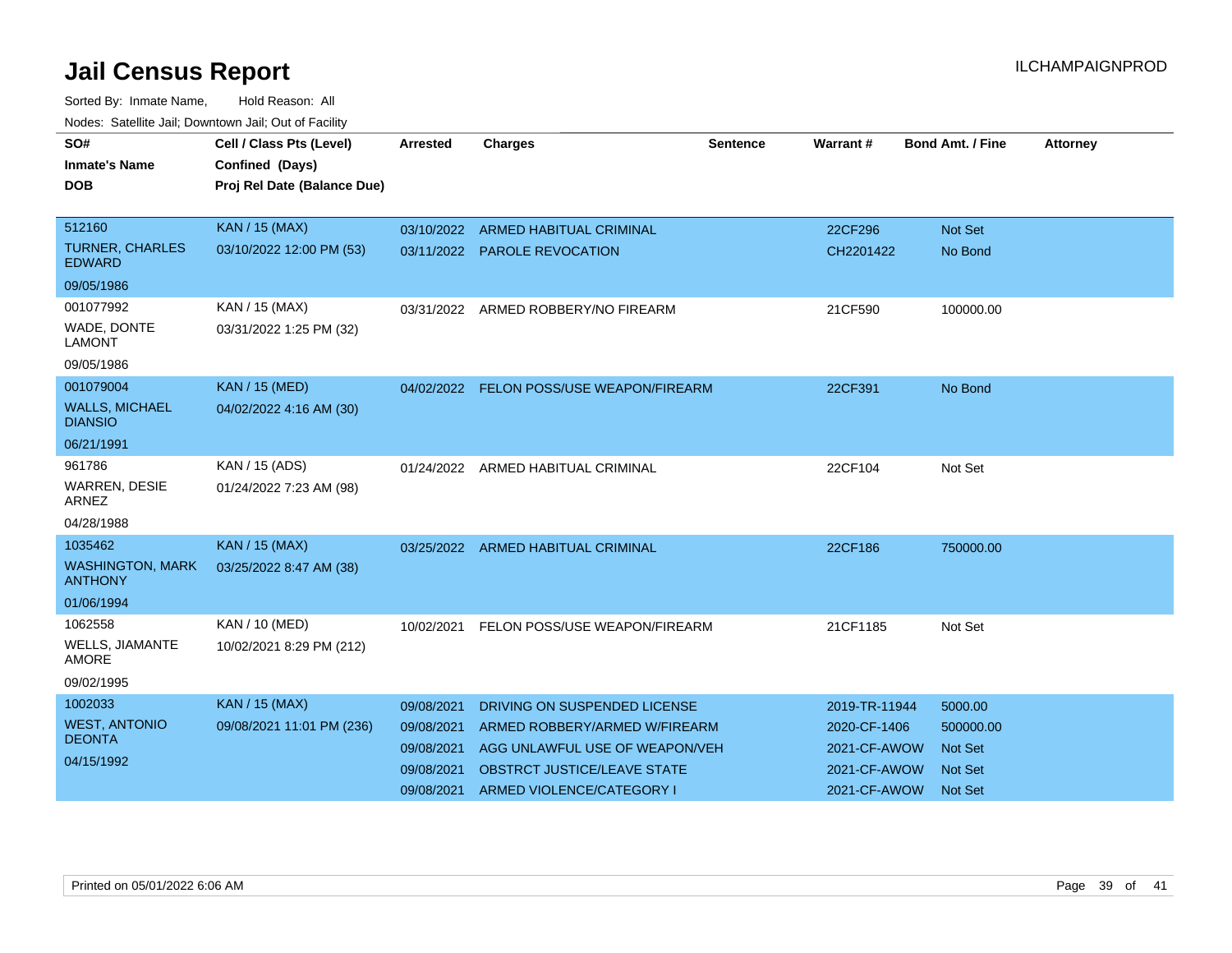# Jail Census Report

ILCHAMPAIGNPROD

Sorted By: Inmate Name, Hold Reason: All

Nodes: Satellite Jail; Downtown Jail; Out of Facility

| SO# / Inmate's Name / DOB | Cell / Class Pts (Level) / Confined (Days) / Proj Rel Date (Balance Due) | Arrested | Charges | Sentence | Warrant # | Bond Amt. / Fine | Attorney |
|---|---|---|---|---|---|---|---|
| 512160 TURNER, CHARLES EDWARD 09/05/1986 | KAN / 15 (MAX) 03/10/2022 12:00 PM (53) | 03/10/2022 | ARMED HABITUAL CRIMINAL | | 22CF296 | Not Set | |
| | | 03/11/2022 | PAROLE REVOCATION | | CH2201422 | No Bond | |
| 001077992 WADE, DONTE LAMONT 09/05/1986 | KAN / 15 (MAX) 03/31/2022 1:25 PM (32) | 03/31/2022 | ARMED ROBBERY/NO FIREARM | | 21CF590 | 100000.00 | |
| 001079004 WALLS, MICHAEL DIANSIO 06/21/1991 | KAN / 15 (MED) 04/02/2022 4:16 AM (30) | 04/02/2022 | FELON POSS/USE WEAPON/FIREARM | | 22CF391 | No Bond | |
| 961786 WARREN, DESIE ARNEZ 04/28/1988 | KAN / 15 (ADS) 01/24/2022 7:23 AM (98) | 01/24/2022 | ARMED HABITUAL CRIMINAL | | 22CF104 | Not Set | |
| 1035462 WASHINGTON, MARK ANTHONY 01/06/1994 | KAN / 15 (MAX) 03/25/2022 8:47 AM (38) | 03/25/2022 | ARMED HABITUAL CRIMINAL | | 22CF186 | 750000.00 | |
| 1062558 WELLS, JIAMANTE AMORE 09/02/1995 | KAN / 10 (MED) 10/02/2021 8:29 PM (212) | 10/02/2021 | FELON POSS/USE WEAPON/FIREARM | | 21CF1185 | Not Set | |
| 1002033 WEST, ANTONIO DEONTA 04/15/1992 | KAN / 15 (MAX) 09/08/2021 11:01 PM (236) | 09/08/2021 | DRIVING ON SUSPENDED LICENSE | | 2019-TR-11944 | 5000.00 | |
| | | 09/08/2021 | ARMED ROBBERY/ARMED W/FIREARM | | 2020-CF-1406 | 500000.00 | |
| | | 09/08/2021 | AGG UNLAWFUL USE OF WEAPON/VEH | | 2021-CF-AWOW | Not Set | |
| | | 09/08/2021 | OBSTRCT JUSTICE/LEAVE STATE | | 2021-CF-AWOW | Not Set | |
| | | 09/08/2021 | ARMED VIOLENCE/CATEGORY I | | 2021-CF-AWOW | Not Set | |

Printed on 05/01/2022 6:06 AM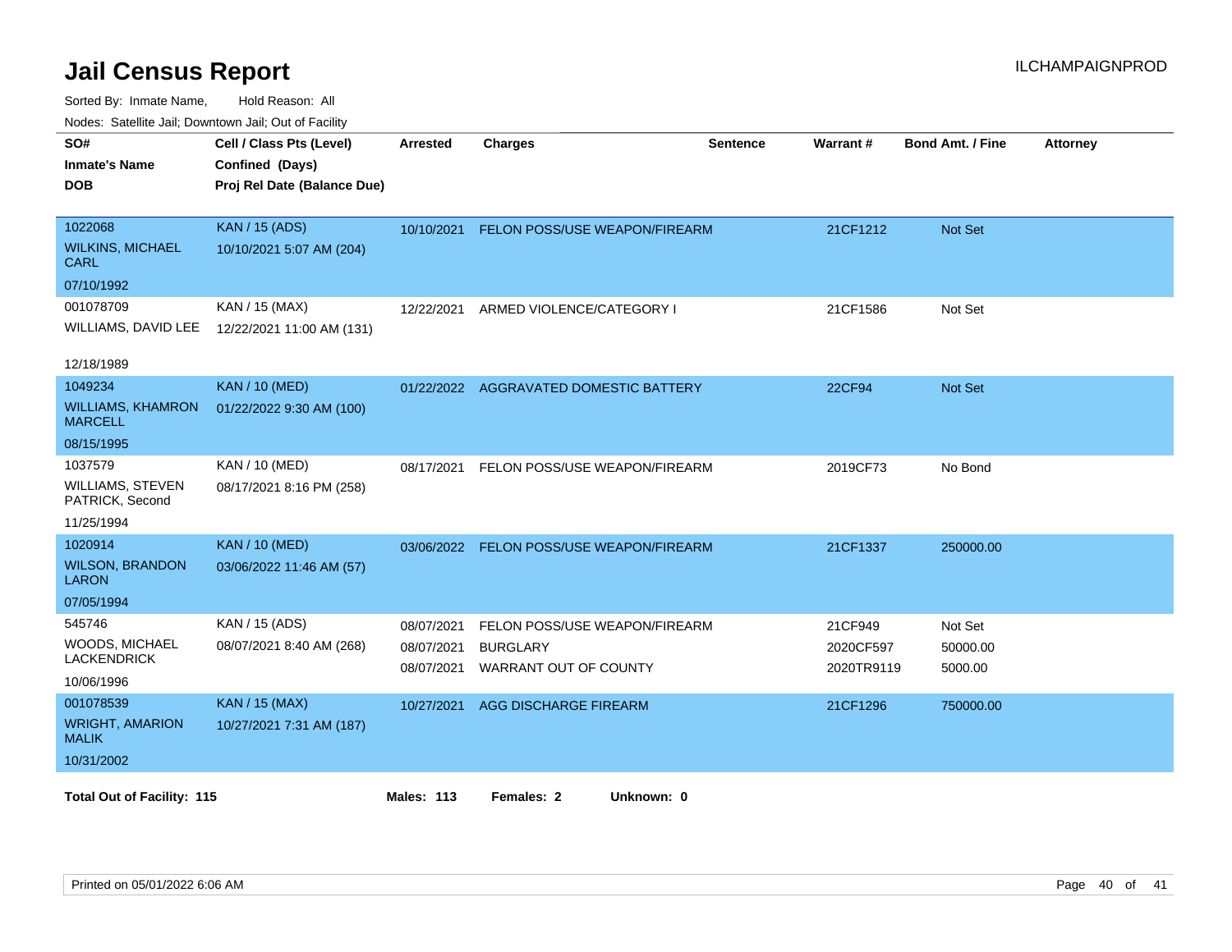# Jail Census Report

ILCHAMPAIGNPROD

Sorted By: Inmate Name, Hold Reason: All

Nodes: Satellite Jail; Downtown Jail; Out of Facility

| SO# / Inmate's Name / DOB | Cell / Class Pts (Level) / Confined (Days) / Proj Rel Date (Balance Due) | Arrested | Charges | Sentence | Warrant # | Bond Amt. / Fine | Attorney |
|---|---|---|---|---|---|---|---|
| 1022068<br>WILKINS, MICHAEL CARL<br>07/10/1992 | KAN / 15 (ADS)<br>10/10/2021 5:07 AM (204) | 10/10/2021 | FELON POSS/USE WEAPON/FIREARM | | 21CF1212 | Not Set | |
| 001078709<br>WILLIAMS, DAVID LEE<br>12/18/1989 | KAN / 15 (MAX)<br>12/22/2021 11:00 AM (131) | 12/22/2021 | ARMED VIOLENCE/CATEGORY I | | 21CF1586 | Not Set | |
| 1049234<br>WILLIAMS, KHAMRON MARCELL<br>08/15/1995 | KAN / 10 (MED)<br>01/22/2022 9:30 AM (100) | 01/22/2022 | AGGRAVATED DOMESTIC BATTERY | | 22CF94 | Not Set | |
| 1037579<br>WILLIAMS, STEVEN PATRICK, Second<br>11/25/1994 | KAN / 10 (MED)<br>08/17/2021 8:16 PM (258) | 08/17/2021 | FELON POSS/USE WEAPON/FIREARM | | 2019CF73 | No Bond | |
| 1020914<br>WILSON, BRANDON LARON<br>07/05/1994 | KAN / 10 (MED)<br>03/06/2022 11:46 AM (57) | 03/06/2022 | FELON POSS/USE WEAPON/FIREARM | | 21CF1337 | 250000.00 | |
| 545746<br>WOODS, MICHAEL LACKENDRICK<br>10/06/1996 | KAN / 15 (ADS)<br>08/07/2021 8:40 AM (268) | 08/07/2021<br>08/07/2021<br>08/07/2021 | FELON POSS/USE WEAPON/FIREARM<br>BURGLARY<br>WARRANT OUT OF COUNTY | | 21CF949<br>2020CF597<br>2020TR9119 | Not Set<br>50000.00<br>5000.00 | |
| 001078539<br>WRIGHT, AMARION MALIK<br>10/31/2002 | KAN / 15 (MAX)<br>10/27/2021 7:31 AM (187) | 10/27/2021 | AGG DISCHARGE FIREARM | | 21CF1296 | 750000.00 | |

**Total Out of Facility: 115** **Males: 113** **Females: 2** **Unknown: 0**

Printed on 05/01/2022 6:06 AM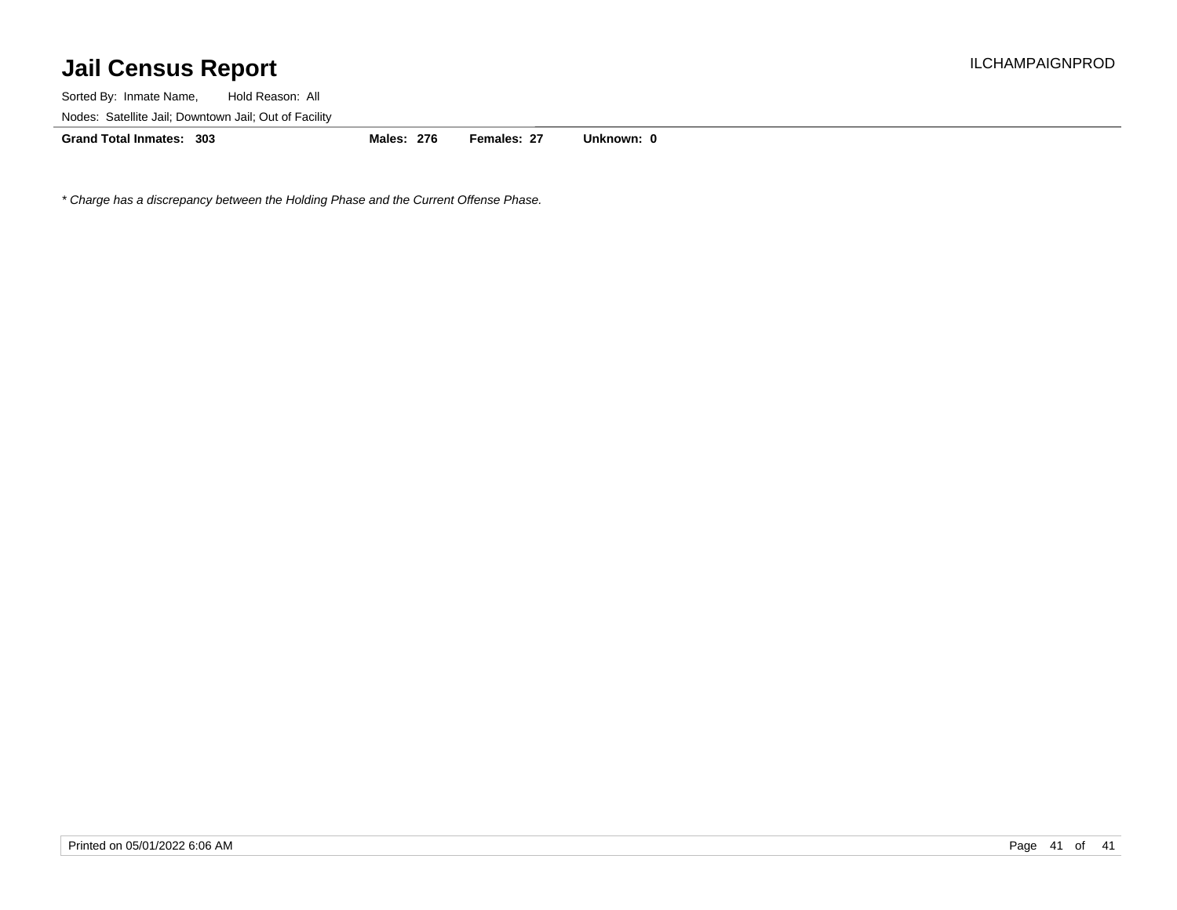# Jail Census Report

ILCHAMPAIGNPROD

Sorted By: Inmate Name,     Hold Reason: All

Nodes: Satellite Jail; Downtown Jail; Out of Facility

**Grand Total Inmates: 303**     **Males: 276**     **Females: 27**     **Unknown: 0**

*\* Charge has a discrepancy between the Holding Phase and the Current Offense Phase.*

Printed on 05/01/2022 6:06 AM